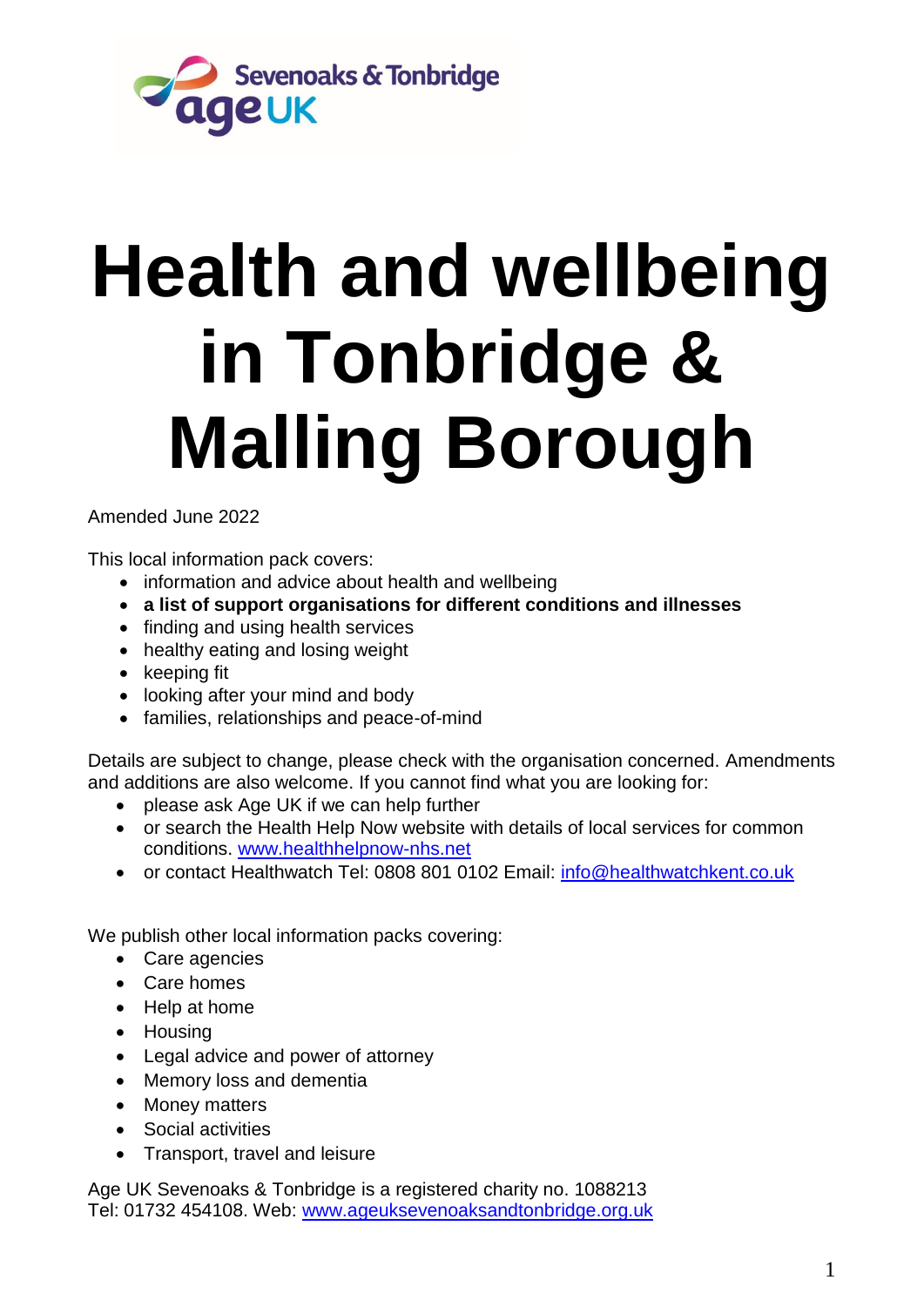Sevenoaks & Tonbridge age UK

# Health and wellbeing in Tonbridge & Malling Borough

Amended June 2022

This local information pack covers:

- information and advice about health and wellbeing
- **a list of support organisations for different conditions and illnesses**
- finding and using health services
- healthy eating and losing weight
- keeping fit
- looking after your mind and body
- families, relationships and peace-of-mind

Details are subject to change, please check with the organisation concerned. Amendments and additions are also welcome. If you cannot find what you are looking for:

- please ask Age UK if we can help further
- or search the Health Help Now website with details of local services for common conditions. [www.healthhelpnow-nhs.net](http://www.healthhelpnow-nhs.net)
- or contact Healthwatch Tel: 0808 801 0102 Email: [info@healthwatchkent.co.uk](mailto:info@healthwatchkent.co.uk)

We publish other local information packs covering:

- Care agencies
- Care homes
- Help at home
- Housing
- Legal advice and power of attorney
- Memory loss and dementia
- Money matters
- Social activities
- Transport, travel and leisure

Age UK Sevenoaks & Tonbridge is a registered charity no. 1088213
Tel: 01732 454108. Web: [www.ageuksevenoaksandtonbridge.org.uk](http://www.ageuksevenoaksandtonbridge.org.uk)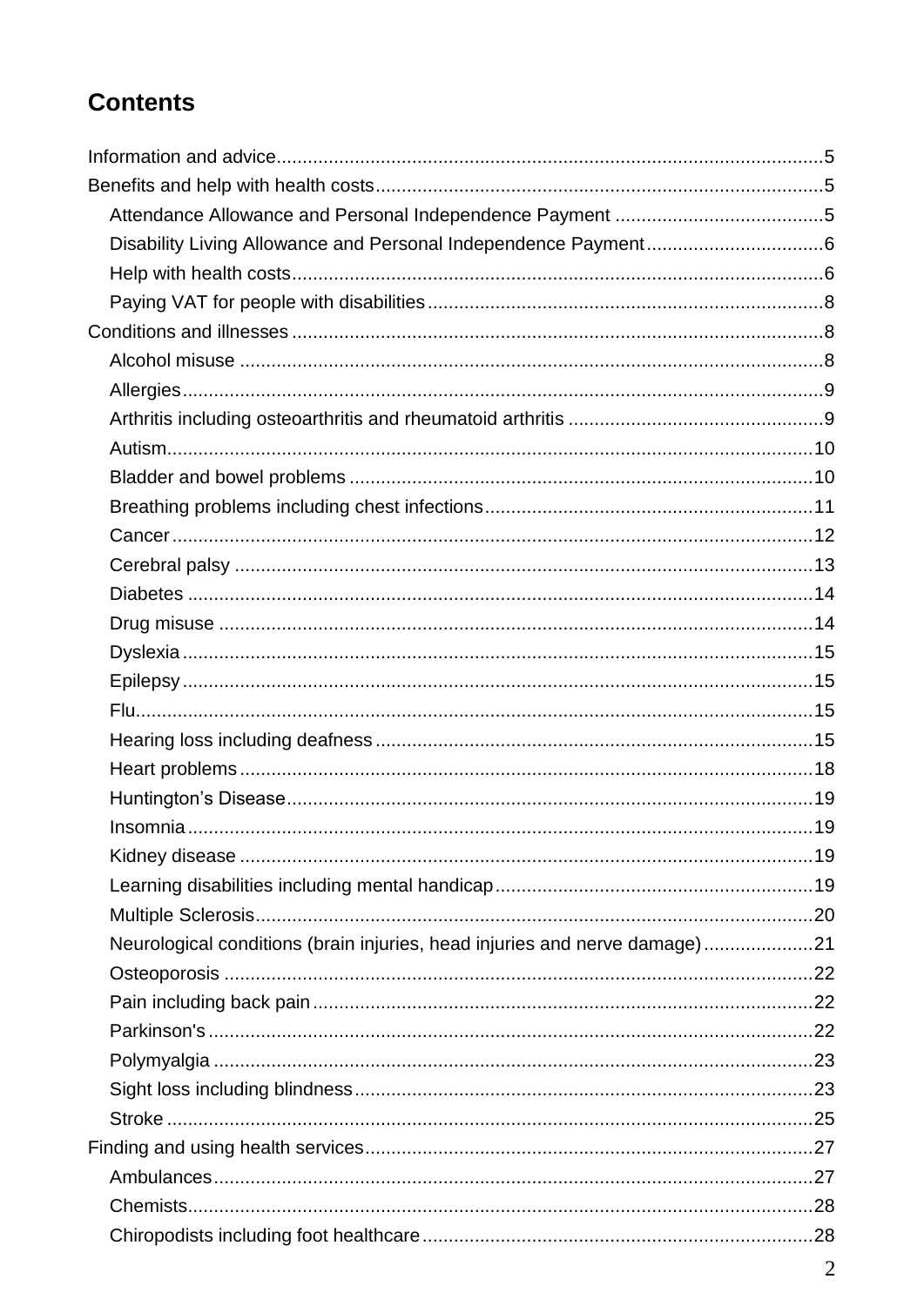# Contents

Information and advice....5

Benefits and help with health costs....5

- Attendance Allowance and Personal Independence Payment....5
- Disability Living Allowance and Personal Independence Payment....6
- Help with health costs....6
- Paying VAT for people with disabilities....8

Conditions and illnesses....8

- Alcohol misuse....8
- Allergies....9
- Arthritis including osteoarthritis and rheumatoid arthritis....9
- Autism....10
- Bladder and bowel problems....10
- Breathing problems including chest infections....11
- Cancer....12
- Cerebral palsy....13
- Diabetes....14
- Drug misuse....14
- Dyslexia....15
- Epilepsy....15
- Flu....15
- Hearing loss including deafness....15
- Heart problems....18
- Huntington's Disease....19
- Insomnia....19
- Kidney disease....19
- Learning disabilities including mental handicap....19
- Multiple Sclerosis....20
- Neurological conditions (brain injuries, head injuries and nerve damage)....21
- Osteoporosis....22
- Pain including back pain....22
- Parkinson's....22
- Polymyalgia....23
- Sight loss including blindness....23
- Stroke....25

Finding and using health services....27

- Ambulances....27
- Chemists....28
- Chiropodists including foot healthcare....28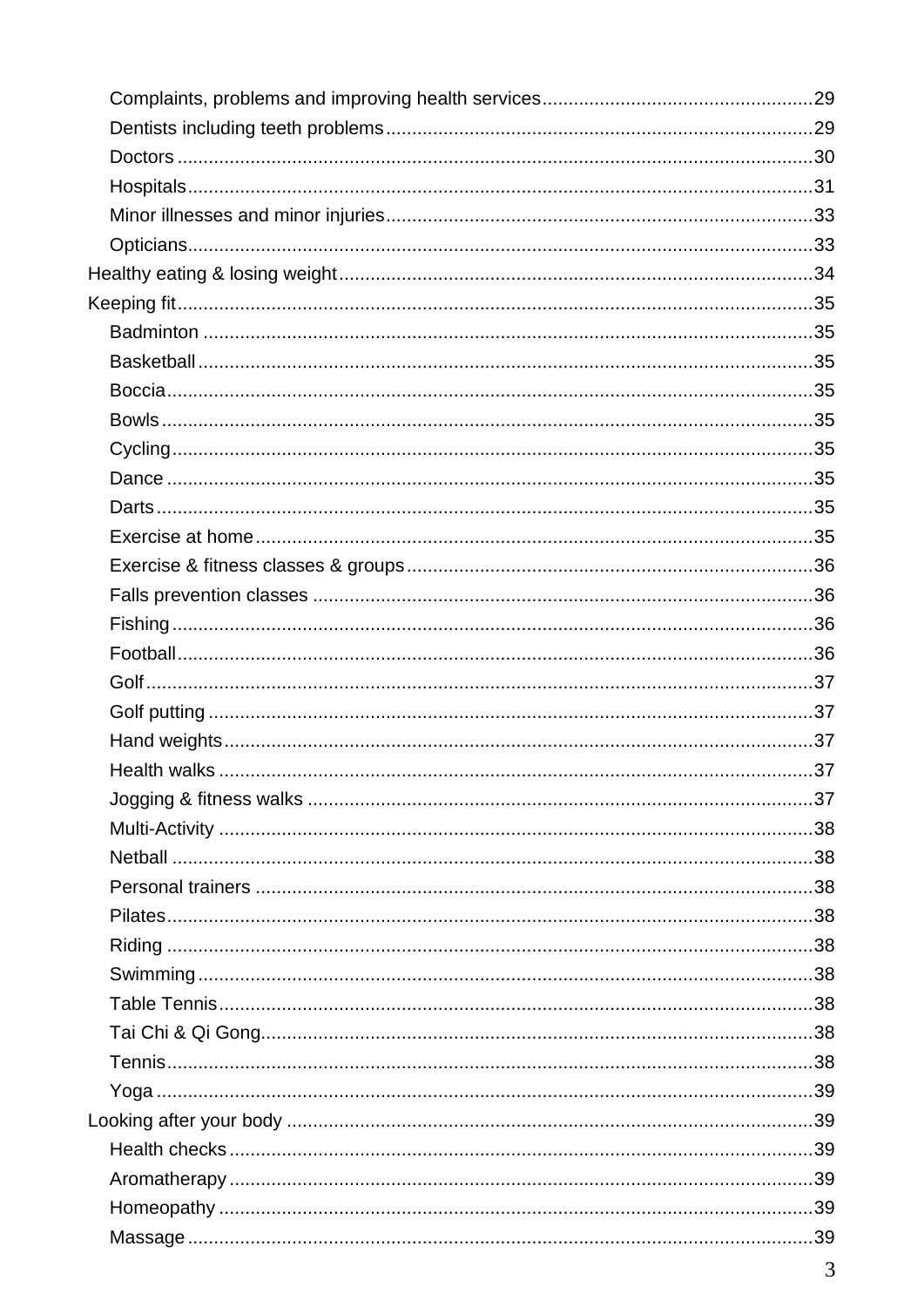- Complaints, problems and improving health services ... 29
- Dentists including teeth problems ... 29
- Doctors ... 30
- Hospitals ... 31
- Minor illnesses and minor injuries ... 33
- Opticians ... 33

Healthy eating & losing weight ... 34

Keeping fit ... 35

- Badminton ... 35
- Basketball ... 35
- Boccia ... 35
- Bowls ... 35
- Cycling ... 35
- Dance ... 35
- Darts ... 35
- Exercise at home ... 35
- Exercise & fitness classes & groups ... 36
- Falls prevention classes ... 36
- Fishing ... 36
- Football ... 36
- Golf ... 37
- Golf putting ... 37
- Hand weights ... 37
- Health walks ... 37
- Jogging & fitness walks ... 37
- Multi-Activity ... 38
- Netball ... 38
- Personal trainers ... 38
- Pilates ... 38
- Riding ... 38
- Swimming ... 38
- Table Tennis ... 38
- Tai Chi & Qi Gong ... 38
- Tennis ... 38
- Yoga ... 39

Looking after your body ... 39

- Health checks ... 39
- Aromatherapy ... 39
- Homeopathy ... 39
- Massage ... 39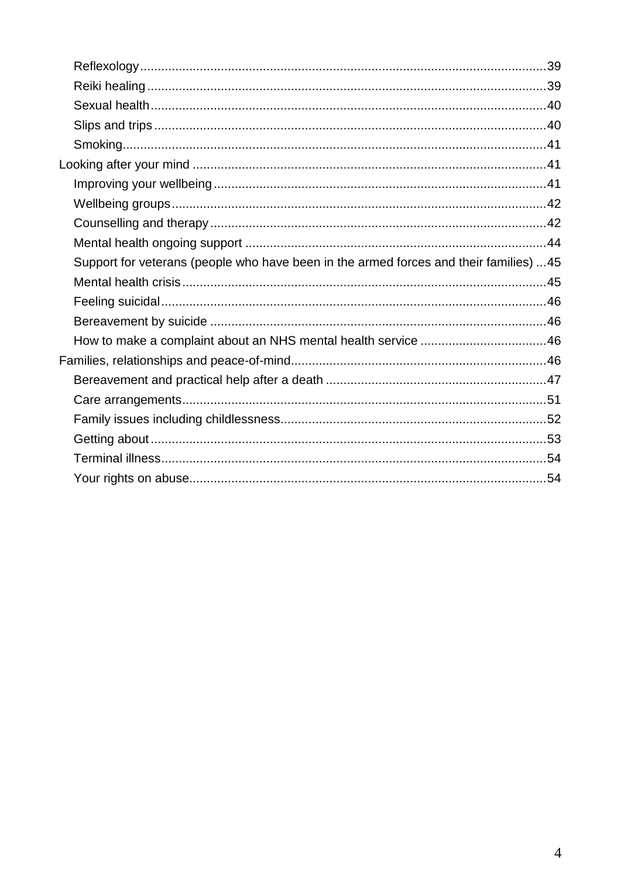- Reflexology ... 39
- Reiki healing ... 39
- Sexual health ... 40
- Slips and trips ... 40
- Smoking ... 41

Looking after your mind ... 41

- Improving your wellbeing ... 41
- Wellbeing groups ... 42
- Counselling and therapy ... 42
- Mental health ongoing support ... 44
- Support for veterans (people who have been in the armed forces and their families) ... 45
- Mental health crisis ... 45
- Feeling suicidal ... 46
- Bereavement by suicide ... 46
- How to make a complaint about an NHS mental health service ... 46

Families, relationships and peace-of-mind ... 46

- Bereavement and practical help after a death ... 47
- Care arrangements ... 51
- Family issues including childlessness ... 52
- Getting about ... 53
- Terminal illness ... 54
- Your rights on abuse ... 54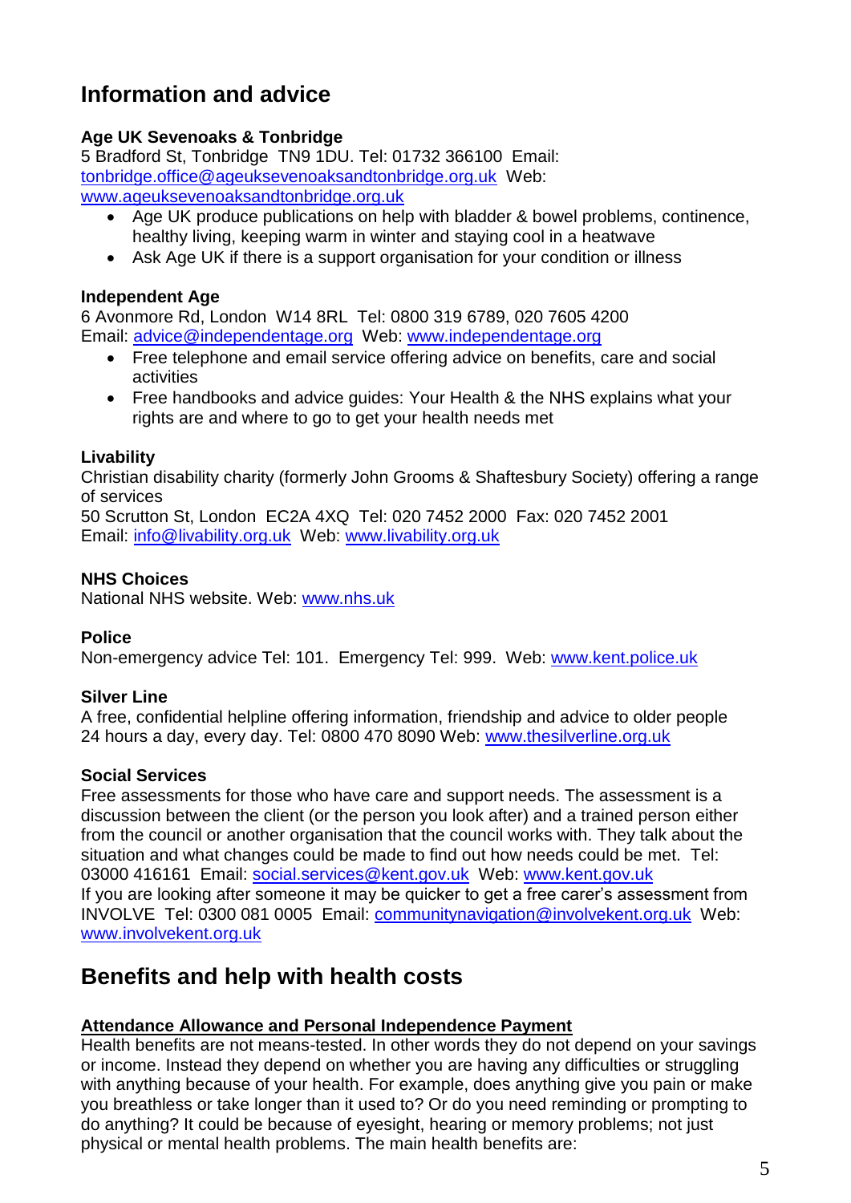## Information and advice

**Age UK Sevenoaks & Tonbridge**
5 Bradford St, Tonbridge TN9 1DU. Tel: 01732 366100 Email: tonbridge.office@ageuksevenoaksandtonbridge.org.uk Web: www.ageuksevenoaksandtonbridge.org.uk

- Age UK produce publications on help with bladder & bowel problems, continence, healthy living, keeping warm in winter and staying cool in a heatwave
- Ask Age UK if there is a support organisation for your condition or illness

**Independent Age**
6 Avonmore Rd, London W14 8RL Tel: 0800 319 6789, 020 7605 4200
Email: advice@independentage.org Web: www.independentage.org

- Free telephone and email service offering advice on benefits, care and social activities
- Free handbooks and advice guides: Your Health & the NHS explains what your rights are and where to go to get your health needs met

**Livability**
Christian disability charity (formerly John Grooms & Shaftesbury Society) offering a range of services
50 Scrutton St, London EC2A 4XQ Tel: 020 7452 2000 Fax: 020 7452 2001
Email: info@livability.org.uk Web: www.livability.org.uk

**NHS Choices**
National NHS website. Web: www.nhs.uk

**Police**
Non-emergency advice Tel: 101. Emergency Tel: 999. Web: www.kent.police.uk

**Silver Line**
A free, confidential helpline offering information, friendship and advice to older people 24 hours a day, every day. Tel: 0800 470 8090 Web: www.thesilverline.org.uk

**Social Services**
Free assessments for those who have care and support needs. The assessment is a discussion between the client (or the person you look after) and a trained person either from the council or another organisation that the council works with. They talk about the situation and what changes could be made to find out how needs could be met. Tel: 03000 416161 Email: social.services@kent.gov.uk Web: www.kent.gov.uk
If you are looking after someone it may be quicker to get a free carer's assessment from INVOLVE Tel: 0300 081 0005 Email: communitynavigation@involvekent.org.uk Web: www.involvekent.org.uk

## Benefits and help with health costs

**Attendance Allowance and Personal Independence Payment**
Health benefits are not means-tested. In other words they do not depend on your savings or income. Instead they depend on whether you are having any difficulties or struggling with anything because of your health. For example, does anything give you pain or make you breathless or take longer than it used to? Or do you need reminding or prompting to do anything? It could be because of eyesight, hearing or memory problems; not just physical or mental health problems. The main health benefits are: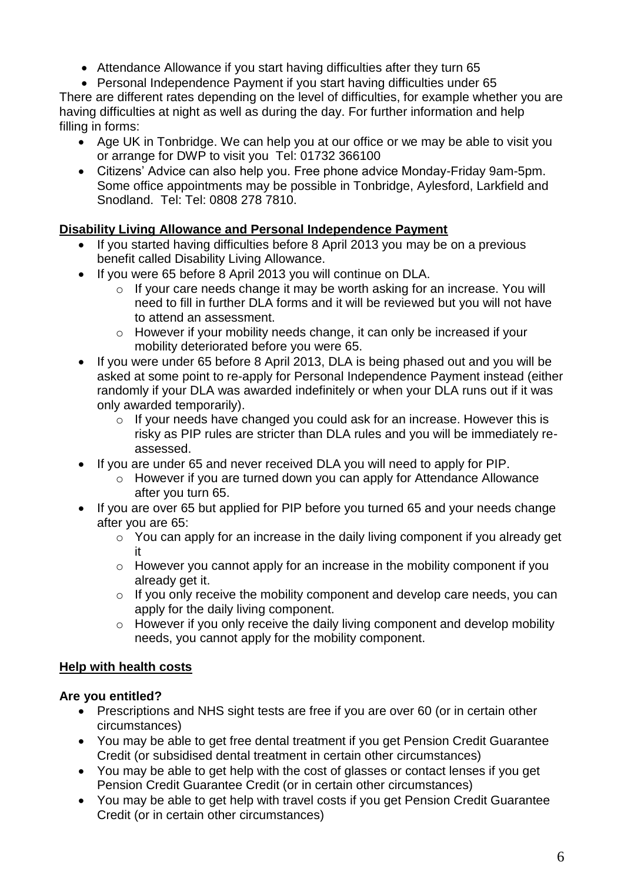- Attendance Allowance if you start having difficulties after they turn 65
- Personal Independence Payment if you start having difficulties under 65

There are different rates depending on the level of difficulties, for example whether you are having difficulties at night as well as during the day. For further information and help filling in forms:

- Age UK in Tonbridge. We can help you at our office or we may be able to visit you or arrange for DWP to visit you Tel: 01732 366100
- Citizens' Advice can also help you. Free phone advice Monday-Friday 9am-5pm. Some office appointments may be possible in Tonbridge, Aylesford, Larkfield and Snodland. Tel: Tel: 0808 278 7810.

**Disability Living Allowance and Personal Independence Payment**

- If you started having difficulties before 8 April 2013 you may be on a previous benefit called Disability Living Allowance.
- If you were 65 before 8 April 2013 you will continue on DLA.
  - If your care needs change it may be worth asking for an increase. You will need to fill in further DLA forms and it will be reviewed but you will not have to attend an assessment.
  - However if your mobility needs change, it can only be increased if your mobility deteriorated before you were 65.
- If you were under 65 before 8 April 2013, DLA is being phased out and you will be asked at some point to re-apply for Personal Independence Payment instead (either randomly if your DLA was awarded indefinitely or when your DLA runs out if it was only awarded temporarily).
  - If your needs have changed you could ask for an increase. However this is risky as PIP rules are stricter than DLA rules and you will be immediately re-assessed.
- If you are under 65 and never received DLA you will need to apply for PIP.
  - However if you are turned down you can apply for Attendance Allowance after you turn 65.
- If you are over 65 but applied for PIP before you turned 65 and your needs change after you are 65:
  - You can apply for an increase in the daily living component if you already get it
  - However you cannot apply for an increase in the mobility component if you already get it.
  - If you only receive the mobility component and develop care needs, you can apply for the daily living component.
  - However if you only receive the daily living component and develop mobility needs, you cannot apply for the mobility component.

**Help with health costs**

**Are you entitled?**

- Prescriptions and NHS sight tests are free if you are over 60 (or in certain other circumstances)
- You may be able to get free dental treatment if you get Pension Credit Guarantee Credit (or subsidised dental treatment in certain other circumstances)
- You may be able to get help with the cost of glasses or contact lenses if you get Pension Credit Guarantee Credit (or in certain other circumstances)
- You may be able to get help with travel costs if you get Pension Credit Guarantee Credit (or in certain other circumstances)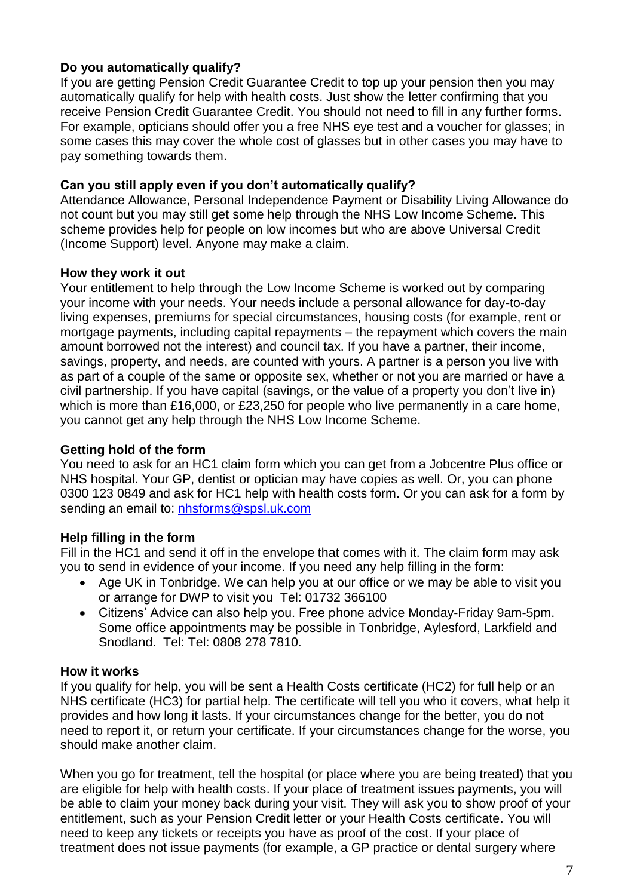**Do you automatically qualify?**
If you are getting Pension Credit Guarantee Credit to top up your pension then you may automatically qualify for help with health costs. Just show the letter confirming that you receive Pension Credit Guarantee Credit. You should not need to fill in any further forms. For example, opticians should offer you a free NHS eye test and a voucher for glasses; in some cases this may cover the whole cost of glasses but in other cases you may have to pay something towards them.

**Can you still apply even if you don't automatically qualify?**
Attendance Allowance, Personal Independence Payment or Disability Living Allowance do not count but you may still get some help through the NHS Low Income Scheme. This scheme provides help for people on low incomes but who are above Universal Credit (Income Support) level. Anyone may make a claim.

**How they work it out**
Your entitlement to help through the Low Income Scheme is worked out by comparing your income with your needs. Your needs include a personal allowance for day-to-day living expenses, premiums for special circumstances, housing costs (for example, rent or mortgage payments, including capital repayments – the repayment which covers the main amount borrowed not the interest) and council tax. If you have a partner, their income, savings, property, and needs, are counted with yours. A partner is a person you live with as part of a couple of the same or opposite sex, whether or not you are married or have a civil partnership. If you have capital (savings, or the value of a property you don't live in) which is more than £16,000, or £23,250 for people who live permanently in a care home, you cannot get any help through the NHS Low Income Scheme.

**Getting hold of the form**
You need to ask for an HC1 claim form which you can get from a Jobcentre Plus office or NHS hospital. Your GP, dentist or optician may have copies as well. Or, you can phone 0300 123 0849 and ask for HC1 help with health costs form. Or you can ask for a form by sending an email to: nhsforms@spsl.uk.com

**Help filling in the form**
Fill in the HC1 and send it off in the envelope that comes with it. The claim form may ask you to send in evidence of your income. If you need any help filling in the form:

- Age UK in Tonbridge. We can help you at our office or we may be able to visit you or arrange for DWP to visit you Tel: 01732 366100
- Citizens' Advice can also help you. Free phone advice Monday-Friday 9am-5pm. Some office appointments may be possible in Tonbridge, Aylesford, Larkfield and Snodland. Tel: Tel: 0808 278 7810.

**How it works**
If you qualify for help, you will be sent a Health Costs certificate (HC2) for full help or an NHS certificate (HC3) for partial help. The certificate will tell you who it covers, what help it provides and how long it lasts. If your circumstances change for the better, you do not need to report it, or return your certificate. If your circumstances change for the worse, you should make another claim.

When you go for treatment, tell the hospital (or place where you are being treated) that you are eligible for help with health costs. If your place of treatment issues payments, you will be able to claim your money back during your visit. They will ask you to show proof of your entitlement, such as your Pension Credit letter or your Health Costs certificate. You will need to keep any tickets or receipts you have as proof of the cost. If your place of treatment does not issue payments (for example, a GP practice or dental surgery where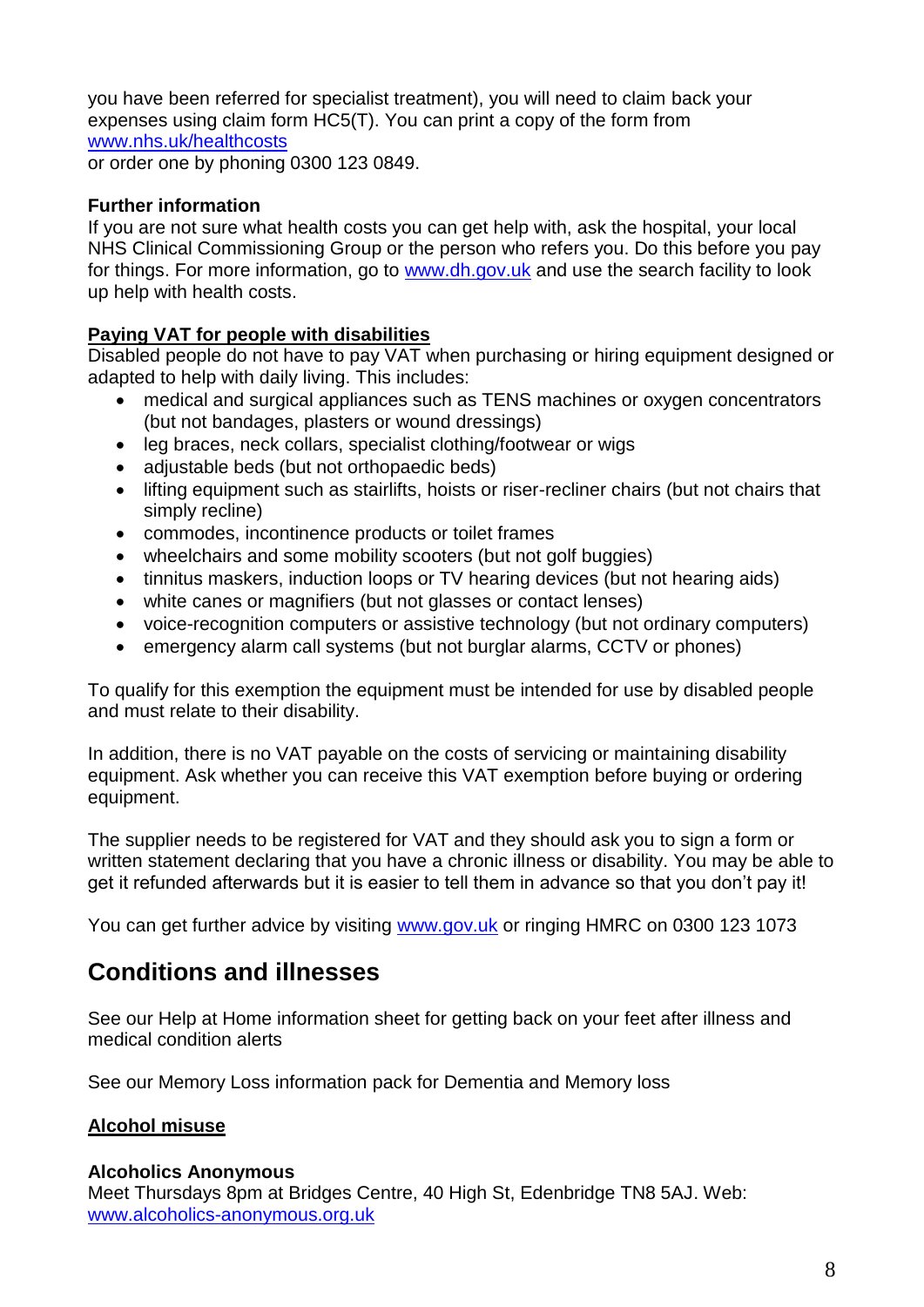you have been referred for specialist treatment), you will need to claim back your expenses using claim form HC5(T). You can print a copy of the form from [www.nhs.uk/healthcosts](http://www.nhs.uk/healthcosts)
or order one by phoning 0300 123 0849.

**Further information**
If you are not sure what health costs you can get help with, ask the hospital, your local NHS Clinical Commissioning Group or the person who refers you. Do this before you pay for things. For more information, go to [www.dh.gov.uk](http://www.dh.gov.uk) and use the search facility to look up help with health costs.

**Paying VAT for people with disabilities**
Disabled people do not have to pay VAT when purchasing or hiring equipment designed or adapted to help with daily living. This includes:

- medical and surgical appliances such as TENS machines or oxygen concentrators (but not bandages, plasters or wound dressings)
- leg braces, neck collars, specialist clothing/footwear or wigs
- adjustable beds (but not orthopaedic beds)
- lifting equipment such as stairlifts, hoists or riser-recliner chairs (but not chairs that simply recline)
- commodes, incontinence products or toilet frames
- wheelchairs and some mobility scooters (but not golf buggies)
- tinnitus maskers, induction loops or TV hearing devices (but not hearing aids)
- white canes or magnifiers (but not glasses or contact lenses)
- voice-recognition computers or assistive technology (but not ordinary computers)
- emergency alarm call systems (but not burglar alarms, CCTV or phones)

To qualify for this exemption the equipment must be intended for use by disabled people and must relate to their disability.

In addition, there is no VAT payable on the costs of servicing or maintaining disability equipment. Ask whether you can receive this VAT exemption before buying or ordering equipment.

The supplier needs to be registered for VAT and they should ask you to sign a form or written statement declaring that you have a chronic illness or disability. You may be able to get it refunded afterwards but it is easier to tell them in advance so that you don't pay it!

You can get further advice by visiting [www.gov.uk](http://www.gov.uk) or ringing HMRC on 0300 123 1073

## Conditions and illnesses

See our Help at Home information sheet for getting back on your feet after illness and medical condition alerts

See our Memory Loss information pack for Dementia and Memory loss

**Alcohol misuse**

**Alcoholics Anonymous**
Meet Thursdays 8pm at Bridges Centre, 40 High St, Edenbridge TN8 5AJ. Web: [www.alcoholics-anonymous.org.uk](http://www.alcoholics-anonymous.org.uk)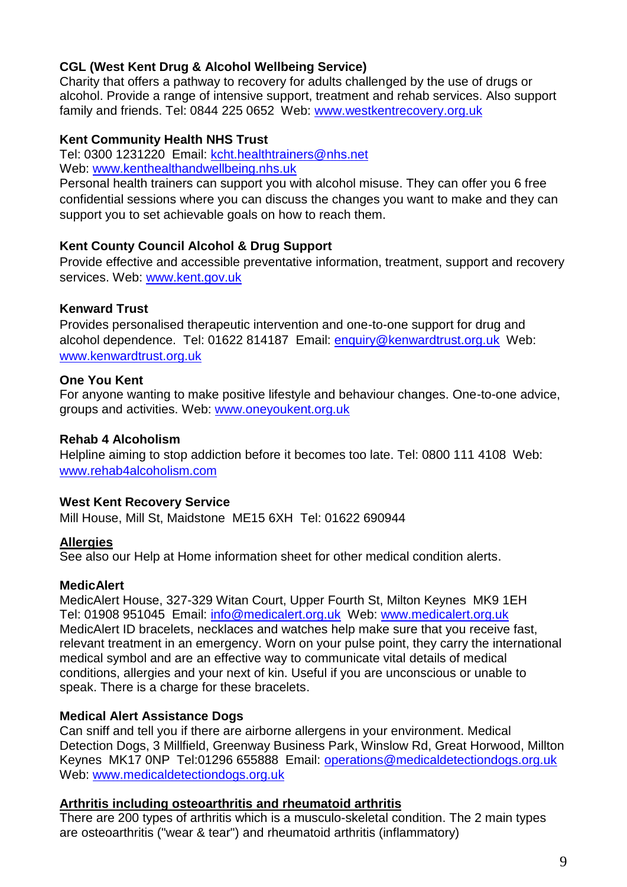**CGL (West Kent Drug & Alcohol Wellbeing Service)**
Charity that offers a pathway to recovery for adults challenged by the use of drugs or alcohol. Provide a range of intensive support, treatment and rehab services. Also support family and friends. Tel: 0844 225 0652 Web: www.westkentrecovery.org.uk

**Kent Community Health NHS Trust**
Tel: 0300 1231220 Email: kcht.healthtrainers@nhs.net
Web: www.kenthealthandwellbeing.nhs.uk
Personal health trainers can support you with alcohol misuse. They can offer you 6 free confidential sessions where you can discuss the changes you want to make and they can support you to set achievable goals on how to reach them.

**Kent County Council Alcohol & Drug Support**
Provide effective and accessible preventative information, treatment, support and recovery services. Web: www.kent.gov.uk

**Kenward Trust**
Provides personalised therapeutic intervention and one-to-one support for drug and alcohol dependence. Tel: 01622 814187 Email: enquiry@kenwardtrust.org.uk Web: www.kenwardtrust.org.uk

**One You Kent**
For anyone wanting to make positive lifestyle and behaviour changes. One-to-one advice, groups and activities. Web: www.oneyoukent.org.uk

**Rehab 4 Alcoholism**
Helpline aiming to stop addiction before it becomes too late. Tel: 0800 111 4108 Web: www.rehab4alcoholism.com

**West Kent Recovery Service**
Mill House, Mill St, Maidstone ME15 6XH Tel: 01622 690944

## Allergies

See also our Help at Home information sheet for other medical condition alerts.

**MedicAlert**
MedicAlert House, 327-329 Witan Court, Upper Fourth St, Milton Keynes MK9 1EH
Tel: 01908 951045 Email: info@medicalert.org.uk Web: www.medicalert.org.uk
MedicAlert ID bracelets, necklaces and watches help make sure that you receive fast, relevant treatment in an emergency. Worn on your pulse point, they carry the international medical symbol and are an effective way to communicate vital details of medical conditions, allergies and your next of kin. Useful if you are unconscious or unable to speak. There is a charge for these bracelets.

**Medical Alert Assistance Dogs**
Can sniff and tell you if there are airborne allergens in your environment. Medical Detection Dogs, 3 Millfield, Greenway Business Park, Winslow Rd, Great Horwood, Millton Keynes MK17 0NP Tel:01296 655888 Email: operations@medicaldetectiondogs.org.uk
Web: www.medicaldetectiondogs.org.uk

## Arthritis including osteoarthritis and rheumatoid arthritis

There are 200 types of arthritis which is a musculo-skeletal condition. The 2 main types are osteoarthritis ("wear & tear") and rheumatoid arthritis (inflammatory)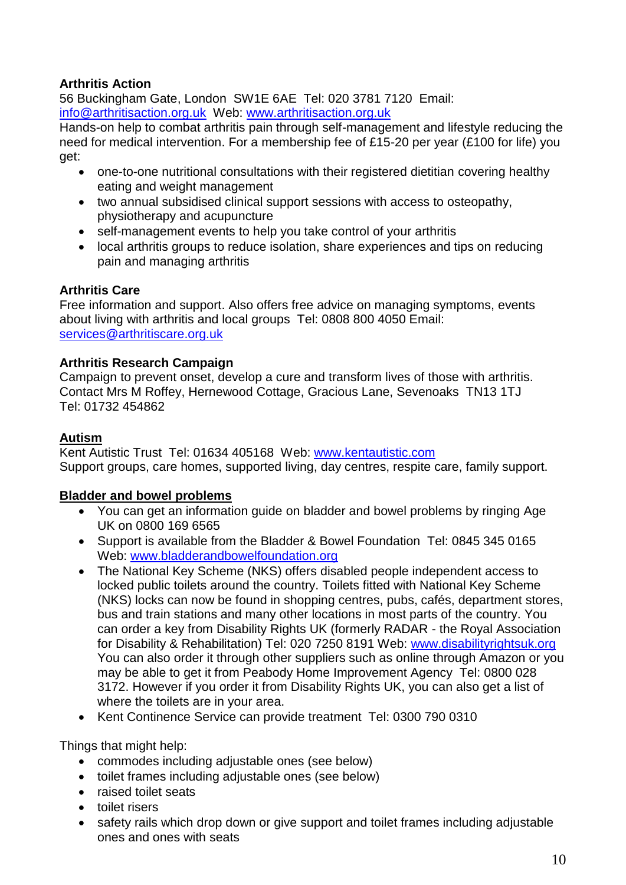**Arthritis Action**
56 Buckingham Gate, London SW1E 6AE Tel: 020 3781 7120 Email: info@arthritisaction.org.uk Web: www.arthritisaction.org.uk
Hands-on help to combat arthritis pain through self-management and lifestyle reducing the need for medical intervention. For a membership fee of £15-20 per year (£100 for life) you get:

- one-to-one nutritional consultations with their registered dietitian covering healthy eating and weight management
- two annual subsidised clinical support sessions with access to osteopathy, physiotherapy and acupuncture
- self-management events to help you take control of your arthritis
- local arthritis groups to reduce isolation, share experiences and tips on reducing pain and managing arthritis

**Arthritis Care**
Free information and support. Also offers free advice on managing symptoms, events about living with arthritis and local groups Tel: 0808 800 4050 Email: services@arthritiscare.org.uk

**Arthritis Research Campaign**
Campaign to prevent onset, develop a cure and transform lives of those with arthritis. Contact Mrs M Roffey, Hernewood Cottage, Gracious Lane, Sevenoaks TN13 1TJ
Tel: 01732 454862

## Autism

Kent Autistic Trust Tel: 01634 405168 Web: www.kentautistic.com
Support groups, care homes, supported living, day centres, respite care, family support.

## Bladder and bowel problems

- You can get an information guide on bladder and bowel problems by ringing Age UK on 0800 169 6565
- Support is available from the Bladder & Bowel Foundation Tel: 0845 345 0165 Web: www.bladderandbowelfoundation.org
- The National Key Scheme (NKS) offers disabled people independent access to locked public toilets around the country. Toilets fitted with National Key Scheme (NKS) locks can now be found in shopping centres, pubs, cafés, department stores, bus and train stations and many other locations in most parts of the country. You can order a key from Disability Rights UK (formerly RADAR - the Royal Association for Disability & Rehabilitation) Tel: 020 7250 8191 Web: www.disabilityrightsuk.org You can also order it through other suppliers such as online through Amazon or you may be able to get it from Peabody Home Improvement Agency Tel: 0800 028 3172. However if you order it from Disability Rights UK, you can also get a list of where the toilets are in your area.
- Kent Continence Service can provide treatment Tel: 0300 790 0310

Things that might help:

- commodes including adjustable ones (see below)
- toilet frames including adjustable ones (see below)
- raised toilet seats
- toilet risers
- safety rails which drop down or give support and toilet frames including adjustable ones and ones with seats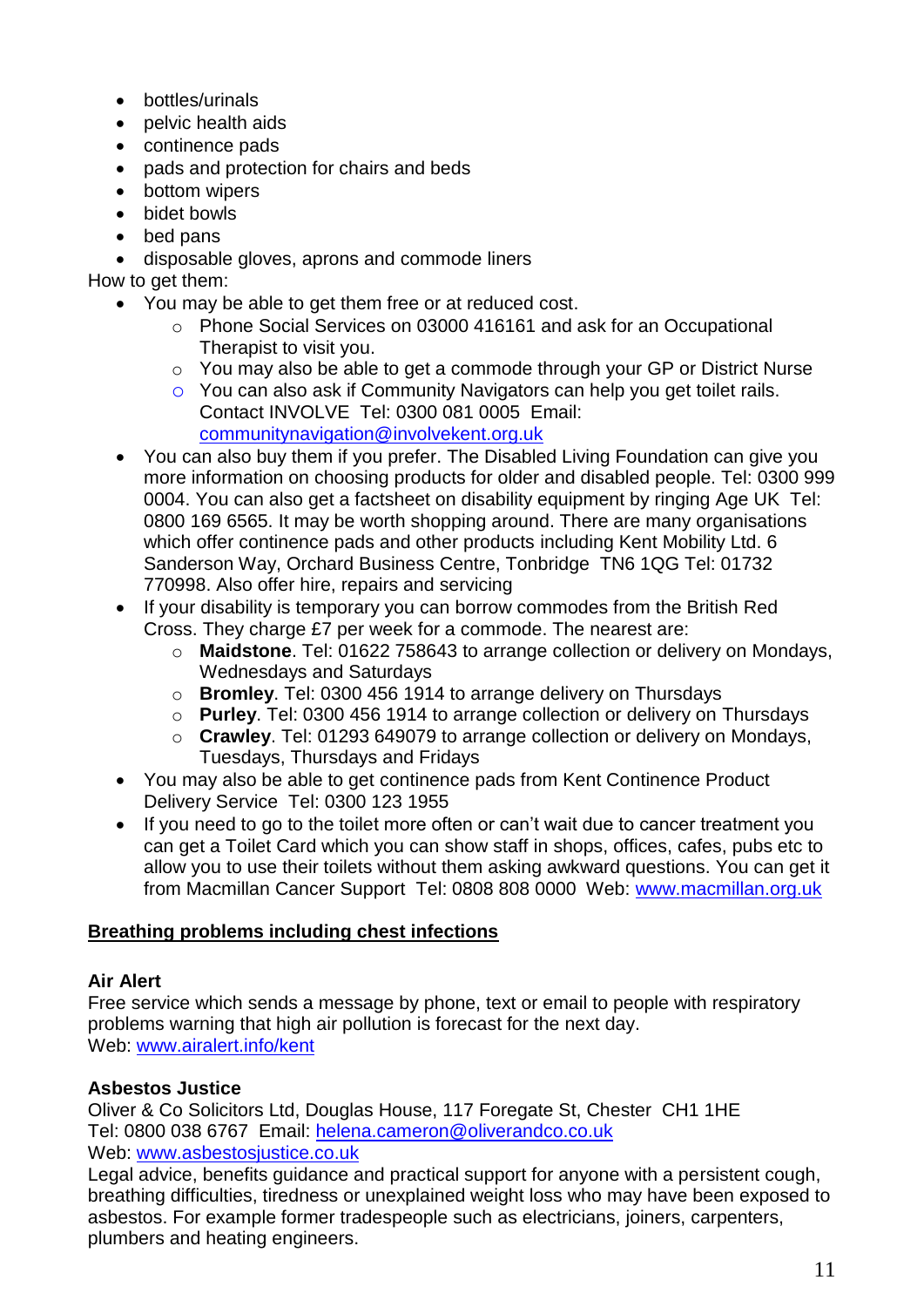- bottles/urinals
- pelvic health aids
- continence pads
- pads and protection for chairs and beds
- bottom wipers
- bidet bowls
- bed pans
- disposable gloves, aprons and commode liners

How to get them:

- You may be able to get them free or at reduced cost.
    - Phone Social Services on 03000 416161 and ask for an Occupational Therapist to visit you.
    - You may also be able to get a commode through your GP or District Nurse
    - You can also ask if Community Navigators can help you get toilet rails. Contact INVOLVE Tel: 0300 081 0005 Email: communitynavigation@involvekent.org.uk
- You can also buy them if you prefer. The Disabled Living Foundation can give you more information on choosing products for older and disabled people. Tel: 0300 999 0004. You can also get a factsheet on disability equipment by ringing Age UK Tel: 0800 169 6565. It may be worth shopping around. There are many organisations which offer continence pads and other products including Kent Mobility Ltd. 6 Sanderson Way, Orchard Business Centre, Tonbridge TN6 1QG Tel: 01732 770998. Also offer hire, repairs and servicing
- If your disability is temporary you can borrow commodes from the British Red Cross. They charge £7 per week for a commode. The nearest are:
    - **Maidstone**. Tel: 01622 758643 to arrange collection or delivery on Mondays, Wednesdays and Saturdays
    - **Bromley**. Tel: 0300 456 1914 to arrange delivery on Thursdays
    - **Purley**. Tel: 0300 456 1914 to arrange collection or delivery on Thursdays
    - **Crawley**. Tel: 01293 649079 to arrange collection or delivery on Mondays, Tuesdays, Thursdays and Fridays
- You may also be able to get continence pads from Kent Continence Product Delivery Service Tel: 0300 123 1955
- If you need to go to the toilet more often or can't wait due to cancer treatment you can get a Toilet Card which you can show staff in shops, offices, cafes, pubs etc to allow you to use their toilets without them asking awkward questions. You can get it from Macmillan Cancer Support Tel: 0808 808 0000 Web: www.macmillan.org.uk

## Breathing problems including chest infections

**Air Alert**
Free service which sends a message by phone, text or email to people with respiratory problems warning that high air pollution is forecast for the next day.
Web: www.airalert.info/kent

**Asbestos Justice**
Oliver & Co Solicitors Ltd, Douglas House, 117 Foregate St, Chester CH1 1HE
Tel: 0800 038 6767 Email: helena.cameron@oliverandco.co.uk
Web: www.asbestosjustice.co.uk
Legal advice, benefits guidance and practical support for anyone with a persistent cough, breathing difficulties, tiredness or unexplained weight loss who may have been exposed to asbestos. For example former tradespeople such as electricians, joiners, carpenters, plumbers and heating engineers.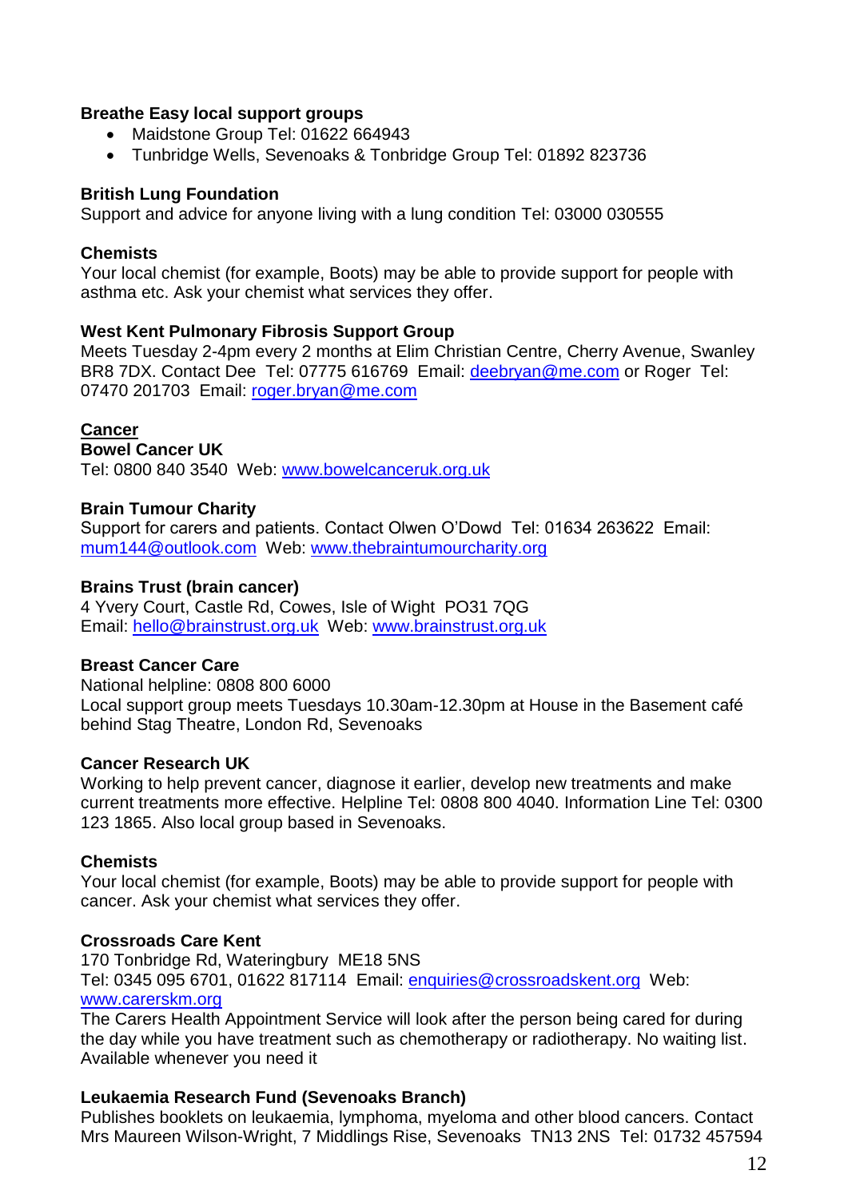**Breathe Easy local support groups**

- Maidstone Group Tel: 01622 664943
- Tunbridge Wells, Sevenoaks & Tonbridge Group Tel: 01892 823736

**British Lung Foundation**

Support and advice for anyone living with a lung condition Tel: 03000 030555

**Chemists**

Your local chemist (for example, Boots) may be able to provide support for people with asthma etc. Ask your chemist what services they offer.

**West Kent Pulmonary Fibrosis Support Group**

Meets Tuesday 2-4pm every 2 months at Elim Christian Centre, Cherry Avenue, Swanley BR8 7DX. Contact Dee Tel: 07775 616769 Email: deebryan@me.com or Roger Tel: 07470 201703 Email: roger.bryan@me.com

## Cancer

**Bowel Cancer UK**

Tel: 0800 840 3540 Web: www.bowelcanceruk.org.uk

**Brain Tumour Charity**

Support for carers and patients. Contact Olwen O'Dowd Tel: 01634 263622 Email: mum144@outlook.com Web: www.thebraintumourcharity.org

**Brains Trust (brain cancer)**

4 Yvery Court, Castle Rd, Cowes, Isle of Wight PO31 7QG
Email: hello@brainstrust.org.uk Web: www.brainstrust.org.uk

**Breast Cancer Care**

National helpline: 0808 800 6000
Local support group meets Tuesdays 10.30am-12.30pm at House in the Basement café behind Stag Theatre, London Rd, Sevenoaks

**Cancer Research UK**

Working to help prevent cancer, diagnose it earlier, develop new treatments and make current treatments more effective. Helpline Tel: 0808 800 4040. Information Line Tel: 0300 123 1865. Also local group based in Sevenoaks.

**Chemists**

Your local chemist (for example, Boots) may be able to provide support for people with cancer. Ask your chemist what services they offer.

**Crossroads Care Kent**

170 Tonbridge Rd, Wateringbury ME18 5NS
Tel: 0345 095 6701, 01622 817114 Email: enquiries@crossroadskent.org Web: www.carerskm.org
The Carers Health Appointment Service will look after the person being cared for during the day while you have treatment such as chemotherapy or radiotherapy. No waiting list. Available whenever you need it

**Leukaemia Research Fund (Sevenoaks Branch)**

Publishes booklets on leukaemia, lymphoma, myeloma and other blood cancers. Contact Mrs Maureen Wilson-Wright, 7 Middlings Rise, Sevenoaks TN13 2NS Tel: 01732 457594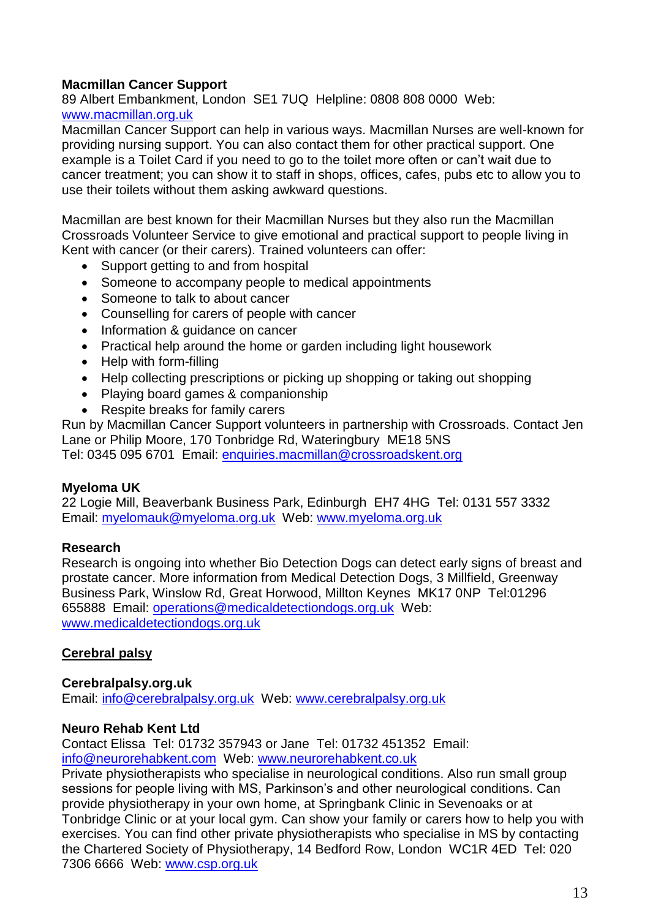**Macmillan Cancer Support**
89 Albert Embankment, London SE1 7UQ Helpline: 0808 808 0000 Web: www.macmillan.org.uk
Macmillan Cancer Support can help in various ways. Macmillan Nurses are well-known for providing nursing support. You can also contact them for other practical support. One example is a Toilet Card if you need to go to the toilet more often or can't wait due to cancer treatment; you can show it to staff in shops, offices, cafes, pubs etc to allow you to use their toilets without them asking awkward questions.

Macmillan are best known for their Macmillan Nurses but they also run the Macmillan Crossroads Volunteer Service to give emotional and practical support to people living in Kent with cancer (or their carers). Trained volunteers can offer:

- Support getting to and from hospital
- Someone to accompany people to medical appointments
- Someone to talk to about cancer
- Counselling for carers of people with cancer
- Information & guidance on cancer
- Practical help around the home or garden including light housework
- Help with form-filling
- Help collecting prescriptions or picking up shopping or taking out shopping
- Playing board games & companionship
- Respite breaks for family carers

Run by Macmillan Cancer Support volunteers in partnership with Crossroads. Contact Jen Lane or Philip Moore, 170 Tonbridge Rd, Wateringbury ME18 5NS
Tel: 0345 095 6701 Email: enquiries.macmillan@crossroadskent.org

**Myeloma UK**
22 Logie Mill, Beaverbank Business Park, Edinburgh EH7 4HG Tel: 0131 557 3332
Email: myelomauk@myeloma.org.uk Web: www.myeloma.org.uk

**Research**
Research is ongoing into whether Bio Detection Dogs can detect early signs of breast and prostate cancer. More information from Medical Detection Dogs, 3 Millfield, Greenway Business Park, Winslow Rd, Great Horwood, Millton Keynes MK17 0NP Tel:01296 655888 Email: operations@medicaldetectiondogs.org.uk Web: www.medicaldetectiondogs.org.uk

## Cerebral palsy

**Cerebralpalsy.org.uk**
Email: info@cerebralpalsy.org.uk Web: www.cerebralpalsy.org.uk

**Neuro Rehab Kent Ltd**
Contact Elissa Tel: 01732 357943 or Jane Tel: 01732 451352 Email: info@neurorehabkent.com Web: www.neurorehabkent.co.uk
Private physiotherapists who specialise in neurological conditions. Also run small group sessions for people living with MS, Parkinson's and other neurological conditions. Can provide physiotherapy in your own home, at Springbank Clinic in Sevenoaks or at Tonbridge Clinic or at your local gym. Can show your family or carers how to help you with exercises. You can find other private physiotherapists who specialise in MS by contacting the Chartered Society of Physiotherapy, 14 Bedford Row, London WC1R 4ED Tel: 020 7306 6666 Web: www.csp.org.uk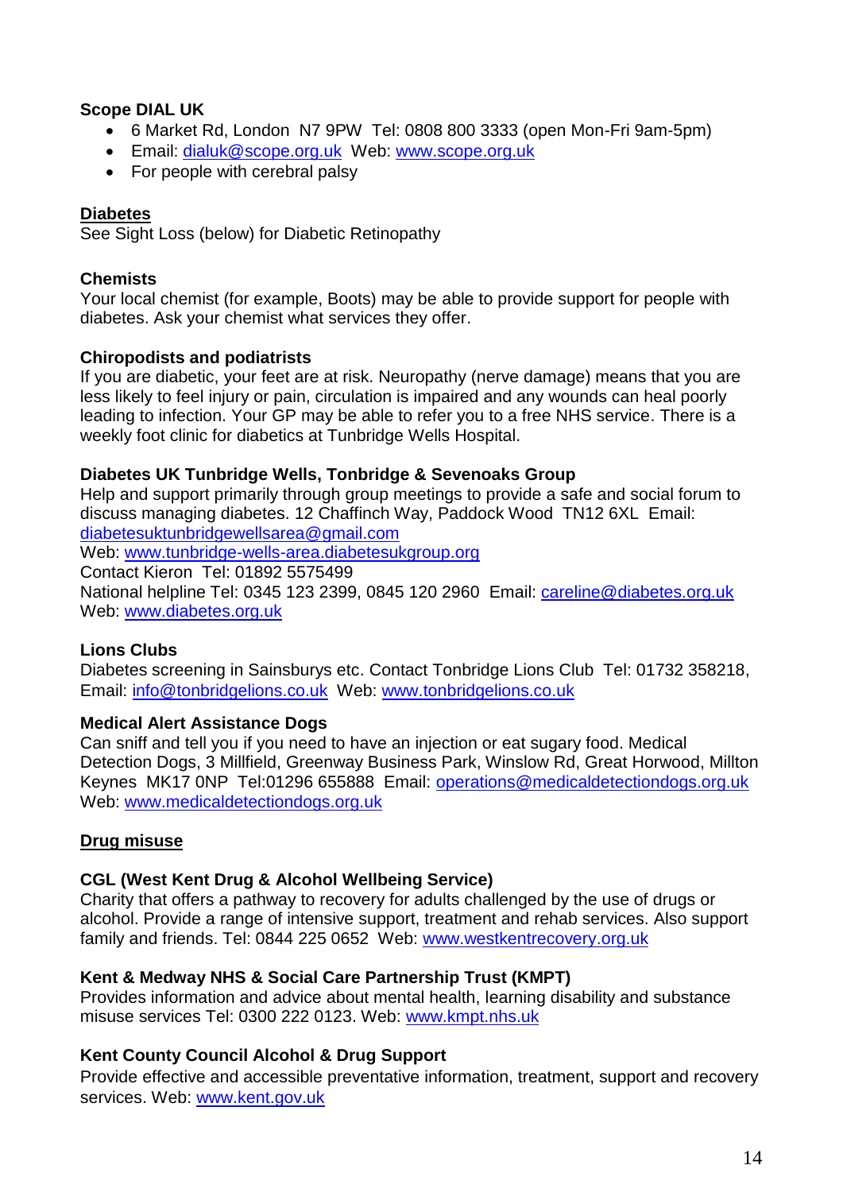**Scope DIAL UK**

- 6 Market Rd, London N7 9PW Tel: 0808 800 3333 (open Mon-Fri 9am-5pm)
- Email: dialuk@scope.org.uk Web: www.scope.org.uk
- For people with cerebral palsy

## Diabetes

See Sight Loss (below) for Diabetic Retinopathy

**Chemists**

Your local chemist (for example, Boots) may be able to provide support for people with diabetes. Ask your chemist what services they offer.

**Chiropodists and podiatrists**

If you are diabetic, your feet are at risk. Neuropathy (nerve damage) means that you are less likely to feel injury or pain, circulation is impaired and any wounds can heal poorly leading to infection. Your GP may be able to refer you to a free NHS service. There is a weekly foot clinic for diabetics at Tunbridge Wells Hospital.

**Diabetes UK Tunbridge Wells, Tonbridge & Sevenoaks Group**

Help and support primarily through group meetings to provide a safe and social forum to discuss managing diabetes. 12 Chaffinch Way, Paddock Wood TN12 6XL Email: diabetesuktunbridgewellsarea@gmail.com
Web: www.tunbridge-wells-area.diabetesukgroup.org
Contact Kieron Tel: 01892 5575499
National helpline Tel: 0345 123 2399, 0845 120 2960 Email: careline@diabetes.org.uk
Web: www.diabetes.org.uk

**Lions Clubs**

Diabetes screening in Sainsburys etc. Contact Tonbridge Lions Club Tel: 01732 358218, Email: info@tonbridgelions.co.uk Web: www.tonbridgelions.co.uk

**Medical Alert Assistance Dogs**

Can sniff and tell you if you need to have an injection or eat sugary food. Medical Detection Dogs, 3 Millfield, Greenway Business Park, Winslow Rd, Great Horwood, Millton Keynes MK17 0NP Tel:01296 655888 Email: operations@medicaldetectiondogs.org.uk
Web: www.medicaldetectiondogs.org.uk

## Drug misuse

**CGL (West Kent Drug & Alcohol Wellbeing Service)**

Charity that offers a pathway to recovery for adults challenged by the use of drugs or alcohol. Provide a range of intensive support, treatment and rehab services. Also support family and friends. Tel: 0844 225 0652 Web: www.westkentrecovery.org.uk

**Kent & Medway NHS & Social Care Partnership Trust (KMPT)**

Provides information and advice about mental health, learning disability and substance misuse services Tel: 0300 222 0123. Web: www.kmpt.nhs.uk

**Kent County Council Alcohol & Drug Support**

Provide effective and accessible preventative information, treatment, support and recovery services. Web: www.kent.gov.uk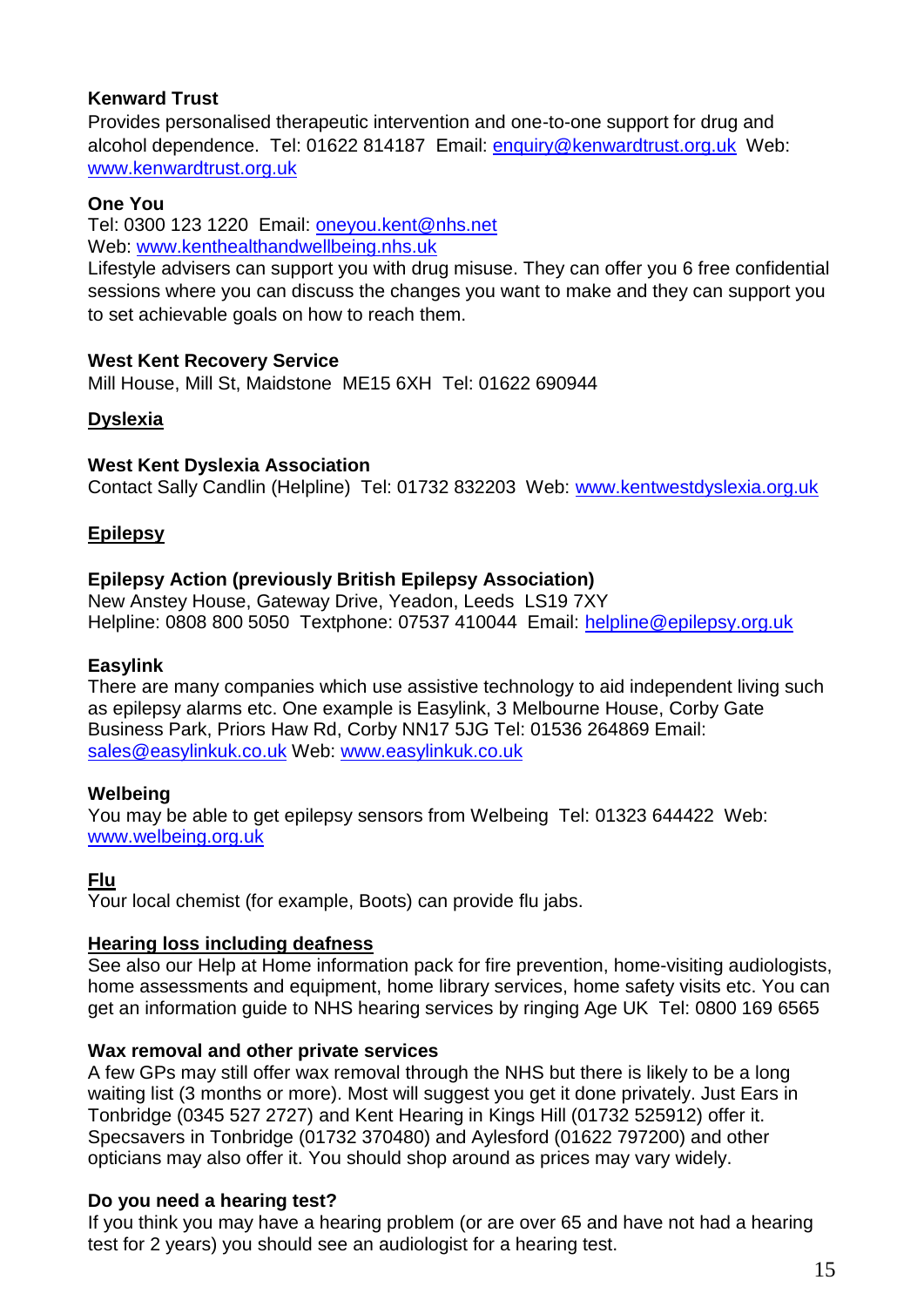**Kenward Trust**

Provides personalised therapeutic intervention and one-to-one support for drug and alcohol dependence. Tel: 01622 814187 Email: enquiry@kenwardtrust.org.uk Web: www.kenwardtrust.org.uk

**One You**

Tel: 0300 123 1220 Email: oneyou.kent@nhs.net
Web: www.kenthealthandwellbeing.nhs.uk
Lifestyle advisers can support you with drug misuse. They can offer you 6 free confidential sessions where you can discuss the changes you want to make and they can support you to set achievable goals on how to reach them.

**West Kent Recovery Service**

Mill House, Mill St, Maidstone ME15 6XH Tel: 01622 690944

## Dyslexia

**West Kent Dyslexia Association**

Contact Sally Candlin (Helpline) Tel: 01732 832203 Web: www.kentwestdyslexia.org.uk

## Epilepsy

**Epilepsy Action (previously British Epilepsy Association)**

New Anstey House, Gateway Drive, Yeadon, Leeds LS19 7XY
Helpline: 0808 800 5050 Textphone: 07537 410044 Email: helpline@epilepsy.org.uk

**Easylink**

There are many companies which use assistive technology to aid independent living such as epilepsy alarms etc. One example is Easylink, 3 Melbourne House, Corby Gate Business Park, Priors Haw Rd, Corby NN17 5JG Tel: 01536 264869 Email: sales@easylinkuk.co.uk Web: www.easylinkuk.co.uk

**Welbeing**

You may be able to get epilepsy sensors from Welbeing Tel: 01323 644422 Web: www.welbeing.org.uk

## Flu

Your local chemist (for example, Boots) can provide flu jabs.

## Hearing loss including deafness

See also our Help at Home information pack for fire prevention, home-visiting audiologists, home assessments and equipment, home library services, home safety visits etc. You can get an information guide to NHS hearing services by ringing Age UK Tel: 0800 169 6565

**Wax removal and other private services**

A few GPs may still offer wax removal through the NHS but there is likely to be a long waiting list (3 months or more). Most will suggest you get it done privately. Just Ears in Tonbridge (0345 527 2727) and Kent Hearing in Kings Hill (01732 525912) offer it. Specsavers in Tonbridge (01732 370480) and Aylesford (01622 797200) and other opticians may also offer it. You should shop around as prices may vary widely.

**Do you need a hearing test?**

If you think you may have a hearing problem (or are over 65 and have not had a hearing test for 2 years) you should see an audiologist for a hearing test.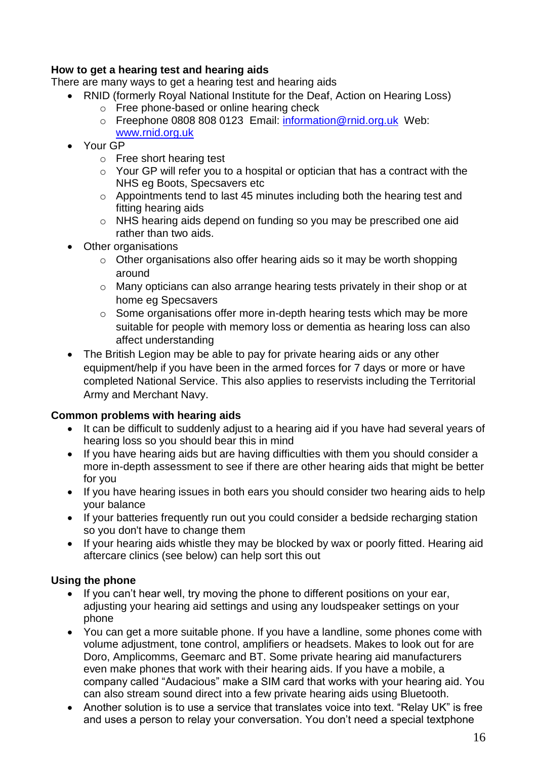**How to get a hearing test and hearing aids**

There are many ways to get a hearing test and hearing aids

- RNID (formerly Royal National Institute for the Deaf, Action on Hearing Loss)
  - Free phone-based or online hearing check
  - Freephone 0808 808 0123 Email: [information@rnid.org.uk](mailto:information@rnid.org.uk) Web: [www.rnid.org.uk](http://www.rnid.org.uk)
- Your GP
  - Free short hearing test
  - Your GP will refer you to a hospital or optician that has a contract with the NHS eg Boots, Specsavers etc
  - Appointments tend to last 45 minutes including both the hearing test and fitting hearing aids
  - NHS hearing aids depend on funding so you may be prescribed one aid rather than two aids.
- Other organisations
  - Other organisations also offer hearing aids so it may be worth shopping around
  - Many opticians can also arrange hearing tests privately in their shop or at home eg Specsavers
  - Some organisations offer more in-depth hearing tests which may be more suitable for people with memory loss or dementia as hearing loss can also affect understanding
- The British Legion may be able to pay for private hearing aids or any other equipment/help if you have been in the armed forces for 7 days or more or have completed National Service. This also applies to reservists including the Territorial Army and Merchant Navy.

**Common problems with hearing aids**

- It can be difficult to suddenly adjust to a hearing aid if you have had several years of hearing loss so you should bear this in mind
- If you have hearing aids but are having difficulties with them you should consider a more in-depth assessment to see if there are other hearing aids that might be better for you
- If you have hearing issues in both ears you should consider two hearing aids to help your balance
- If your batteries frequently run out you could consider a bedside recharging station so you don't have to change them
- If your hearing aids whistle they may be blocked by wax or poorly fitted. Hearing aid aftercare clinics (see below) can help sort this out

**Using the phone**

- If you can't hear well, try moving the phone to different positions on your ear, adjusting your hearing aid settings and using any loudspeaker settings on your phone
- You can get a more suitable phone. If you have a landline, some phones come with volume adjustment, tone control, amplifiers or headsets. Makes to look out for are Doro, Amplicomms, Geemarc and BT. Some private hearing aid manufacturers even make phones that work with their hearing aids. If you have a mobile, a company called "Audacious" make a SIM card that works with your hearing aid. You can also stream sound direct into a few private hearing aids using Bluetooth.
- Another solution is to use a service that translates voice into text. "Relay UK" is free and uses a person to relay your conversation. You don't need a special textphone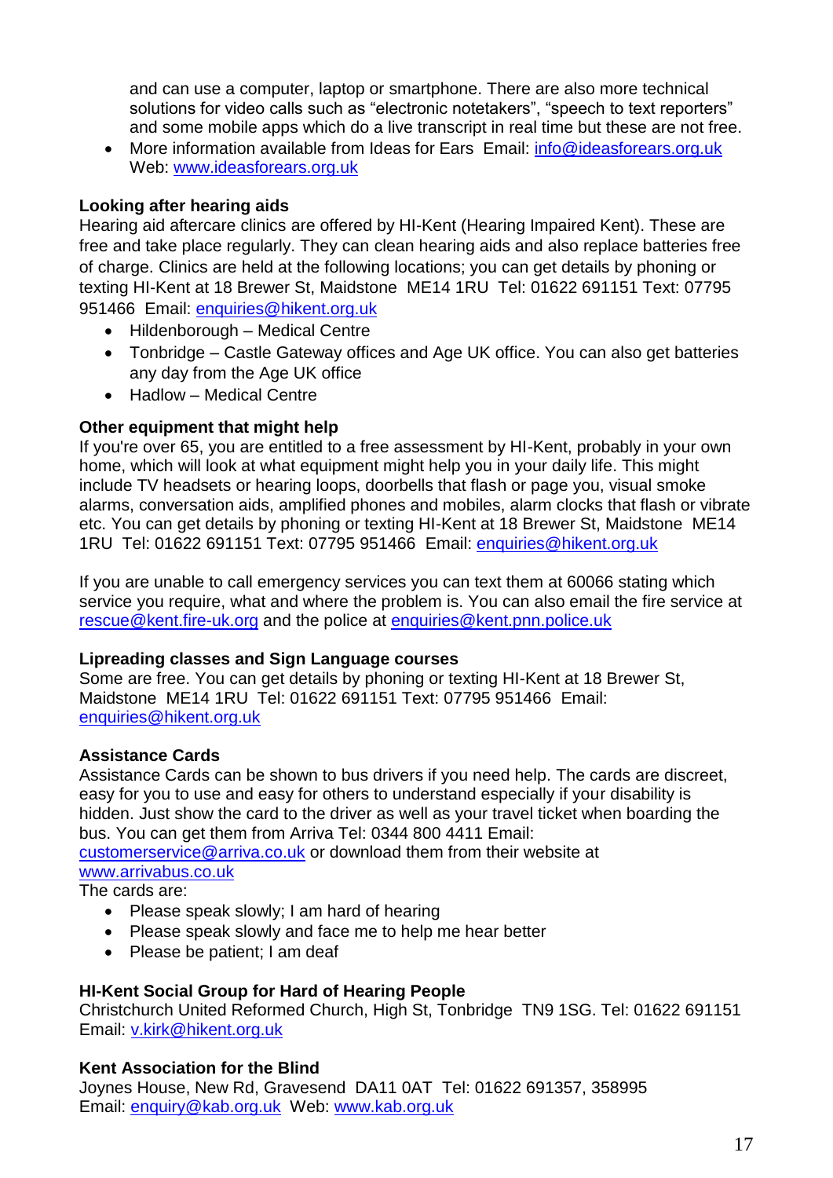and can use a computer, laptop or smartphone. There are also more technical solutions for video calls such as “electronic notetakers”, “speech to text reporters” and some mobile apps which do a live transcript in real time but these are not free.

- More information available from Ideas for Ears Email: info@ideasforears.org.uk Web: www.ideasforears.org.uk

**Looking after hearing aids**

Hearing aid aftercare clinics are offered by HI-Kent (Hearing Impaired Kent). These are free and take place regularly. They can clean hearing aids and also replace batteries free of charge. Clinics are held at the following locations; you can get details by phoning or texting HI-Kent at 18 Brewer St, Maidstone ME14 1RU Tel: 01622 691151 Text: 07795 951466 Email: enquiries@hikent.org.uk

- Hildenborough – Medical Centre
- Tonbridge – Castle Gateway offices and Age UK office. You can also get batteries any day from the Age UK office
- Hadlow – Medical Centre

**Other equipment that might help**

If you're over 65, you are entitled to a free assessment by HI-Kent, probably in your own home, which will look at what equipment might help you in your daily life. This might include TV headsets or hearing loops, doorbells that flash or page you, visual smoke alarms, conversation aids, amplified phones and mobiles, alarm clocks that flash or vibrate etc. You can get details by phoning or texting HI-Kent at 18 Brewer St, Maidstone ME14 1RU Tel: 01622 691151 Text: 07795 951466 Email: enquiries@hikent.org.uk

If you are unable to call emergency services you can text them at 60066 stating which service you require, what and where the problem is. You can also email the fire service at rescue@kent.fire-uk.org and the police at enquiries@kent.pnn.police.uk

**Lipreading classes and Sign Language courses**

Some are free. You can get details by phoning or texting HI-Kent at 18 Brewer St, Maidstone ME14 1RU Tel: 01622 691151 Text: 07795 951466 Email: enquiries@hikent.org.uk

**Assistance Cards**

Assistance Cards can be shown to bus drivers if you need help. The cards are discreet, easy for you to use and easy for others to understand especially if your disability is hidden. Just show the card to the driver as well as your travel ticket when boarding the bus. You can get them from Arriva Tel: 0344 800 4411 Email: customerservice@arriva.co.uk or download them from their website at www.arrivabus.co.uk

The cards are:

- Please speak slowly; I am hard of hearing
- Please speak slowly and face me to help me hear better
- Please be patient; I am deaf

**HI-Kent Social Group for Hard of Hearing People**

Christchurch United Reformed Church, High St, Tonbridge TN9 1SG. Tel: 01622 691151 Email: v.kirk@hikent.org.uk

**Kent Association for the Blind**

Joynes House, New Rd, Gravesend DA11 0AT Tel: 01622 691357, 358995 Email: enquiry@kab.org.uk Web: www.kab.org.uk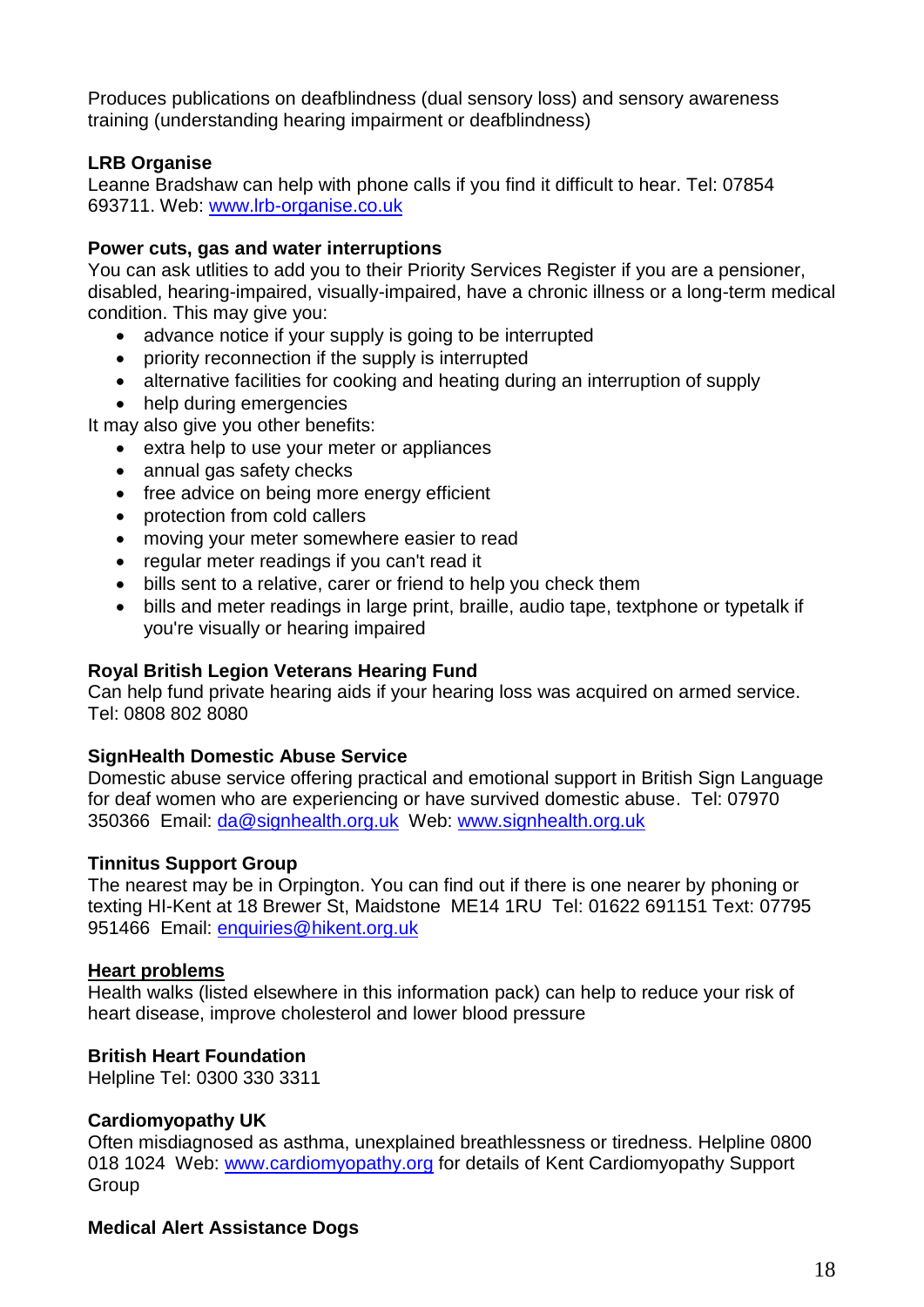Produces publications on deafblindness (dual sensory loss) and sensory awareness training (understanding hearing impairment or deafblindness)

**LRB Organise**
Leanne Bradshaw can help with phone calls if you find it difficult to hear. Tel: 07854 693711. Web: www.lrb-organise.co.uk

**Power cuts, gas and water interruptions**
You can ask utlities to add you to their Priority Services Register if you are a pensioner, disabled, hearing-impaired, visually-impaired, have a chronic illness or a long-term medical condition. This may give you:

- advance notice if your supply is going to be interrupted
- priority reconnection if the supply is interrupted
- alternative facilities for cooking and heating during an interruption of supply
- help during emergencies

It may also give you other benefits:

- extra help to use your meter or appliances
- annual gas safety checks
- free advice on being more energy efficient
- protection from cold callers
- moving your meter somewhere easier to read
- regular meter readings if you can't read it
- bills sent to a relative, carer or friend to help you check them
- bills and meter readings in large print, braille, audio tape, textphone or typetalk if you're visually or hearing impaired

**Royal British Legion Veterans Hearing Fund**
Can help fund private hearing aids if your hearing loss was acquired on armed service. Tel: 0808 802 8080

**SignHealth Domestic Abuse Service**
Domestic abuse service offering practical and emotional support in British Sign Language for deaf women who are experiencing or have survived domestic abuse. Tel: 07970 350366 Email: da@signhealth.org.uk Web: www.signhealth.org.uk

**Tinnitus Support Group**
The nearest may be in Orpington. You can find out if there is one nearer by phoning or texting HI-Kent at 18 Brewer St, Maidstone ME14 1RU Tel: 01622 691151 Text: 07795 951466 Email: enquiries@hikent.org.uk

## Heart problems

Health walks (listed elsewhere in this information pack) can help to reduce your risk of heart disease, improve cholesterol and lower blood pressure

**British Heart Foundation**
Helpline Tel: 0300 330 3311

**Cardiomyopathy UK**
Often misdiagnosed as asthma, unexplained breathlessness or tiredness. Helpline 0800 018 1024 Web: www.cardiomyopathy.org for details of Kent Cardiomyopathy Support Group

**Medical Alert Assistance Dogs**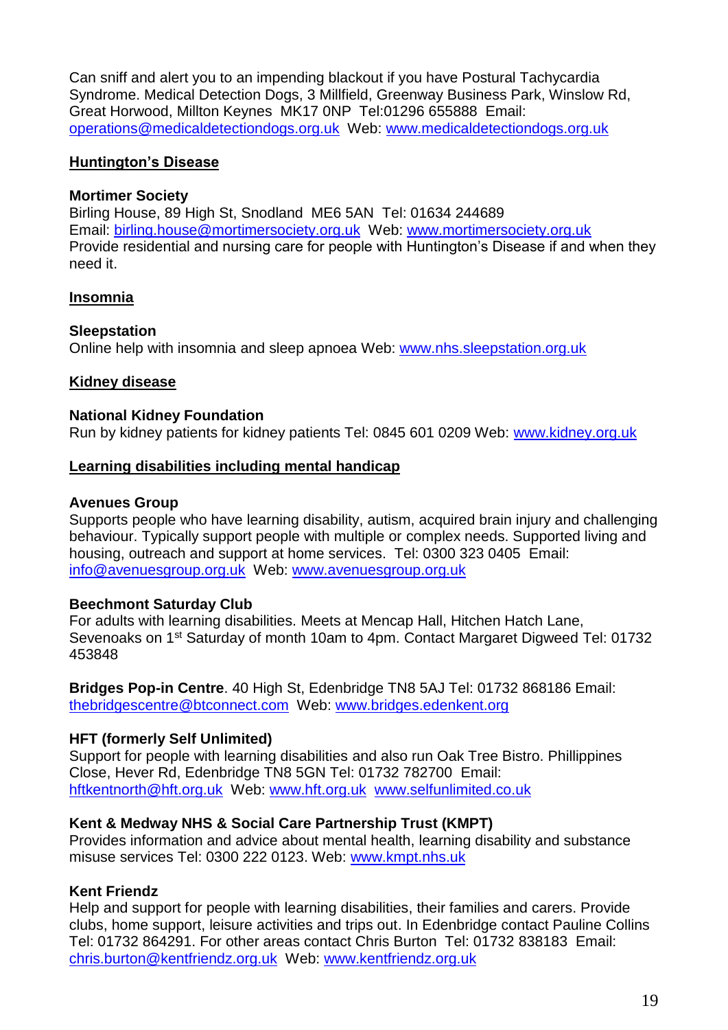Can sniff and alert you to an impending blackout if you have Postural Tachycardia Syndrome. Medical Detection Dogs, 3 Millfield, Greenway Business Park, Winslow Rd, Great Horwood, Millton Keynes MK17 0NP Tel:01296 655888 Email: operations@medicaldetectiondogs.org.uk Web: www.medicaldetectiondogs.org.uk

## Huntington's Disease

**Mortimer Society**
Birling House, 89 High St, Snodland ME6 5AN Tel: 01634 244689
Email: birling.house@mortimersociety.org.uk Web: www.mortimersociety.org.uk
Provide residential and nursing care for people with Huntington's Disease if and when they need it.

## Insomnia

**Sleepstation**
Online help with insomnia and sleep apnoea Web: www.nhs.sleepstation.org.uk

## Kidney disease

**National Kidney Foundation**
Run by kidney patients for kidney patients Tel: 0845 601 0209 Web: www.kidney.org.uk

## Learning disabilities including mental handicap

**Avenues Group**
Supports people who have learning disability, autism, acquired brain injury and challenging behaviour. Typically support people with multiple or complex needs. Supported living and housing, outreach and support at home services. Tel: 0300 323 0405 Email: info@avenuesgroup.org.uk Web: www.avenuesgroup.org.uk

**Beechmont Saturday Club**
For adults with learning disabilities. Meets at Mencap Hall, Hitchen Hatch Lane, Sevenoaks on 1st Saturday of month 10am to 4pm. Contact Margaret Digweed Tel: 01732 453848

**Bridges Pop-in Centre**. 40 High St, Edenbridge TN8 5AJ Tel: 01732 868186 Email: thebridgescentre@btconnect.com Web: www.bridges.edenkent.org

**HFT (formerly Self Unlimited)**
Support for people with learning disabilities and also run Oak Tree Bistro. Phillippines Close, Hever Rd, Edenbridge TN8 5GN Tel: 01732 782700 Email: hftkentnorth@hft.org.uk Web: www.hft.org.uk www.selfunlimited.co.uk

**Kent & Medway NHS & Social Care Partnership Trust (KMPT)**
Provides information and advice about mental health, learning disability and substance misuse services Tel: 0300 222 0123. Web: www.kmpt.nhs.uk

**Kent Friendz**
Help and support for people with learning disabilities, their families and carers. Provide clubs, home support, leisure activities and trips out. In Edenbridge contact Pauline Collins Tel: 01732 864291. For other areas contact Chris Burton Tel: 01732 838183 Email: chris.burton@kentfriendz.org.uk Web: www.kentfriendz.org.uk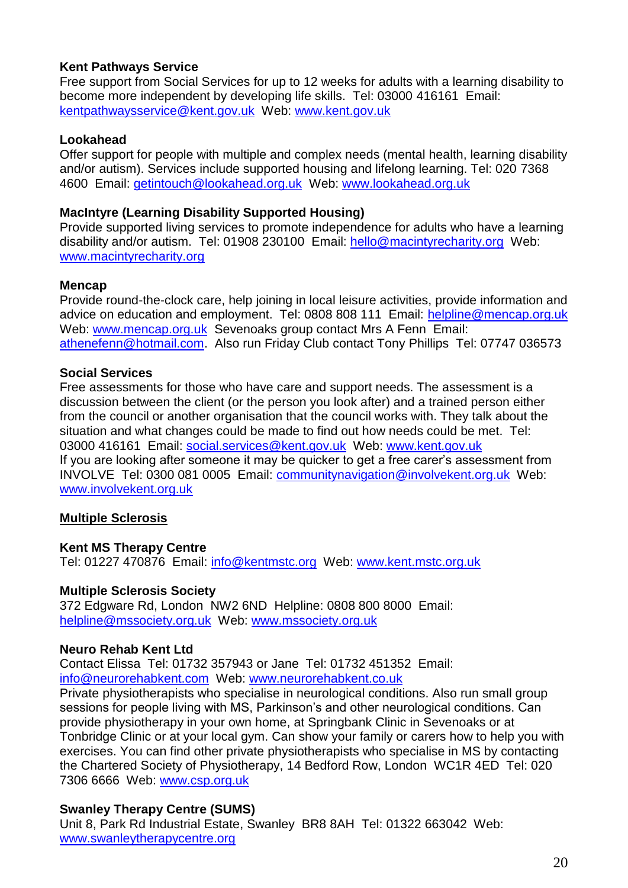**Kent Pathways Service**
Free support from Social Services for up to 12 weeks for adults with a learning disability to become more independent by developing life skills. Tel: 03000 416161 Email: kentpathwaysservice@kent.gov.uk Web: www.kent.gov.uk

**Lookahead**
Offer support for people with multiple and complex needs (mental health, learning disability and/or autism). Services include supported housing and lifelong learning. Tel: 020 7368 4600 Email: getintouch@lookahead.org.uk Web: www.lookahead.org.uk

**MacIntyre (Learning Disability Supported Housing)**
Provide supported living services to promote independence for adults who have a learning disability and/or autism. Tel: 01908 230100 Email: hello@macintyrecharity.org Web: www.macintyrecharity.org

**Mencap**
Provide round-the-clock care, help joining in local leisure activities, provide information and advice on education and employment. Tel: 0808 808 111 Email: helpline@mencap.org.uk Web: www.mencap.org.uk Sevenoaks group contact Mrs A Fenn Email: athenefenn@hotmail.com. Also run Friday Club contact Tony Phillips Tel: 07747 036573

**Social Services**
Free assessments for those who have care and support needs. The assessment is a discussion between the client (or the person you look after) and a trained person either from the council or another organisation that the council works with. They talk about the situation and what changes could be made to find out how needs could be met. Tel: 03000 416161 Email: social.services@kent.gov.uk Web: www.kent.gov.uk
If you are looking after someone it may be quicker to get a free carer's assessment from INVOLVE Tel: 0300 081 0005 Email: communitynavigation@involvekent.org.uk Web: www.involvekent.org.uk

## Multiple Sclerosis

**Kent MS Therapy Centre**
Tel: 01227 470876 Email: info@kentmstc.org Web: www.kent.mstc.org.uk

**Multiple Sclerosis Society**
372 Edgware Rd, London NW2 6ND Helpline: 0808 800 8000 Email: helpline@mssociety.org.uk Web: www.mssociety.org.uk

**Neuro Rehab Kent Ltd**
Contact Elissa Tel: 01732 357943 or Jane Tel: 01732 451352 Email: info@neurorehabkent.com Web: www.neurorehabkent.co.uk
Private physiotherapists who specialise in neurological conditions. Also run small group sessions for people living with MS, Parkinson's and other neurological conditions. Can provide physiotherapy in your own home, at Springbank Clinic in Sevenoaks or at Tonbridge Clinic or at your local gym. Can show your family or carers how to help you with exercises. You can find other private physiotherapists who specialise in MS by contacting the Chartered Society of Physiotherapy, 14 Bedford Row, London WC1R 4ED Tel: 020 7306 6666 Web: www.csp.org.uk

**Swanley Therapy Centre (SUMS)**
Unit 8, Park Rd Industrial Estate, Swanley BR8 8AH Tel: 01322 663042 Web: www.swanleytherapycentre.org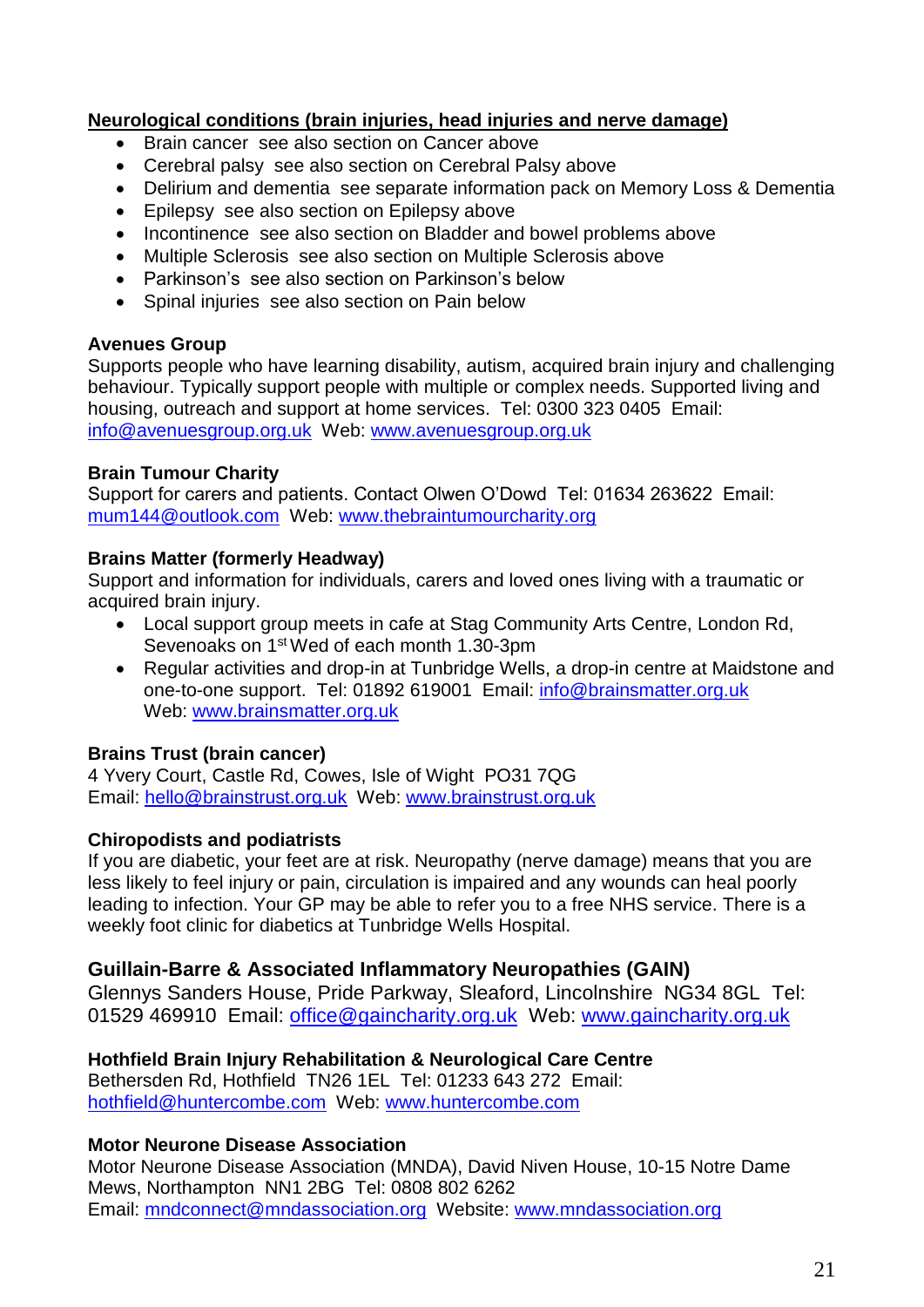## Neurological conditions (brain injuries, head injuries and nerve damage)

- Brain cancer see also section on Cancer above
- Cerebral palsy see also section on Cerebral Palsy above
- Delirium and dementia see separate information pack on Memory Loss & Dementia
- Epilepsy see also section on Epilepsy above
- Incontinence see also section on Bladder and bowel problems above
- Multiple Sclerosis see also section on Multiple Sclerosis above
- Parkinson's see also section on Parkinson's below
- Spinal injuries see also section on Pain below

**Avenues Group**
Supports people who have learning disability, autism, acquired brain injury and challenging behaviour. Typically support people with multiple or complex needs. Supported living and housing, outreach and support at home services. Tel: 0300 323 0405 Email: info@avenuesgroup.org.uk Web: www.avenuesgroup.org.uk

**Brain Tumour Charity**
Support for carers and patients. Contact Olwen O'Dowd Tel: 01634 263622 Email: mum144@outlook.com Web: www.thebraintumourcharity.org

**Brains Matter (formerly Headway)**
Support and information for individuals, carers and loved ones living with a traumatic or acquired brain injury.

- Local support group meets in cafe at Stag Community Arts Centre, London Rd, Sevenoaks on 1st Wed of each month 1.30-3pm
- Regular activities and drop-in at Tunbridge Wells, a drop-in centre at Maidstone and one-to-one support. Tel: 01892 619001 Email: info@brainsmatter.org.uk Web: www.brainsmatter.org.uk

**Brains Trust (brain cancer)**
4 Yvery Court, Castle Rd, Cowes, Isle of Wight PO31 7QG
Email: hello@brainstrust.org.uk Web: www.brainstrust.org.uk

**Chiropodists and podiatrists**
If you are diabetic, your feet are at risk. Neuropathy (nerve damage) means that you are less likely to feel injury or pain, circulation is impaired and any wounds can heal poorly leading to infection. Your GP may be able to refer you to a free NHS service. There is a weekly foot clinic for diabetics at Tunbridge Wells Hospital.

**Guillain-Barre & Associated Inflammatory Neuropathies (GAIN)**
Glennys Sanders House, Pride Parkway, Sleaford, Lincolnshire NG34 8GL Tel: 01529 469910 Email: office@gaincharity.org.uk Web: www.gaincharity.org.uk

**Hothfield Brain Injury Rehabilitation & Neurological Care Centre**
Bethersden Rd, Hothfield TN26 1EL Tel: 01233 643 272 Email: hothfield@huntercombe.com Web: www.huntercombe.com

**Motor Neurone Disease Association**
Motor Neurone Disease Association (MNDA), David Niven House, 10-15 Notre Dame Mews, Northampton NN1 2BG Tel: 0808 802 6262
Email: mndconnect@mndassociation.org Website: www.mndassociation.org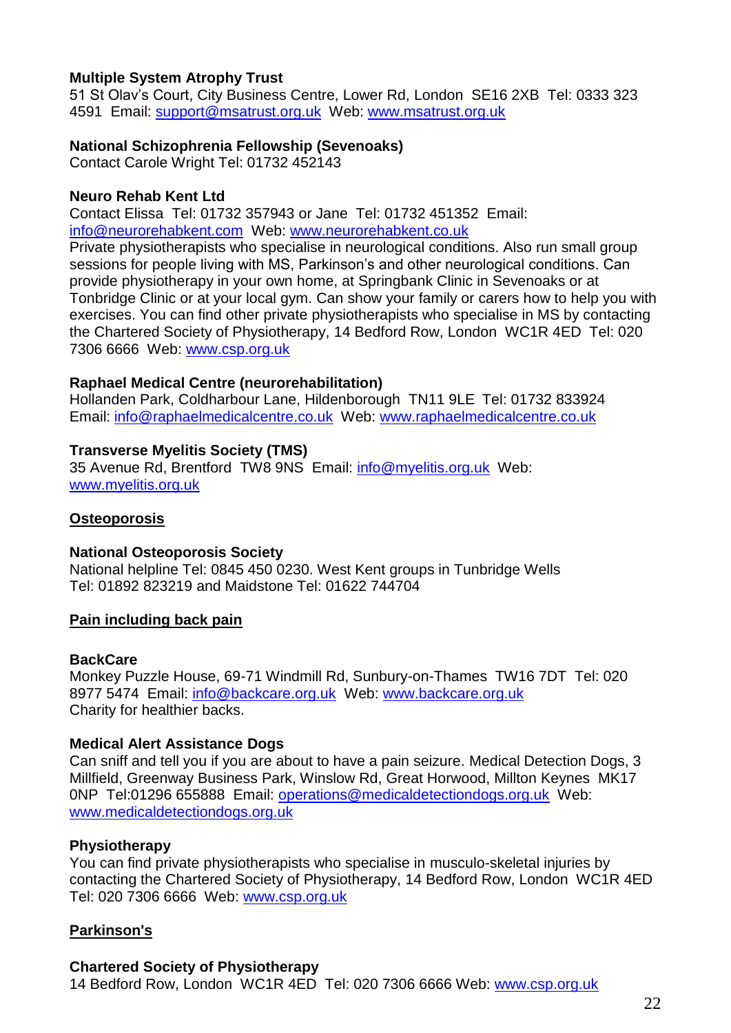**Multiple System Atrophy Trust**
51 St Olav's Court, City Business Centre, Lower Rd, London  SE16 2XB  Tel: 0333 323 4591  Email: support@msatrust.org.uk  Web: www.msatrust.org.uk

**National Schizophrenia Fellowship (Sevenoaks)**
Contact Carole Wright Tel: 01732 452143

**Neuro Rehab Kent Ltd**
Contact Elissa  Tel: 01732 357943 or Jane  Tel: 01732 451352  Email: info@neurorehabkent.com  Web: www.neurorehabkent.co.uk
Private physiotherapists who specialise in neurological conditions. Also run small group sessions for people living with MS, Parkinson's and other neurological conditions. Can provide physiotherapy in your own home, at Springbank Clinic in Sevenoaks or at Tonbridge Clinic or at your local gym. Can show your family or carers how to help you with exercises. You can find other private physiotherapists who specialise in MS by contacting the Chartered Society of Physiotherapy, 14 Bedford Row, London  WC1R 4ED  Tel: 020 7306 6666  Web: www.csp.org.uk

**Raphael Medical Centre (neurorehabilitation)**
Hollanden Park, Coldharbour Lane, Hildenborough  TN11 9LE  Tel: 01732 833924  Email: info@raphaelmedicalcentre.co.uk  Web: www.raphaelmedicalcentre.co.uk

**Transverse Myelitis Society (TMS)**
35 Avenue Rd, Brentford  TW8 9NS  Email: info@myelitis.org.uk  Web: www.myelitis.org.uk

## Osteoporosis

**National Osteoporosis Society**
National helpline Tel: 0845 450 0230. West Kent groups in Tunbridge Wells Tel: 01892 823219 and Maidstone Tel: 01622 744704

## Pain including back pain

**BackCare**
Monkey Puzzle House, 69-71 Windmill Rd, Sunbury-on-Thames  TW16 7DT  Tel: 020 8977 5474  Email: info@backcare.org.uk  Web: www.backcare.org.uk
Charity for healthier backs.

**Medical Alert Assistance Dogs**
Can sniff and tell you if you are about to have a pain seizure. Medical Detection Dogs, 3 Millfield, Greenway Business Park, Winslow Rd, Great Horwood, Millton Keynes  MK17 0NP  Tel:01296 655888  Email: operations@medicaldetectiondogs.org.uk  Web: www.medicaldetectiondogs.org.uk

**Physiotherapy**
You can find private physiotherapists who specialise in musculo-skeletal injuries by contacting the Chartered Society of Physiotherapy, 14 Bedford Row, London  WC1R 4ED  Tel: 020 7306 6666  Web: www.csp.org.uk

## Parkinson's

**Chartered Society of Physiotherapy**
14 Bedford Row, London  WC1R 4ED  Tel: 020 7306 6666 Web: www.csp.org.uk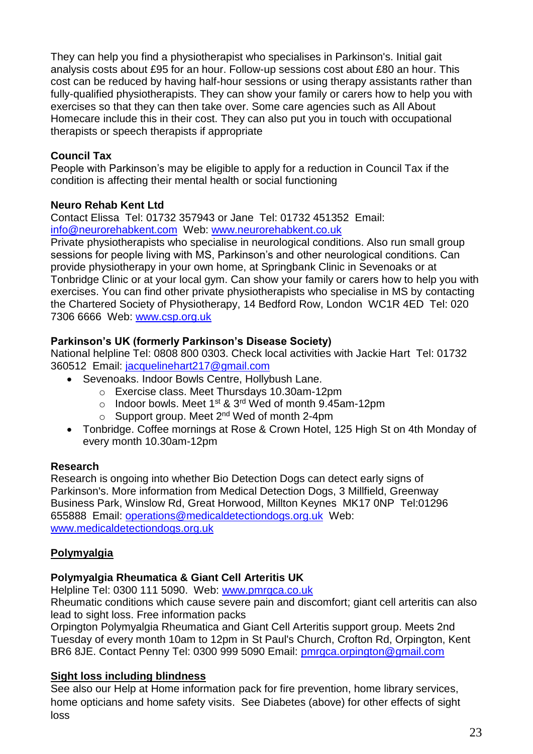They can help you find a physiotherapist who specialises in Parkinson's. Initial gait analysis costs about £95 for an hour. Follow-up sessions cost about £80 an hour. This cost can be reduced by having half-hour sessions or using therapy assistants rather than fully-qualified physiotherapists. They can show your family or carers how to help you with exercises so that they can then take over. Some care agencies such as All About Homecare include this in their cost. They can also put you in touch with occupational therapists or speech therapists if appropriate

**Council Tax**
People with Parkinson's may be eligible to apply for a reduction in Council Tax if the condition is affecting their mental health or social functioning

**Neuro Rehab Kent Ltd**
Contact Elissa Tel: 01732 357943 or Jane Tel: 01732 451352 Email: info@neurorehabkent.com Web: www.neurorehabkent.co.uk
Private physiotherapists who specialise in neurological conditions. Also run small group sessions for people living with MS, Parkinson's and other neurological conditions. Can provide physiotherapy in your own home, at Springbank Clinic in Sevenoaks or at Tonbridge Clinic or at your local gym. Can show your family or carers how to help you with exercises. You can find other private physiotherapists who specialise in MS by contacting the Chartered Society of Physiotherapy, 14 Bedford Row, London WC1R 4ED Tel: 020 7306 6666 Web: www.csp.org.uk

**Parkinson's UK (formerly Parkinson's Disease Society)**
National helpline Tel: 0808 800 0303. Check local activities with Jackie Hart Tel: 01732 360512 Email: jacquelinehart217@gmail.com

- Sevenoaks. Indoor Bowls Centre, Hollybush Lane.
  - Exercise class. Meet Thursdays 10.30am-12pm
  - Indoor bowls. Meet 1st & 3rd Wed of month 9.45am-12pm
  - Support group. Meet 2nd Wed of month 2-4pm
- Tonbridge. Coffee mornings at Rose & Crown Hotel, 125 High St on 4th Monday of every month 10.30am-12pm

**Research**
Research is ongoing into whether Bio Detection Dogs can detect early signs of Parkinson's. More information from Medical Detection Dogs, 3 Millfield, Greenway Business Park, Winslow Rd, Great Horwood, Millton Keynes MK17 0NP Tel:01296 655888 Email: operations@medicaldetectiondogs.org.uk Web: www.medicaldetectiondogs.org.uk

## Polymyalgia

**Polymyalgia Rheumatica & Giant Cell Arteritis UK**
Helpline Tel: 0300 111 5090. Web: www.pmrgca.co.uk
Rheumatic conditions which cause severe pain and discomfort; giant cell arteritis can also lead to sight loss. Free information packs
Orpington Polymyalgia Rheumatica and Giant Cell Arteritis support group. Meets 2nd Tuesday of every month 10am to 12pm in St Paul's Church, Crofton Rd, Orpington, Kent BR6 8JE. Contact Penny Tel: 0300 999 5090 Email: pmrgca.orpington@gmail.com

## Sight loss including blindness

See also our Help at Home information pack for fire prevention, home library services, home opticians and home safety visits. See Diabetes (above) for other effects of sight loss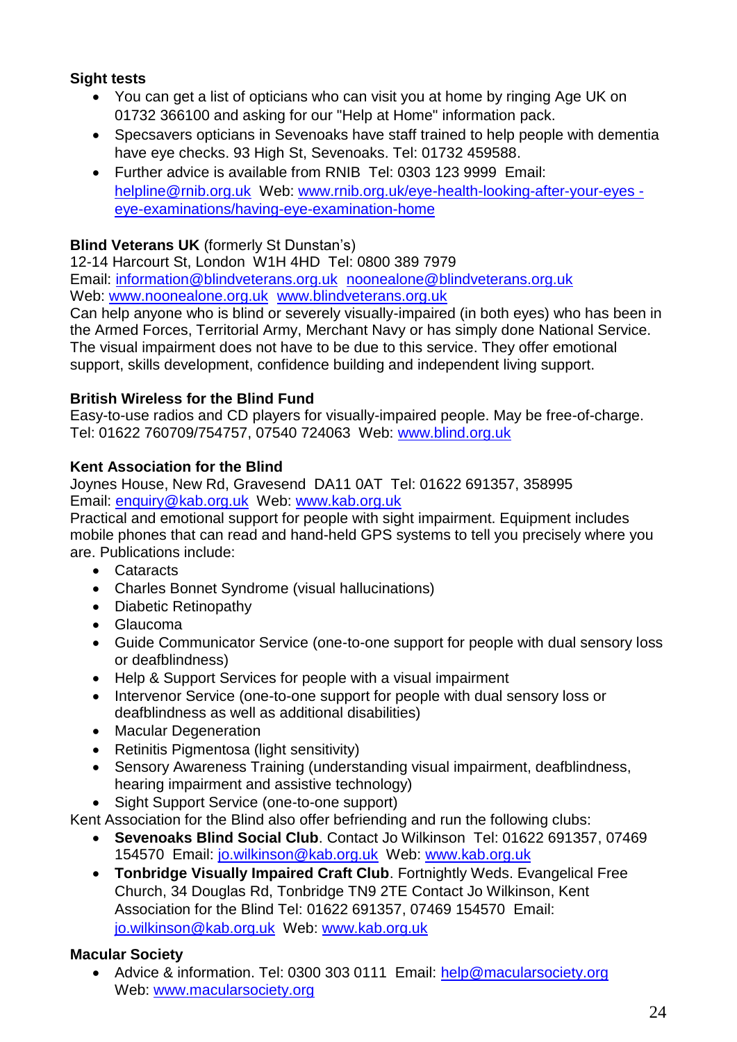**Sight tests**

- You can get a list of opticians who can visit you at home by ringing Age UK on 01732 366100 and asking for our "Help at Home" information pack.
- Specsavers opticians in Sevenoaks have staff trained to help people with dementia have eye checks. 93 High St, Sevenoaks. Tel: 01732 459588.
- Further advice is available from RNIB Tel: 0303 123 9999 Email: helpline@rnib.org.uk Web: www.rnib.org.uk/eye-health-looking-after-your-eyes - eye-examinations/having-eye-examination-home

**Blind Veterans UK** (formerly St Dunstan's)
12-14 Harcourt St, London W1H 4HD Tel: 0800 389 7979
Email: information@blindveterans.org.uk noonealone@blindveterans.org.uk
Web: www.noonealone.org.uk www.blindveterans.org.uk
Can help anyone who is blind or severely visually-impaired (in both eyes) who has been in the Armed Forces, Territorial Army, Merchant Navy or has simply done National Service. The visual impairment does not have to be due to this service. They offer emotional support, skills development, confidence building and independent living support.

**British Wireless for the Blind Fund**
Easy-to-use radios and CD players for visually-impaired people. May be free-of-charge.
Tel: 01622 760709/754757, 07540 724063 Web: www.blind.org.uk

**Kent Association for the Blind**
Joynes House, New Rd, Gravesend DA11 0AT Tel: 01622 691357, 358995
Email: enquiry@kab.org.uk Web: www.kab.org.uk
Practical and emotional support for people with sight impairment. Equipment includes mobile phones that can read and hand-held GPS systems to tell you precisely where you are. Publications include:

- Cataracts
- Charles Bonnet Syndrome (visual hallucinations)
- Diabetic Retinopathy
- Glaucoma
- Guide Communicator Service (one-to-one support for people with dual sensory loss or deafblindness)
- Help & Support Services for people with a visual impairment
- Intervenor Service (one-to-one support for people with dual sensory loss or deafblindness as well as additional disabilities)
- Macular Degeneration
- Retinitis Pigmentosa (light sensitivity)
- Sensory Awareness Training (understanding visual impairment, deafblindness, hearing impairment and assistive technology)
- Sight Support Service (one-to-one support)

Kent Association for the Blind also offer befriending and run the following clubs:

- **Sevenoaks Blind Social Club**. Contact Jo Wilkinson Tel: 01622 691357, 07469 154570 Email: jo.wilkinson@kab.org.uk Web: www.kab.org.uk
- **Tonbridge Visually Impaired Craft Club**. Fortnightly Weds. Evangelical Free Church, 34 Douglas Rd, Tonbridge TN9 2TE Contact Jo Wilkinson, Kent Association for the Blind Tel: 01622 691357, 07469 154570 Email: jo.wilkinson@kab.org.uk Web: www.kab.org.uk

**Macular Society**

- Advice & information. Tel: 0300 303 0111 Email: help@macularsociety.org Web: www.macularsociety.org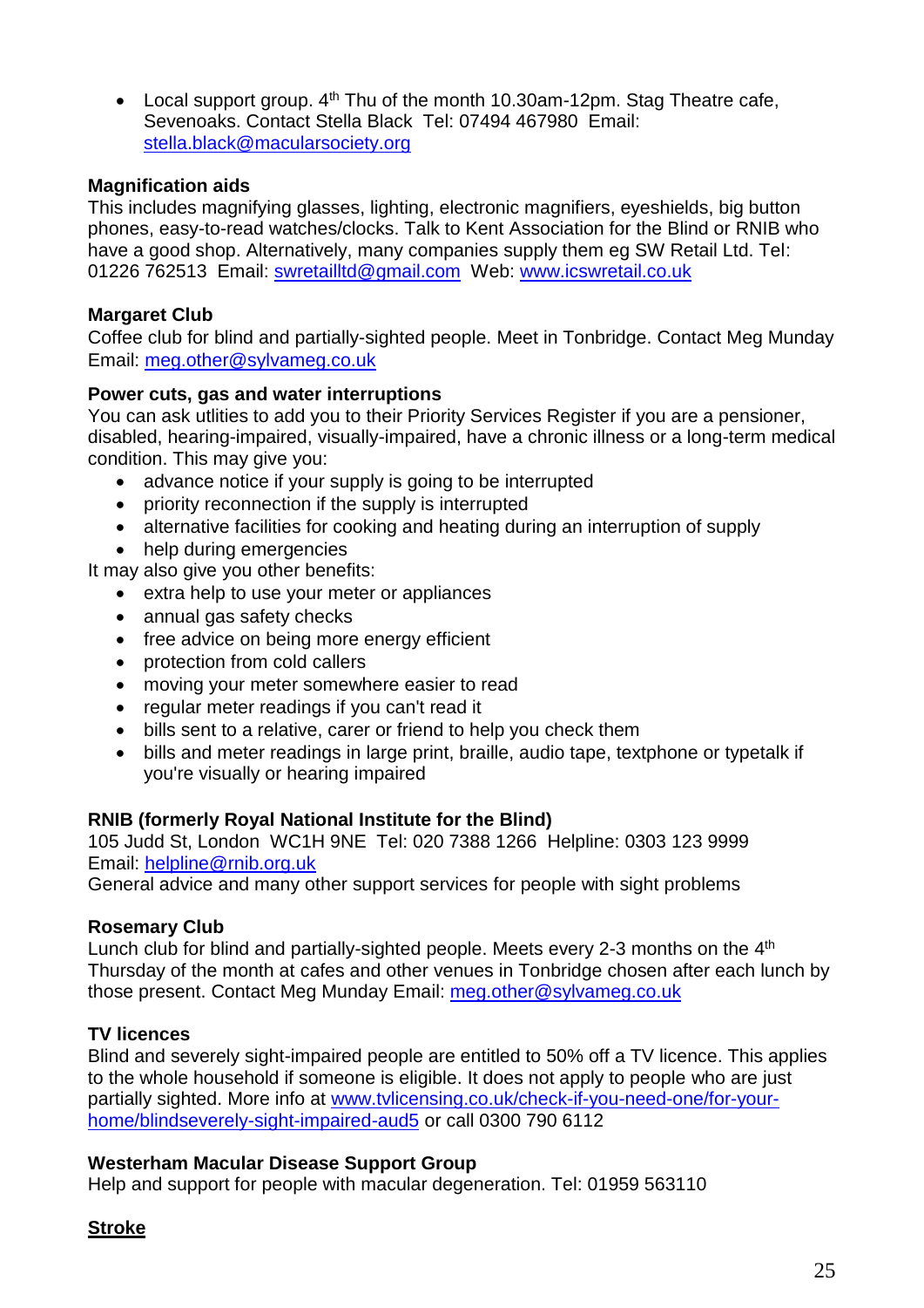- Local support group. 4th Thu of the month 10.30am-12pm. Stag Theatre cafe, Sevenoaks. Contact Stella Black Tel: 07494 467980 Email: stella.black@macularsociety.org

**Magnification aids**
This includes magnifying glasses, lighting, electronic magnifiers, eyeshields, big button phones, easy-to-read watches/clocks. Talk to Kent Association for the Blind or RNIB who have a good shop. Alternatively, many companies supply them eg SW Retail Ltd. Tel: 01226 762513 Email: swretailltd@gmail.com Web: www.icswretail.co.uk

**Margaret Club**
Coffee club for blind and partially-sighted people. Meet in Tonbridge. Contact Meg Munday Email: meg.other@sylvameg.co.uk

**Power cuts, gas and water interruptions**
You can ask utlities to add you to their Priority Services Register if you are a pensioner, disabled, hearing-impaired, visually-impaired, have a chronic illness or a long-term medical condition. This may give you:

- advance notice if your supply is going to be interrupted
- priority reconnection if the supply is interrupted
- alternative facilities for cooking and heating during an interruption of supply
- help during emergencies

It may also give you other benefits:

- extra help to use your meter or appliances
- annual gas safety checks
- free advice on being more energy efficient
- protection from cold callers
- moving your meter somewhere easier to read
- regular meter readings if you can't read it
- bills sent to a relative, carer or friend to help you check them
- bills and meter readings in large print, braille, audio tape, textphone or typetalk if you're visually or hearing impaired

**RNIB (formerly Royal National Institute for the Blind)**
105 Judd St, London WC1H 9NE Tel: 020 7388 1266 Helpline: 0303 123 9999
Email: helpline@rnib.org.uk
General advice and many other support services for people with sight problems

**Rosemary Club**
Lunch club for blind and partially-sighted people. Meets every 2-3 months on the 4th Thursday of the month at cafes and other venues in Tonbridge chosen after each lunch by those present. Contact Meg Munday Email: meg.other@sylvameg.co.uk

**TV licences**
Blind and severely sight-impaired people are entitled to 50% off a TV licence. This applies to the whole household if someone is eligible. It does not apply to people who are just partially sighted. More info at www.tvlicensing.co.uk/check-if-you-need-one/for-your-home/blindseverely-sight-impaired-aud5 or call 0300 790 6112

**Westerham Macular Disease Support Group**
Help and support for people with macular degeneration. Tel: 01959 563110

## Stroke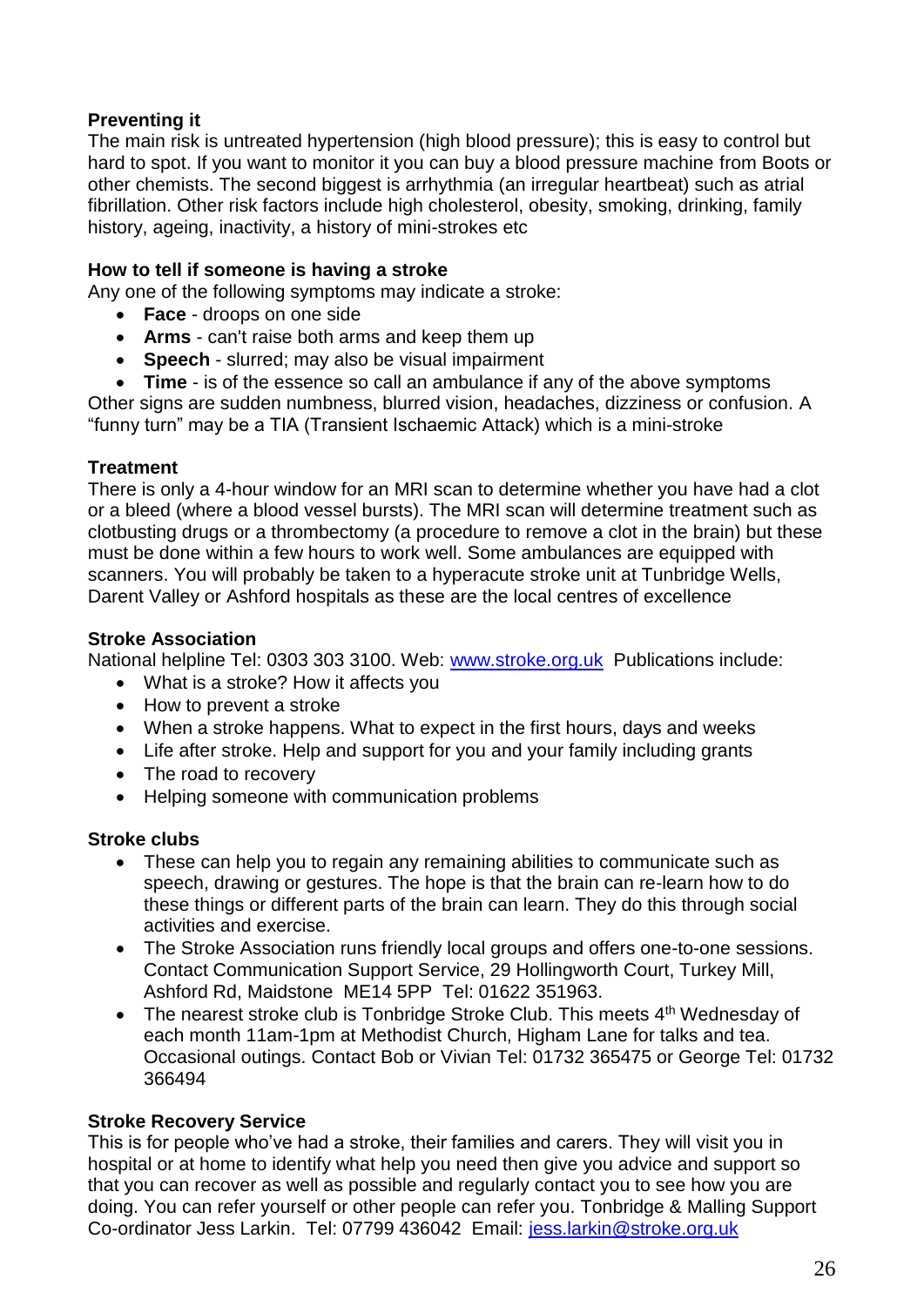**Preventing it**

The main risk is untreated hypertension (high blood pressure); this is easy to control but hard to spot. If you want to monitor it you can buy a blood pressure machine from Boots or other chemists. The second biggest is arrhythmia (an irregular heartbeat) such as atrial fibrillation. Other risk factors include high cholesterol, obesity, smoking, drinking, family history, ageing, inactivity, a history of mini-strokes etc

**How to tell if someone is having a stroke**

Any one of the following symptoms may indicate a stroke:

- **Face** - droops on one side
- **Arms** - can't raise both arms and keep them up
- **Speech** - slurred; may also be visual impairment
- **Time** - is of the essence so call an ambulance if any of the above symptoms

Other signs are sudden numbness, blurred vision, headaches, dizziness or confusion. A "funny turn" may be a TIA (Transient Ischaemic Attack) which is a mini-stroke

**Treatment**

There is only a 4-hour window for an MRI scan to determine whether you have had a clot or a bleed (where a blood vessel bursts). The MRI scan will determine treatment such as clotbusting drugs or a thrombectomy (a procedure to remove a clot in the brain) but these must be done within a few hours to work well. Some ambulances are equipped with scanners. You will probably be taken to a hyperacute stroke unit at Tunbridge Wells, Darent Valley or Ashford hospitals as these are the local centres of excellence

**Stroke Association**

National helpline Tel: 0303 303 3100. Web: www.stroke.org.uk Publications include:

- What is a stroke? How it affects you
- How to prevent a stroke
- When a stroke happens. What to expect in the first hours, days and weeks
- Life after stroke. Help and support for you and your family including grants
- The road to recovery
- Helping someone with communication problems

**Stroke clubs**

- These can help you to regain any remaining abilities to communicate such as speech, drawing or gestures. The hope is that the brain can re-learn how to do these things or different parts of the brain can learn. They do this through social activities and exercise.
- The Stroke Association runs friendly local groups and offers one-to-one sessions. Contact Communication Support Service, 29 Hollingworth Court, Turkey Mill, Ashford Rd, Maidstone ME14 5PP Tel: 01622 351963.
- The nearest stroke club is Tonbridge Stroke Club. This meets 4th Wednesday of each month 11am-1pm at Methodist Church, Higham Lane for talks and tea. Occasional outings. Contact Bob or Vivian Tel: 01732 365475 or George Tel: 01732 366494

**Stroke Recovery Service**

This is for people who've had a stroke, their families and carers. They will visit you in hospital or at home to identify what help you need then give you advice and support so that you can recover as well as possible and regularly contact you to see how you are doing. You can refer yourself or other people can refer you. Tonbridge & Malling Support Co-ordinator Jess Larkin. Tel: 07799 436042 Email: jess.larkin@stroke.org.uk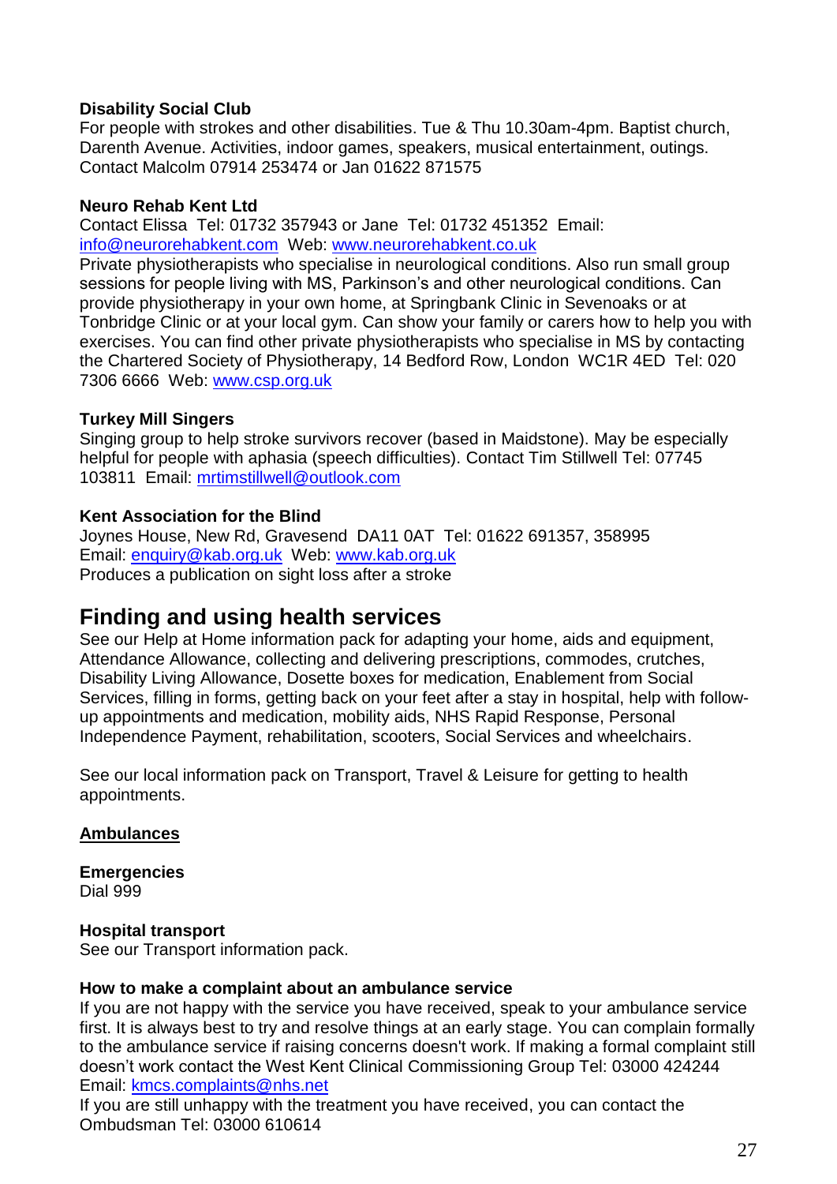**Disability Social Club**
For people with strokes and other disabilities. Tue & Thu 10.30am-4pm. Baptist church, Darenth Avenue. Activities, indoor games, speakers, musical entertainment, outings. Contact Malcolm 07914 253474 or Jan 01622 871575

**Neuro Rehab Kent Ltd**
Contact Elissa Tel: 01732 357943 or Jane Tel: 01732 451352 Email: info@neurorehabkent.com Web: www.neurorehabkent.co.uk
Private physiotherapists who specialise in neurological conditions. Also run small group sessions for people living with MS, Parkinson's and other neurological conditions. Can provide physiotherapy in your own home, at Springbank Clinic in Sevenoaks or at Tonbridge Clinic or at your local gym. Can show your family or carers how to help you with exercises. You can find other private physiotherapists who specialise in MS by contacting the Chartered Society of Physiotherapy, 14 Bedford Row, London WC1R 4ED Tel: 020 7306 6666 Web: www.csp.org.uk

**Turkey Mill Singers**
Singing group to help stroke survivors recover (based in Maidstone). May be especially helpful for people with aphasia (speech difficulties). Contact Tim Stillwell Tel: 07745 103811 Email: mrtimstillwell@outlook.com

**Kent Association for the Blind**
Joynes House, New Rd, Gravesend DA11 0AT Tel: 01622 691357, 358995
Email: enquiry@kab.org.uk Web: www.kab.org.uk
Produces a publication on sight loss after a stroke

## Finding and using health services

See our Help at Home information pack for adapting your home, aids and equipment, Attendance Allowance, collecting and delivering prescriptions, commodes, crutches, Disability Living Allowance, Dosette boxes for medication, Enablement from Social Services, filling in forms, getting back on your feet after a stay in hospital, help with follow-up appointments and medication, mobility aids, NHS Rapid Response, Personal Independence Payment, rehabilitation, scooters, Social Services and wheelchairs.

See our local information pack on Transport, Travel & Leisure for getting to health appointments.

**Ambulances**

**Emergencies**
Dial 999

**Hospital transport**
See our Transport information pack.

**How to make a complaint about an ambulance service**
If you are not happy with the service you have received, speak to your ambulance service first. It is always best to try and resolve things at an early stage. You can complain formally to the ambulance service if raising concerns doesn't work. If making a formal complaint still doesn't work contact the West Kent Clinical Commissioning Group Tel: 03000 424244 Email: kmcs.complaints@nhs.net
If you are still unhappy with the treatment you have received, you can contact the Ombudsman Tel: 03000 610614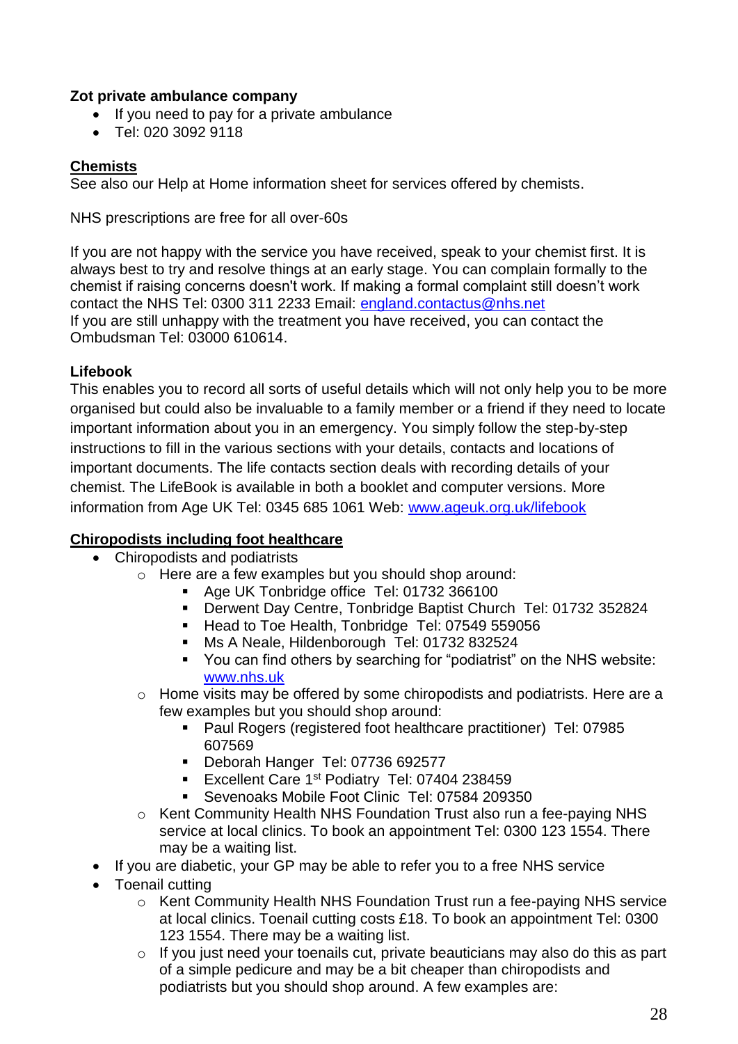**Zot private ambulance company**

- If you need to pay for a private ambulance
- Tel: 020 3092 9118

**Chemists**

See also our Help at Home information sheet for services offered by chemists.

NHS prescriptions are free for all over-60s

If you are not happy with the service you have received, speak to your chemist first. It is always best to try and resolve things at an early stage. You can complain formally to the chemist if raising concerns doesn't work. If making a formal complaint still doesn't work contact the NHS Tel: 0300 311 2233 Email: england.contactus@nhs.net
If you are still unhappy with the treatment you have received, you can contact the Ombudsman Tel: 03000 610614.

**Lifebook**

This enables you to record all sorts of useful details which will not only help you to be more organised but could also be invaluable to a family member or a friend if they need to locate important information about you in an emergency. You simply follow the step-by-step instructions to fill in the various sections with your details, contacts and locations of important documents. The life contacts section deals with recording details of your chemist. The LifeBook is available in both a booklet and computer versions. More information from Age UK Tel: 0345 685 1061 Web: www.ageuk.org.uk/lifebook

**Chiropodists including foot healthcare**

- Chiropodists and podiatrists
  - Here are a few examples but you should shop around:
    - Age UK Tonbridge office Tel: 01732 366100
    - Derwent Day Centre, Tonbridge Baptist Church Tel: 01732 352824
    - Head to Toe Health, Tonbridge Tel: 07549 559056
    - Ms A Neale, Hildenborough Tel: 01732 832524
    - You can find others by searching for "podiatrist" on the NHS website: www.nhs.uk
  - Home visits may be offered by some chiropodists and podiatrists. Here are a few examples but you should shop around:
    - Paul Rogers (registered foot healthcare practitioner) Tel: 07985 607569
    - Deborah Hanger Tel: 07736 692577
    - Excellent Care 1st Podiatry Tel: 07404 238459
    - Sevenoaks Mobile Foot Clinic Tel: 07584 209350
  - Kent Community Health NHS Foundation Trust also run a fee-paying NHS service at local clinics. To book an appointment Tel: 0300 123 1554. There may be a waiting list.
- If you are diabetic, your GP may be able to refer you to a free NHS service
- Toenail cutting
  - Kent Community Health NHS Foundation Trust run a fee-paying NHS service at local clinics. Toenail cutting costs £18. To book an appointment Tel: 0300 123 1554. There may be a waiting list.
  - If you just need your toenails cut, private beauticians may also do this as part of a simple pedicure and may be a bit cheaper than chiropodists and podiatrists but you should shop around. A few examples are: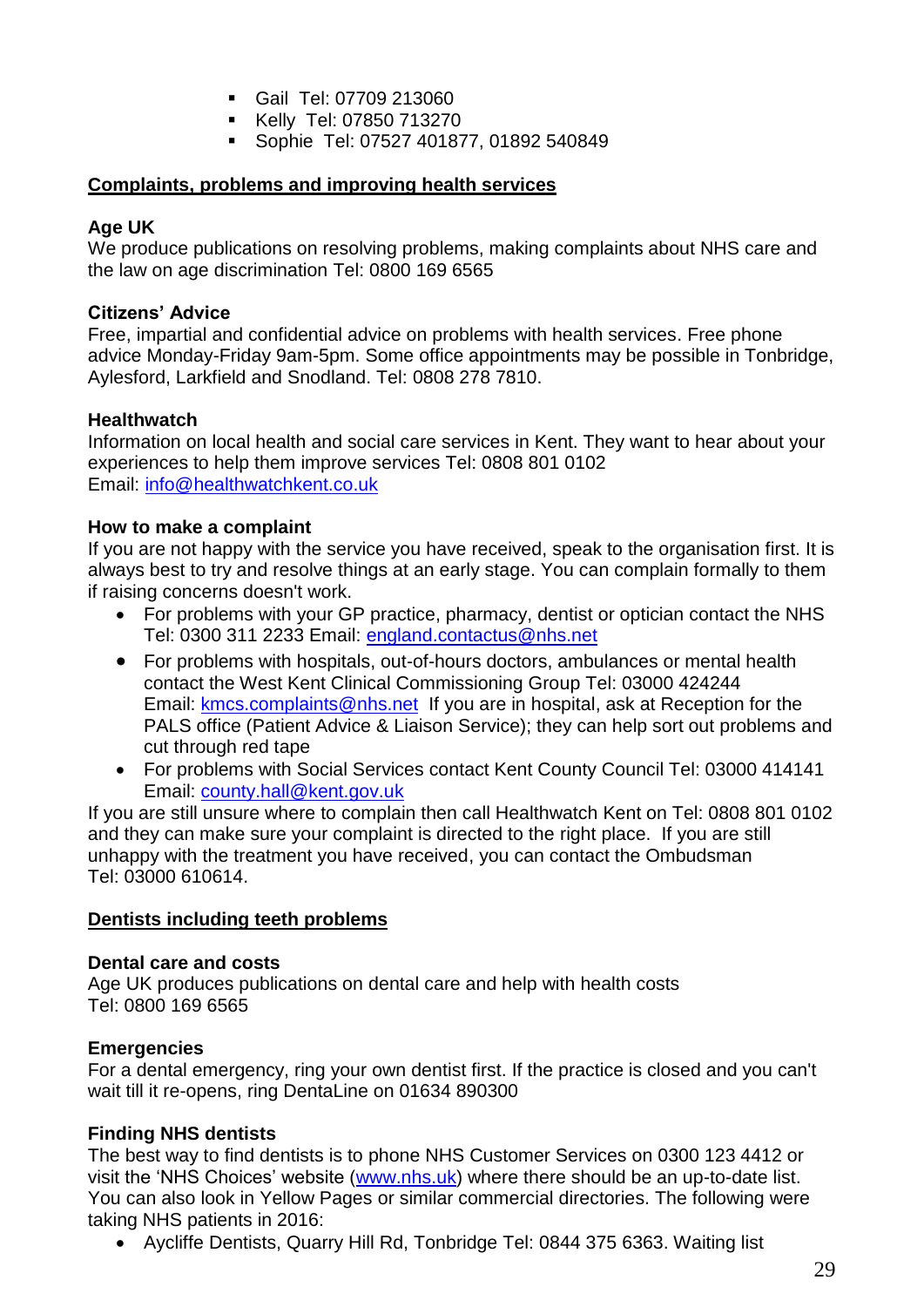- Gail  Tel: 07709 213060
- Kelly  Tel: 07850 713270
- Sophie  Tel: 07527 401877, 01892 540849

## Complaints, problems and improving health services

**Age UK**
We produce publications on resolving problems, making complaints about NHS care and the law on age discrimination Tel: 0800 169 6565

**Citizens' Advice**
Free, impartial and confidential advice on problems with health services. Free phone advice Monday-Friday 9am-5pm. Some office appointments may be possible in Tonbridge, Aylesford, Larkfield and Snodland. Tel: 0808 278 7810.

**Healthwatch**
Information on local health and social care services in Kent. They want to hear about your experiences to help them improve services Tel: 0808 801 0102
Email: info@healthwatchkent.co.uk

**How to make a complaint**
If you are not happy with the service you have received, speak to the organisation first. It is always best to try and resolve things at an early stage. You can complain formally to them if raising concerns doesn't work.

- For problems with your GP practice, pharmacy, dentist or optician contact the NHS Tel: 0300 311 2233 Email: england.contactus@nhs.net
- For problems with hospitals, out-of-hours doctors, ambulances or mental health contact the West Kent Clinical Commissioning Group Tel: 03000 424244 Email: kmcs.complaints@nhs.net If you are in hospital, ask at Reception for the PALS office (Patient Advice & Liaison Service); they can help sort out problems and cut through red tape
- For problems with Social Services contact Kent County Council Tel: 03000 414141 Email: county.hall@kent.gov.uk

If you are still unsure where to complain then call Healthwatch Kent on Tel: 0808 801 0102 and they can make sure your complaint is directed to the right place. If you are still unhappy with the treatment you have received, you can contact the Ombudsman Tel: 03000 610614.

## Dentists including teeth problems

**Dental care and costs**
Age UK produces publications on dental care and help with health costs
Tel: 0800 169 6565

**Emergencies**
For a dental emergency, ring your own dentist first. If the practice is closed and you can't wait till it re-opens, ring DentaLine on 01634 890300

**Finding NHS dentists**
The best way to find dentists is to phone NHS Customer Services on 0300 123 4412 or visit the 'NHS Choices' website (www.nhs.uk) where there should be an up-to-date list. You can also look in Yellow Pages or similar commercial directories. The following were taking NHS patients in 2016:

- Aycliffe Dentists, Quarry Hill Rd, Tonbridge Tel: 0844 375 6363. Waiting list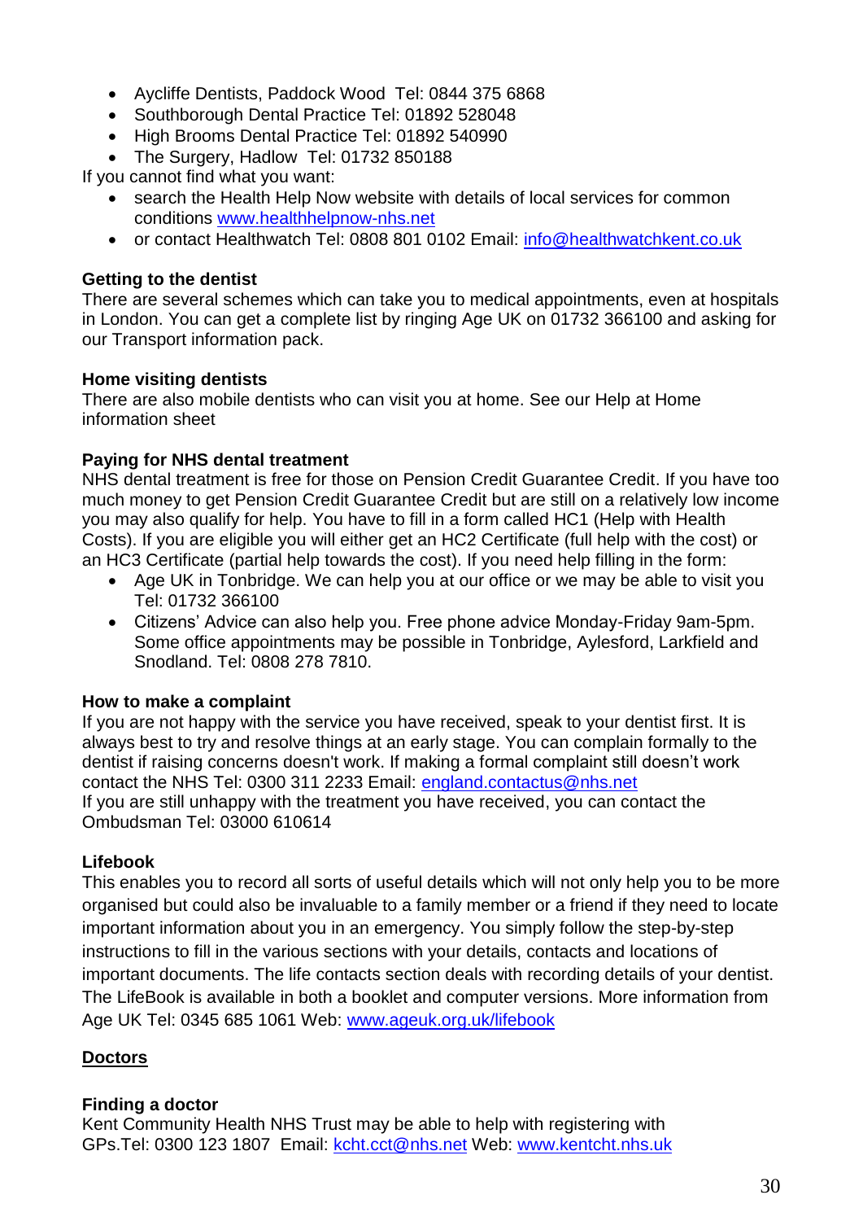- Aycliffe Dentists, Paddock Wood Tel: 0844 375 6868
- Southborough Dental Practice Tel: 01892 528048
- High Brooms Dental Practice Tel: 01892 540990
- The Surgery, Hadlow Tel: 01732 850188

If you cannot find what you want:

- search the Health Help Now website with details of local services for common conditions [www.healthhelpnow-nhs.net](http://www.healthhelpnow-nhs.net)
- or contact Healthwatch Tel: 0808 801 0102 Email: [info@healthwatchkent.co.uk](mailto:info@healthwatchkent.co.uk)

**Getting to the dentist**
There are several schemes which can take you to medical appointments, even at hospitals in London. You can get a complete list by ringing Age UK on 01732 366100 and asking for our Transport information pack.

**Home visiting dentists**
There are also mobile dentists who can visit you at home. See our Help at Home information sheet

**Paying for NHS dental treatment**
NHS dental treatment is free for those on Pension Credit Guarantee Credit. If you have too much money to get Pension Credit Guarantee Credit but are still on a relatively low income you may also qualify for help. You have to fill in a form called HC1 (Help with Health Costs). If you are eligible you will either get an HC2 Certificate (full help with the cost) or an HC3 Certificate (partial help towards the cost). If you need help filling in the form:

- Age UK in Tonbridge. We can help you at our office or we may be able to visit you Tel: 01732 366100
- Citizens' Advice can also help you. Free phone advice Monday-Friday 9am-5pm. Some office appointments may be possible in Tonbridge, Aylesford, Larkfield and Snodland. Tel: 0808 278 7810.

**How to make a complaint**
If you are not happy with the service you have received, speak to your dentist first. It is always best to try and resolve things at an early stage. You can complain formally to the dentist if raising concerns doesn't work. If making a formal complaint still doesn't work contact the NHS Tel: 0300 311 2233 Email: [england.contactus@nhs.net](mailto:england.contactus@nhs.net)
If you are still unhappy with the treatment you have received, you can contact the Ombudsman Tel: 03000 610614

**Lifebook**
This enables you to record all sorts of useful details which will not only help you to be more organised but could also be invaluable to a family member or a friend if they need to locate important information about you in an emergency. You simply follow the step-by-step instructions to fill in the various sections with your details, contacts and locations of important documents. The life contacts section deals with recording details of your dentist. The LifeBook is available in both a booklet and computer versions. More information from Age UK Tel: 0345 685 1061 Web: [www.ageuk.org.uk/lifebook](http://www.ageuk.org.uk/lifebook)

## Doctors

**Finding a doctor**
Kent Community Health NHS Trust may be able to help with registering with GPs.Tel: 0300 123 1807 Email: [kcht.cct@nhs.net](mailto:kcht.cct@nhs.net) Web: [www.kentcht.nhs.uk](http://www.kentcht.nhs.uk)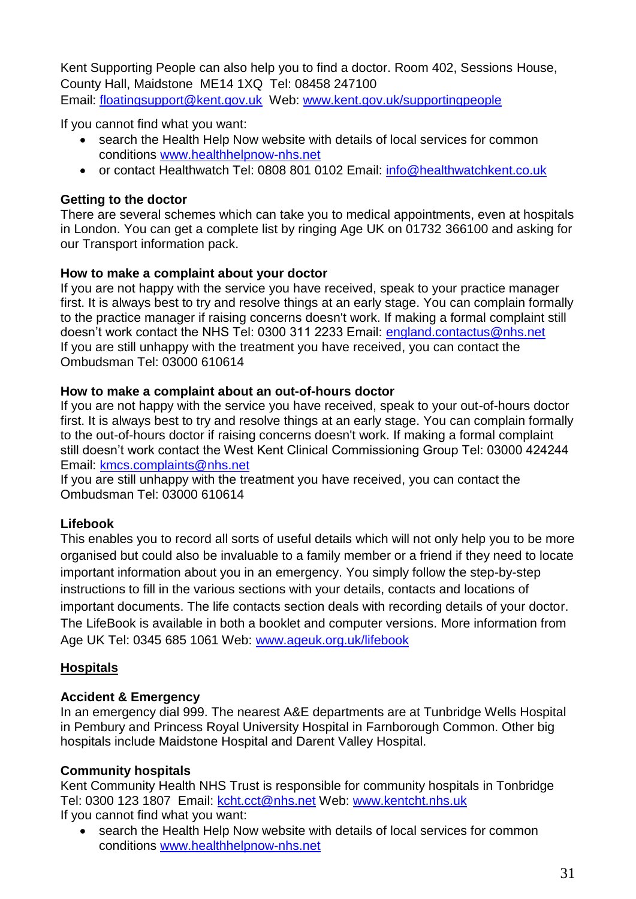Kent Supporting People can also help you to find a doctor. Room 402, Sessions House, County Hall, Maidstone ME14 1XQ Tel: 08458 247100
Email: floatingsupport@kent.gov.uk Web: www.kent.gov.uk/supportingpeople

If you cannot find what you want:

- search the Health Help Now website with details of local services for common conditions www.healthhelpnow-nhs.net
- or contact Healthwatch Tel: 0808 801 0102 Email: info@healthwatchkent.co.uk

**Getting to the doctor**
There are several schemes which can take you to medical appointments, even at hospitals in London. You can get a complete list by ringing Age UK on 01732 366100 and asking for our Transport information pack.

**How to make a complaint about your doctor**
If you are not happy with the service you have received, speak to your practice manager first. It is always best to try and resolve things at an early stage. You can complain formally to the practice manager if raising concerns doesn't work. If making a formal complaint still doesn't work contact the NHS Tel: 0300 311 2233 Email: england.contactus@nhs.net
If you are still unhappy with the treatment you have received, you can contact the Ombudsman Tel: 03000 610614

**How to make a complaint about an out-of-hours doctor**
If you are not happy with the service you have received, speak to your out-of-hours doctor first. It is always best to try and resolve things at an early stage. You can complain formally to the out-of-hours doctor if raising concerns doesn't work. If making a formal complaint still doesn't work contact the West Kent Clinical Commissioning Group Tel: 03000 424244
Email: kmcs.complaints@nhs.net
If you are still unhappy with the treatment you have received, you can contact the Ombudsman Tel: 03000 610614

**Lifebook**
This enables you to record all sorts of useful details which will not only help you to be more organised but could also be invaluable to a family member or a friend if they need to locate important information about you in an emergency. You simply follow the step-by-step instructions to fill in the various sections with your details, contacts and locations of important documents. The life contacts section deals with recording details of your doctor. The LifeBook is available in both a booklet and computer versions. More information from Age UK Tel: 0345 685 1061 Web: www.ageuk.org.uk/lifebook

## Hospitals

**Accident & Emergency**
In an emergency dial 999. The nearest A&E departments are at Tunbridge Wells Hospital in Pembury and Princess Royal University Hospital in Farnborough Common. Other big hospitals include Maidstone Hospital and Darent Valley Hospital.

**Community hospitals**
Kent Community Health NHS Trust is responsible for community hospitals in Tonbridge Tel: 0300 123 1807 Email: kcht.cct@nhs.net Web: www.kentcht.nhs.uk
If you cannot find what you want:

- search the Health Help Now website with details of local services for common conditions www.healthhelpnow-nhs.net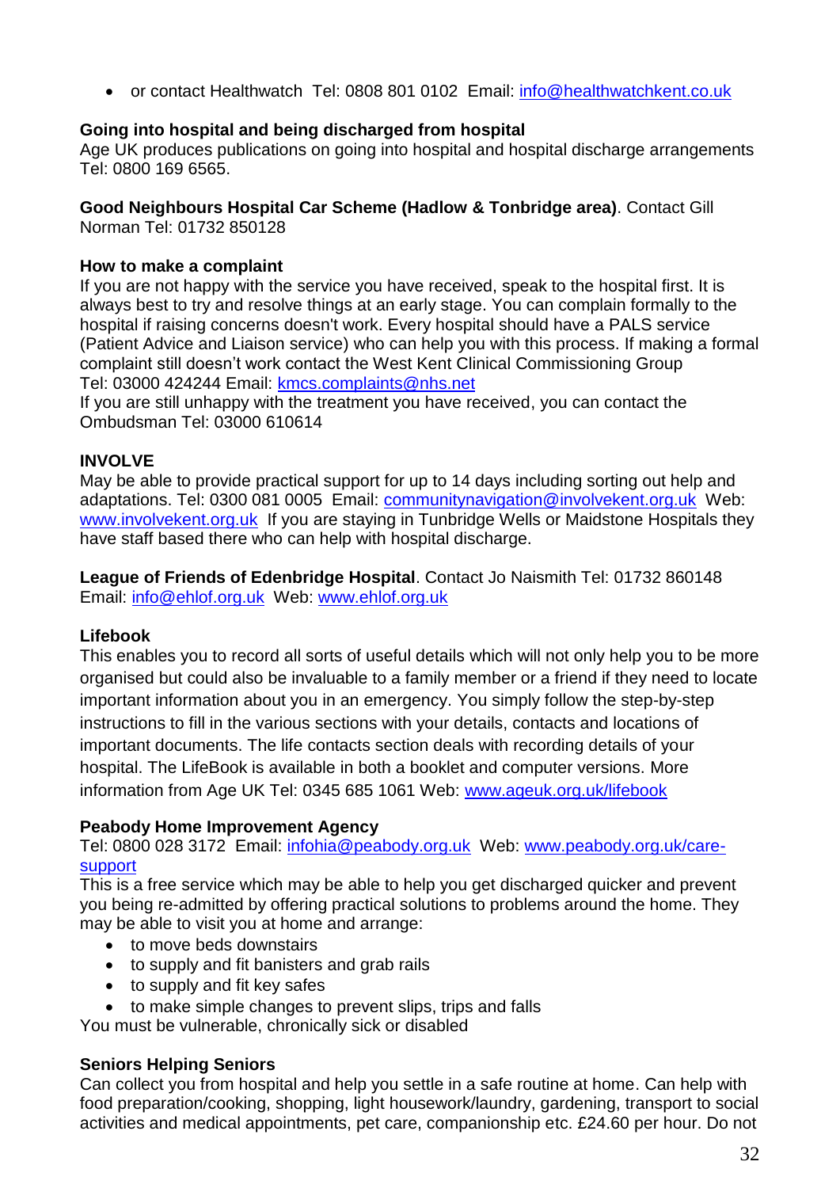- or contact Healthwatch Tel: 0808 801 0102 Email: info@healthwatchkent.co.uk

**Going into hospital and being discharged from hospital**
Age UK produces publications on going into hospital and hospital discharge arrangements Tel: 0800 169 6565.

**Good Neighbours Hospital Car Scheme (Hadlow & Tonbridge area)**. Contact Gill Norman Tel: 01732 850128

**How to make a complaint**
If you are not happy with the service you have received, speak to the hospital first. It is always best to try and resolve things at an early stage. You can complain formally to the hospital if raising concerns doesn't work. Every hospital should have a PALS service (Patient Advice and Liaison service) who can help you with this process. If making a formal complaint still doesn't work contact the West Kent Clinical Commissioning Group Tel: 03000 424244 Email: kmcs.complaints@nhs.net
If you are still unhappy with the treatment you have received, you can contact the Ombudsman Tel: 03000 610614

**INVOLVE**
May be able to provide practical support for up to 14 days including sorting out help and adaptations. Tel: 0300 081 0005 Email: communitynavigation@involvekent.org.uk Web: www.involvekent.org.uk If you are staying in Tunbridge Wells or Maidstone Hospitals they have staff based there who can help with hospital discharge.

**League of Friends of Edenbridge Hospital**. Contact Jo Naismith Tel: 01732 860148 Email: info@ehlof.org.uk Web: www.ehlof.org.uk

**Lifebook**
This enables you to record all sorts of useful details which will not only help you to be more organised but could also be invaluable to a family member or a friend if they need to locate important information about you in an emergency. You simply follow the step-by-step instructions to fill in the various sections with your details, contacts and locations of important documents. The life contacts section deals with recording details of your hospital. The LifeBook is available in both a booklet and computer versions. More information from Age UK Tel: 0345 685 1061 Web: www.ageuk.org.uk/lifebook

**Peabody Home Improvement Agency**
Tel: 0800 028 3172 Email: infohia@peabody.org.uk Web: www.peabody.org.uk/care-support
This is a free service which may be able to help you get discharged quicker and prevent you being re-admitted by offering practical solutions to problems around the home. They may be able to visit you at home and arrange:

- to move beds downstairs
- to supply and fit banisters and grab rails
- to supply and fit key safes
- to make simple changes to prevent slips, trips and falls

You must be vulnerable, chronically sick or disabled

**Seniors Helping Seniors**
Can collect you from hospital and help you settle in a safe routine at home. Can help with food preparation/cooking, shopping, light housework/laundry, gardening, transport to social activities and medical appointments, pet care, companionship etc. £24.60 per hour. Do not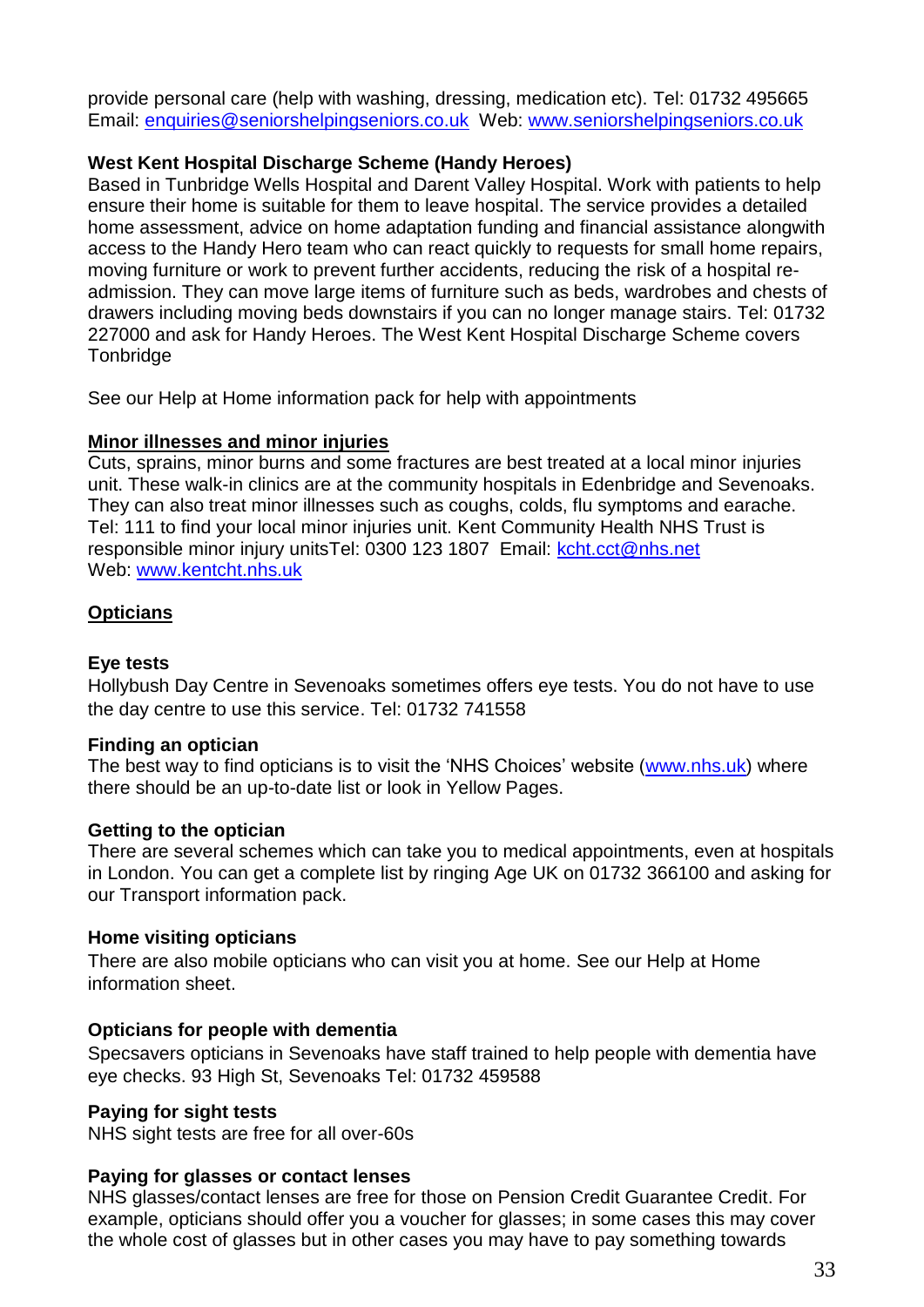provide personal care (help with washing, dressing, medication etc). Tel: 01732 495665 Email: enquiries@seniorshelpingseniors.co.uk Web: www.seniorshelpingseniors.co.uk

**West Kent Hospital Discharge Scheme (Handy Heroes)**
Based in Tunbridge Wells Hospital and Darent Valley Hospital. Work with patients to help ensure their home is suitable for them to leave hospital. The service provides a detailed home assessment, advice on home adaptation funding and financial assistance alongwith access to the Handy Hero team who can react quickly to requests for small home repairs, moving furniture or work to prevent further accidents, reducing the risk of a hospital re-admission. They can move large items of furniture such as beds, wardrobes and chests of drawers including moving beds downstairs if you can no longer manage stairs. Tel: 01732 227000 and ask for Handy Heroes. The West Kent Hospital Discharge Scheme covers Tonbridge

See our Help at Home information pack for help with appointments

## Minor illnesses and minor injuries

Cuts, sprains, minor burns and some fractures are best treated at a local minor injuries unit. These walk-in clinics are at the community hospitals in Edenbridge and Sevenoaks. They can also treat minor illnesses such as coughs, colds, flu symptoms and earache. Tel: 111 to find your local minor injuries unit. Kent Community Health NHS Trust is responsible minor injury unitsTel: 0300 123 1807 Email: kcht.cct@nhs.net
Web: www.kentcht.nhs.uk

## Opticians

**Eye tests**
Hollybush Day Centre in Sevenoaks sometimes offers eye tests. You do not have to use the day centre to use this service. Tel: 01732 741558

**Finding an optician**
The best way to find opticians is to visit the 'NHS Choices' website (www.nhs.uk) where there should be an up-to-date list or look in Yellow Pages.

**Getting to the optician**
There are several schemes which can take you to medical appointments, even at hospitals in London. You can get a complete list by ringing Age UK on 01732 366100 and asking for our Transport information pack.

**Home visiting opticians**
There are also mobile opticians who can visit you at home. See our Help at Home information sheet.

**Opticians for people with dementia**
Specsavers opticians in Sevenoaks have staff trained to help people with dementia have eye checks. 93 High St, Sevenoaks Tel: 01732 459588

**Paying for sight tests**
NHS sight tests are free for all over-60s

**Paying for glasses or contact lenses**
NHS glasses/contact lenses are free for those on Pension Credit Guarantee Credit. For example, opticians should offer you a voucher for glasses; in some cases this may cover the whole cost of glasses but in other cases you may have to pay something towards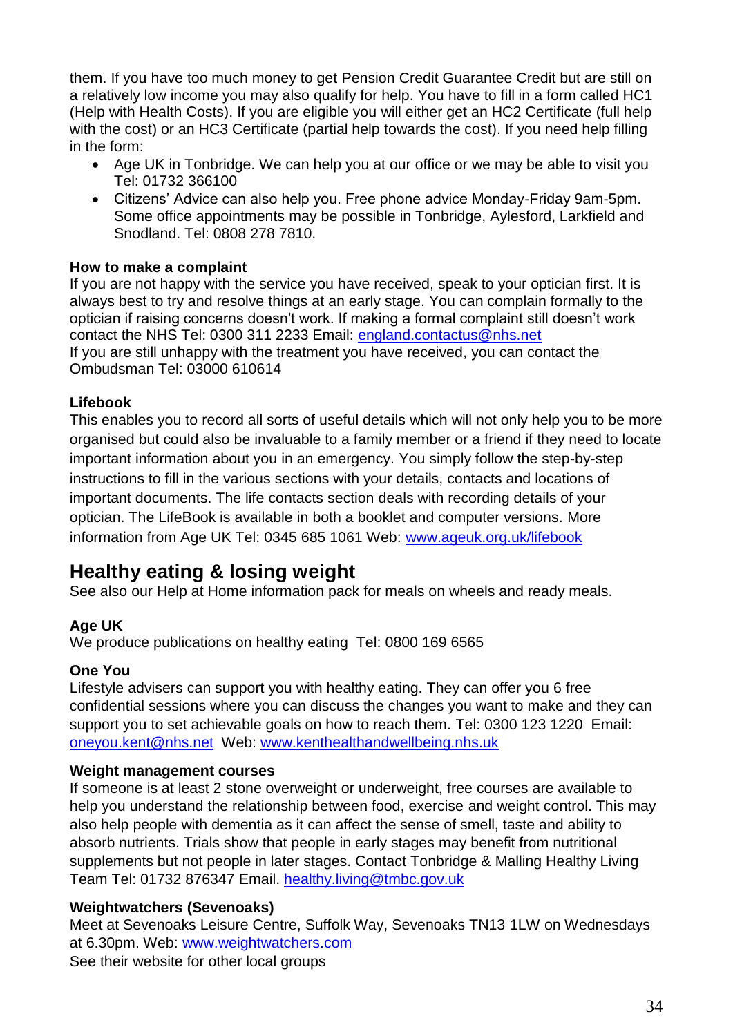them. If you have too much money to get Pension Credit Guarantee Credit but are still on a relatively low income you may also qualify for help. You have to fill in a form called HC1 (Help with Health Costs). If you are eligible you will either get an HC2 Certificate (full help with the cost) or an HC3 Certificate (partial help towards the cost). If you need help filling in the form:

- Age UK in Tonbridge. We can help you at our office or we may be able to visit you Tel: 01732 366100
- Citizens' Advice can also help you. Free phone advice Monday-Friday 9am-5pm. Some office appointments may be possible in Tonbridge, Aylesford, Larkfield and Snodland. Tel: 0808 278 7810.

**How to make a complaint**

If you are not happy with the service you have received, speak to your optician first. It is always best to try and resolve things at an early stage. You can complain formally to the optician if raising concerns doesn't work. If making a formal complaint still doesn't work contact the NHS Tel: 0300 311 2233 Email: england.contactus@nhs.net
If you are still unhappy with the treatment you have received, you can contact the Ombudsman Tel: 03000 610614

**Lifebook**

This enables you to record all sorts of useful details which will not only help you to be more organised but could also be invaluable to a family member or a friend if they need to locate important information about you in an emergency. You simply follow the step-by-step instructions to fill in the various sections with your details, contacts and locations of important documents. The life contacts section deals with recording details of your optician. The LifeBook is available in both a booklet and computer versions. More information from Age UK Tel: 0345 685 1061 Web: www.ageuk.org.uk/lifebook

## Healthy eating & losing weight

See also our Help at Home information pack for meals on wheels and ready meals.

**Age UK**

We produce publications on healthy eating Tel: 0800 169 6565

**One You**

Lifestyle advisers can support you with healthy eating. They can offer you 6 free confidential sessions where you can discuss the changes you want to make and they can support you to set achievable goals on how to reach them. Tel: 0300 123 1220 Email: oneyou.kent@nhs.net Web: www.kenthealthandwellbeing.nhs.uk

**Weight management courses**

If someone is at least 2 stone overweight or underweight, free courses are available to help you understand the relationship between food, exercise and weight control. This may also help people with dementia as it can affect the sense of smell, taste and ability to absorb nutrients. Trials show that people in early stages may benefit from nutritional supplements but not people in later stages. Contact Tonbridge & Malling Healthy Living Team Tel: 01732 876347 Email. healthy.living@tmbc.gov.uk

**Weightwatchers (Sevenoaks)**

Meet at Sevenoaks Leisure Centre, Suffolk Way, Sevenoaks TN13 1LW on Wednesdays at 6.30pm. Web: www.weightwatchers.com
See their website for other local groups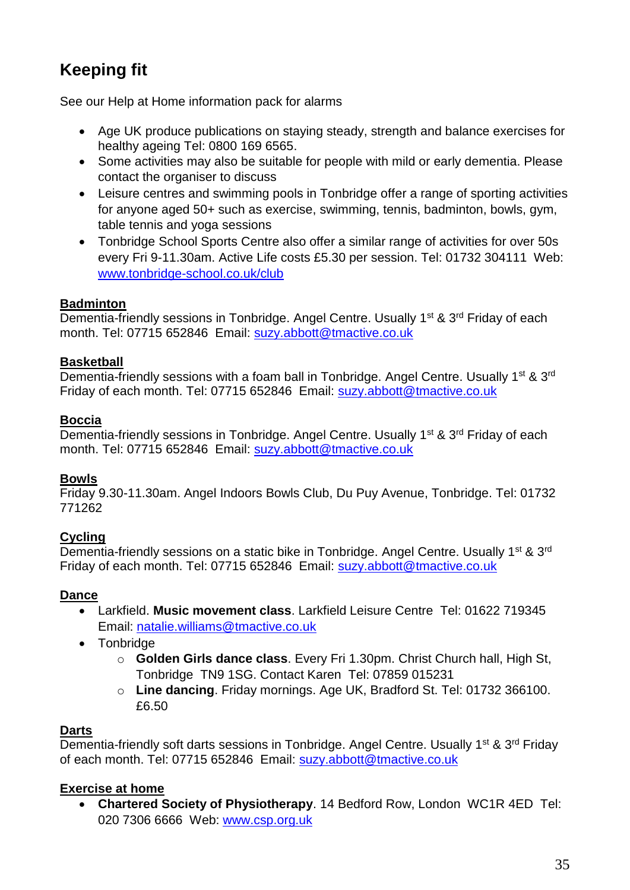## Keeping fit

See our Help at Home information pack for alarms

- Age UK produce publications on staying steady, strength and balance exercises for healthy ageing Tel: 0800 169 6565.
- Some activities may also be suitable for people with mild or early dementia. Please contact the organiser to discuss
- Leisure centres and swimming pools in Tonbridge offer a range of sporting activities for anyone aged 50+ such as exercise, swimming, tennis, badminton, bowls, gym, table tennis and yoga sessions
- Tonbridge School Sports Centre also offer a similar range of activities for over 50s every Fri 9-11.30am. Active Life costs £5.30 per session. Tel: 01732 304111 Web: www.tonbridge-school.co.uk/club

### Badminton

Dementia-friendly sessions in Tonbridge. Angel Centre. Usually 1st & 3rd Friday of each month. Tel: 07715 652846 Email: suzy.abbott@tmactive.co.uk

### Basketball

Dementia-friendly sessions with a foam ball in Tonbridge. Angel Centre. Usually 1st & 3rd Friday of each month. Tel: 07715 652846 Email: suzy.abbott@tmactive.co.uk

### Boccia

Dementia-friendly sessions in Tonbridge. Angel Centre. Usually 1st & 3rd Friday of each month. Tel: 07715 652846 Email: suzy.abbott@tmactive.co.uk

### Bowls

Friday 9.30-11.30am. Angel Indoors Bowls Club, Du Puy Avenue, Tonbridge. Tel: 01732 771262

### Cycling

Dementia-friendly sessions on a static bike in Tonbridge. Angel Centre. Usually 1st & 3rd Friday of each month. Tel: 07715 652846 Email: suzy.abbott@tmactive.co.uk

### Dance

- Larkfield. **Music movement class**. Larkfield Leisure Centre Tel: 01622 719345 Email: natalie.williams@tmactive.co.uk
- Tonbridge
  - **Golden Girls dance class**. Every Fri 1.30pm. Christ Church hall, High St, Tonbridge TN9 1SG. Contact Karen Tel: 07859 015231
  - **Line dancing**. Friday mornings. Age UK, Bradford St. Tel: 01732 366100. £6.50

### Darts

Dementia-friendly soft darts sessions in Tonbridge. Angel Centre. Usually 1st & 3rd Friday of each month. Tel: 07715 652846 Email: suzy.abbott@tmactive.co.uk

### Exercise at home

- **Chartered Society of Physiotherapy**. 14 Bedford Row, London WC1R 4ED Tel: 020 7306 6666 Web: www.csp.org.uk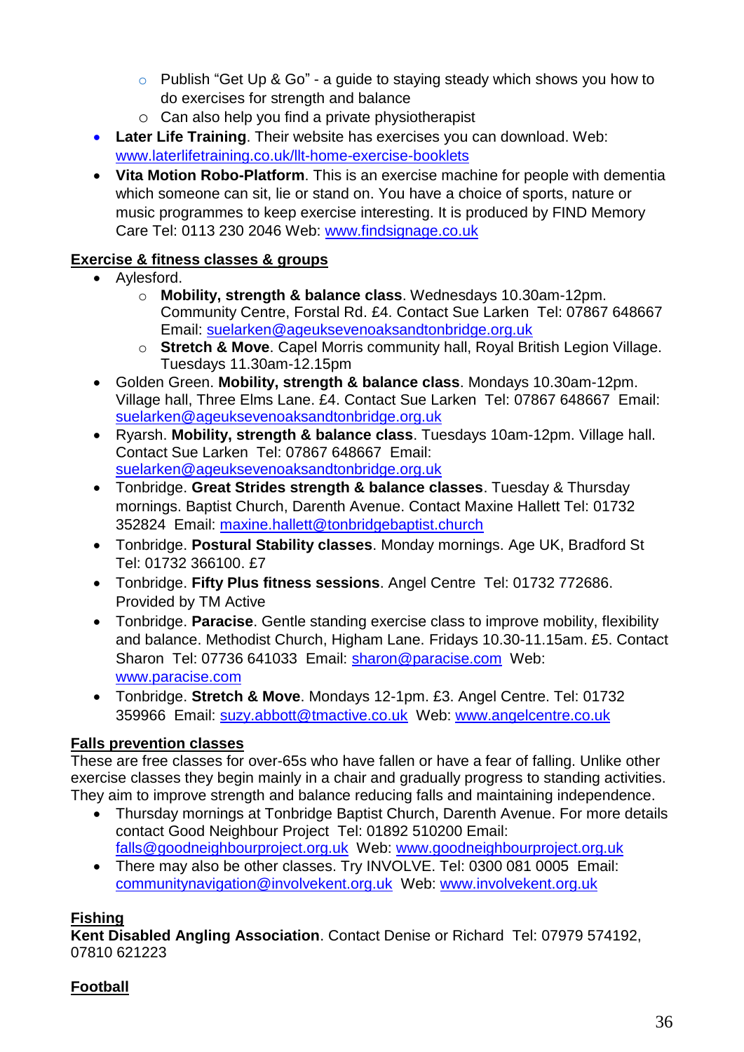- Publish “Get Up & Go” - a guide to staying steady which shows you how to do exercises for strength and balance
  - Can also help you find a private physiotherapist
- **Later Life Training**. Their website has exercises you can download. Web: www.laterlifetraining.co.uk/llt-home-exercise-booklets
- **Vita Motion Robo-Platform**. This is an exercise machine for people with dementia which someone can sit, lie or stand on. You have a choice of sports, nature or music programmes to keep exercise interesting. It is produced by FIND Memory Care Tel: 0113 230 2046 Web: www.findsignage.co.uk

**Exercise & fitness classes & groups**

- Aylesford.
  - **Mobility, strength & balance class**. Wednesdays 10.30am-12pm. Community Centre, Forstal Rd. £4. Contact Sue Larken Tel: 07867 648667 Email: suelarken@ageuksevenoaksandtonbridge.org.uk
  - **Stretch & Move**. Capel Morris community hall, Royal British Legion Village. Tuesdays 11.30am-12.15pm
- Golden Green. **Mobility, strength & balance class**. Mondays 10.30am-12pm. Village hall, Three Elms Lane. £4. Contact Sue Larken Tel: 07867 648667 Email: suelarken@ageuksevenoaksandtonbridge.org.uk
- Ryarsh. **Mobility, strength & balance class**. Tuesdays 10am-12pm. Village hall. Contact Sue Larken Tel: 07867 648667 Email: suelarken@ageuksevenoaksandtonbridge.org.uk
- Tonbridge. **Great Strides strength & balance classes**. Tuesday & Thursday mornings. Baptist Church, Darenth Avenue. Contact Maxine Hallett Tel: 01732 352824 Email: maxine.hallett@tonbridgebaptist.church
- Tonbridge. **Postural Stability classes**. Monday mornings. Age UK, Bradford St Tel: 01732 366100. £7
- Tonbridge. **Fifty Plus fitness sessions**. Angel Centre Tel: 01732 772686. Provided by TM Active
- Tonbridge. **Paracise**. Gentle standing exercise class to improve mobility, flexibility and balance. Methodist Church, Higham Lane. Fridays 10.30-11.15am. £5. Contact Sharon Tel: 07736 641033 Email: sharon@paracise.com Web: www.paracise.com
- Tonbridge. **Stretch & Move**. Mondays 12-1pm. £3. Angel Centre. Tel: 01732 359966 Email: suzy.abbott@tmactive.co.uk Web: www.angelcentre.co.uk

**Falls prevention classes**

These are free classes for over-65s who have fallen or have a fear of falling. Unlike other exercise classes they begin mainly in a chair and gradually progress to standing activities. They aim to improve strength and balance reducing falls and maintaining independence.

- Thursday mornings at Tonbridge Baptist Church, Darenth Avenue. For more details contact Good Neighbour Project Tel: 01892 510200 Email: falls@goodneighbourproject.org.uk Web: www.goodneighbourproject.org.uk
- There may also be other classes. Try INVOLVE. Tel: 0300 081 0005 Email: communitynavigation@involvekent.org.uk Web: www.involvekent.org.uk

**Fishing**

**Kent Disabled Angling Association**. Contact Denise or Richard Tel: 07979 574192, 07810 621223

**Football**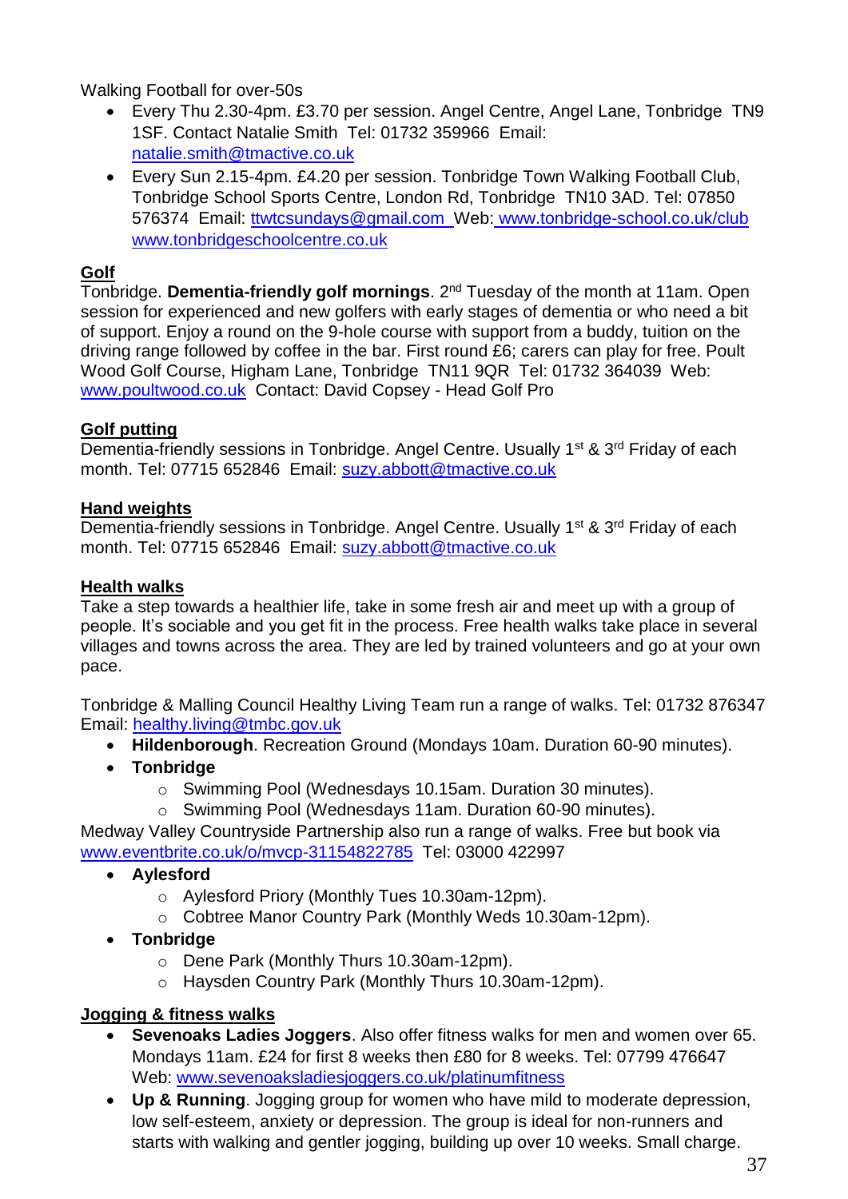Walking Football for over-50s

- Every Thu 2.30-4pm. £3.70 per session. Angel Centre, Angel Lane, Tonbridge TN9 1SF. Contact Natalie Smith Tel: 01732 359966 Email: natalie.smith@tmactive.co.uk
- Every Sun 2.15-4pm. £4.20 per session. Tonbridge Town Walking Football Club, Tonbridge School Sports Centre, London Rd, Tonbridge TN10 3AD. Tel: 07850 576374 Email: ttwtcsundays@gmail.com Web: www.tonbridge-school.co.uk/club www.tonbridgeschoolcentre.co.uk

## Golf

Tonbridge. **Dementia-friendly golf mornings**. 2nd Tuesday of the month at 11am. Open session for experienced and new golfers with early stages of dementia or who need a bit of support. Enjoy a round on the 9-hole course with support from a buddy, tuition on the driving range followed by coffee in the bar. First round £6; carers can play for free. Poult Wood Golf Course, Higham Lane, Tonbridge TN11 9QR Tel: 01732 364039 Web: www.poultwood.co.uk Contact: David Copsey - Head Golf Pro

## Golf putting

Dementia-friendly sessions in Tonbridge. Angel Centre. Usually 1st & 3rd Friday of each month. Tel: 07715 652846 Email: suzy.abbott@tmactive.co.uk

## Hand weights

Dementia-friendly sessions in Tonbridge. Angel Centre. Usually 1st & 3rd Friday of each month. Tel: 07715 652846 Email: suzy.abbott@tmactive.co.uk

## Health walks

Take a step towards a healthier life, take in some fresh air and meet up with a group of people. It's sociable and you get fit in the process. Free health walks take place in several villages and towns across the area. They are led by trained volunteers and go at your own pace.

Tonbridge & Malling Council Healthy Living Team run a range of walks. Tel: 01732 876347 Email: healthy.living@tmbc.gov.uk

- **Hildenborough**. Recreation Ground (Mondays 10am. Duration 60-90 minutes).
- **Tonbridge**
  - Swimming Pool (Wednesdays 10.15am. Duration 30 minutes).
  - Swimming Pool (Wednesdays 11am. Duration 60-90 minutes).

Medway Valley Countryside Partnership also run a range of walks. Free but book via www.eventbrite.co.uk/o/mvcp-31154822785 Tel: 03000 422997

- **Aylesford**
  - Aylesford Priory (Monthly Tues 10.30am-12pm).
  - Cobtree Manor Country Park (Monthly Weds 10.30am-12pm).
- **Tonbridge**
  - Dene Park (Monthly Thurs 10.30am-12pm).
  - Haysden Country Park (Monthly Thurs 10.30am-12pm).

## Jogging & fitness walks

- **Sevenoaks Ladies Joggers**. Also offer fitness walks for men and women over 65. Mondays 11am. £24 for first 8 weeks then £80 for 8 weeks. Tel: 07799 476647 Web: www.sevenoaksladiesjoggers.co.uk/platinumfitness
- **Up & Running**. Jogging group for women who have mild to moderate depression, low self-esteem, anxiety or depression. The group is ideal for non-runners and starts with walking and gentler jogging, building up over 10 weeks. Small charge.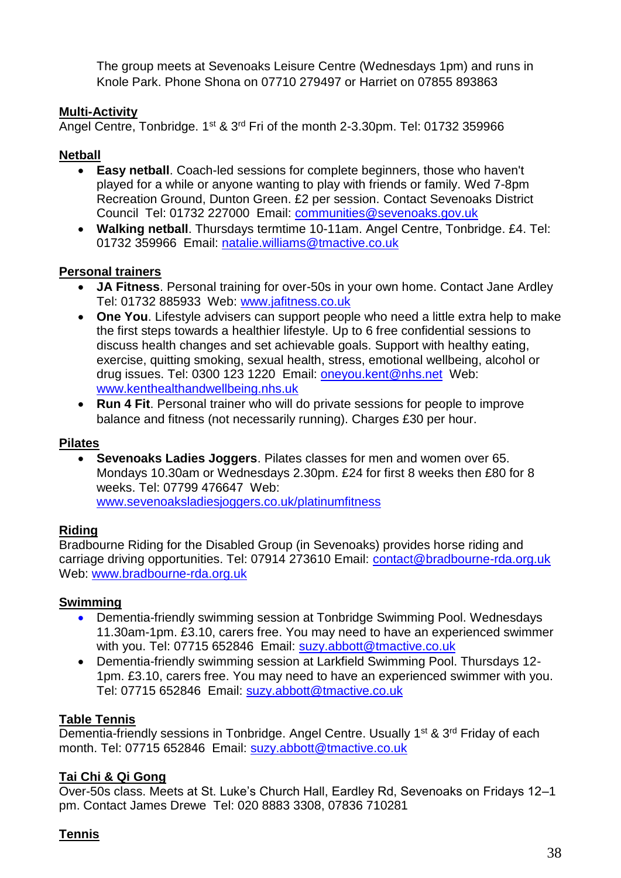The group meets at Sevenoaks Leisure Centre (Wednesdays 1pm) and runs in Knole Park. Phone Shona on 07710 279497 or Harriet on 07855 893863

### Multi-Activity

Angel Centre, Tonbridge. 1st & 3rd Fri of the month 2-3.30pm. Tel: 01732 359966

### Netball

- **Easy netball**. Coach-led sessions for complete beginners, those who haven't played for a while or anyone wanting to play with friends or family. Wed 7-8pm Recreation Ground, Dunton Green. £2 per session. Contact Sevenoaks District Council Tel: 01732 227000 Email: communities@sevenoaks.gov.uk
- **Walking netball**. Thursdays termtime 10-11am. Angel Centre, Tonbridge. £4. Tel: 01732 359966 Email: natalie.williams@tmactive.co.uk

### Personal trainers

- **JA Fitness**. Personal training for over-50s in your own home. Contact Jane Ardley Tel: 01732 885933 Web: www.jafitness.co.uk
- **One You**. Lifestyle advisers can support people who need a little extra help to make the first steps towards a healthier lifestyle. Up to 6 free confidential sessions to discuss health changes and set achievable goals. Support with healthy eating, exercise, quitting smoking, sexual health, stress, emotional wellbeing, alcohol or drug issues. Tel: 0300 123 1220 Email: oneyou.kent@nhs.net Web: www.kenthealthandwellbeing.nhs.uk
- **Run 4 Fit**. Personal trainer who will do private sessions for people to improve balance and fitness (not necessarily running). Charges £30 per hour.

### Pilates

- **Sevenoaks Ladies Joggers**. Pilates classes for men and women over 65. Mondays 10.30am or Wednesdays 2.30pm. £24 for first 8 weeks then £80 for 8 weeks. Tel: 07799 476647 Web: www.sevenoaksladiesjoggers.co.uk/platinumfitness

### Riding

Bradbourne Riding for the Disabled Group (in Sevenoaks) provides horse riding and carriage driving opportunities. Tel: 07914 273610 Email: contact@bradbourne-rda.org.uk Web: www.bradbourne-rda.org.uk

### Swimming

- Dementia-friendly swimming session at Tonbridge Swimming Pool. Wednesdays 11.30am-1pm. £3.10, carers free. You may need to have an experienced swimmer with you. Tel: 07715 652846 Email: suzy.abbott@tmactive.co.uk
- Dementia-friendly swimming session at Larkfield Swimming Pool. Thursdays 12-1pm. £3.10, carers free. You may need to have an experienced swimmer with you. Tel: 07715 652846 Email: suzy.abbott@tmactive.co.uk

### Table Tennis

Dementia-friendly sessions in Tonbridge. Angel Centre. Usually 1st & 3rd Friday of each month. Tel: 07715 652846 Email: suzy.abbott@tmactive.co.uk

### Tai Chi & Qi Gong

Over-50s class. Meets at St. Luke's Church Hall, Eardley Rd, Sevenoaks on Fridays 12–1 pm. Contact James Drewe Tel: 020 8883 3308, 07836 710281

### Tennis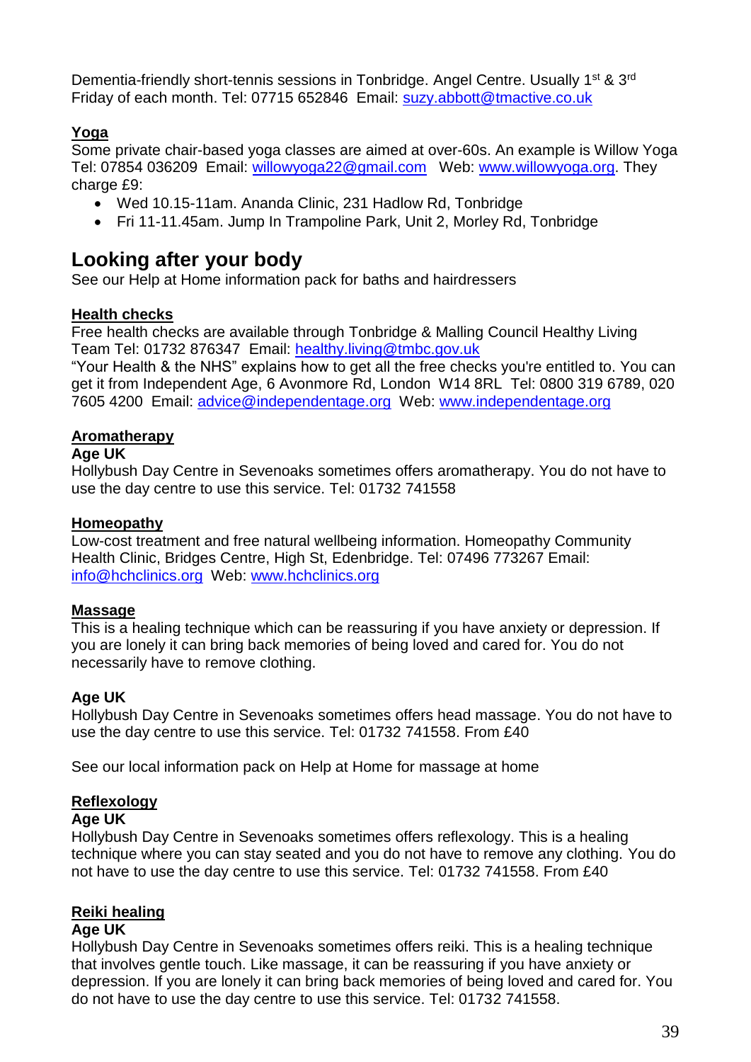Dementia-friendly short-tennis sessions in Tonbridge. Angel Centre. Usually 1st & 3rd Friday of each month. Tel: 07715 652846 Email: suzy.abbott@tmactive.co.uk

### Yoga

Some private chair-based yoga classes are aimed at over-60s. An example is Willow Yoga Tel: 07854 036209 Email: willowyoga22@gmail.com Web: www.willowyoga.org. They charge £9:

- Wed 10.15-11am. Ananda Clinic, 231 Hadlow Rd, Tonbridge
- Fri 11-11.45am. Jump In Trampoline Park, Unit 2, Morley Rd, Tonbridge

## Looking after your body

See our Help at Home information pack for baths and hairdressers

### Health checks

Free health checks are available through Tonbridge & Malling Council Healthy Living Team Tel: 01732 876347 Email: healthy.living@tmbc.gov.uk

"Your Health & the NHS" explains how to get all the free checks you're entitled to. You can get it from Independent Age, 6 Avonmore Rd, London W14 8RL Tel: 0800 319 6789, 020 7605 4200 Email: advice@independentage.org Web: www.independentage.org

### Aromatherapy

**Age UK**

Hollybush Day Centre in Sevenoaks sometimes offers aromatherapy. You do not have to use the day centre to use this service. Tel: 01732 741558

### Homeopathy

Low-cost treatment and free natural wellbeing information. Homeopathy Community Health Clinic, Bridges Centre, High St, Edenbridge. Tel: 07496 773267 Email: info@hchclinics.org Web: www.hchclinics.org

### Massage

This is a healing technique which can be reassuring if you have anxiety or depression. If you are lonely it can bring back memories of being loved and cared for. You do not necessarily have to remove clothing.

**Age UK**

Hollybush Day Centre in Sevenoaks sometimes offers head massage. You do not have to use the day centre to use this service. Tel: 01732 741558. From £40

See our local information pack on Help at Home for massage at home

### Reflexology

**Age UK**

Hollybush Day Centre in Sevenoaks sometimes offers reflexology. This is a healing technique where you can stay seated and you do not have to remove any clothing. You do not have to use the day centre to use this service. Tel: 01732 741558. From £40

### Reiki healing

**Age UK**

Hollybush Day Centre in Sevenoaks sometimes offers reiki. This is a healing technique that involves gentle touch. Like massage, it can be reassuring if you have anxiety or depression. If you are lonely it can bring back memories of being loved and cared for. You do not have to use the day centre to use this service. Tel: 01732 741558.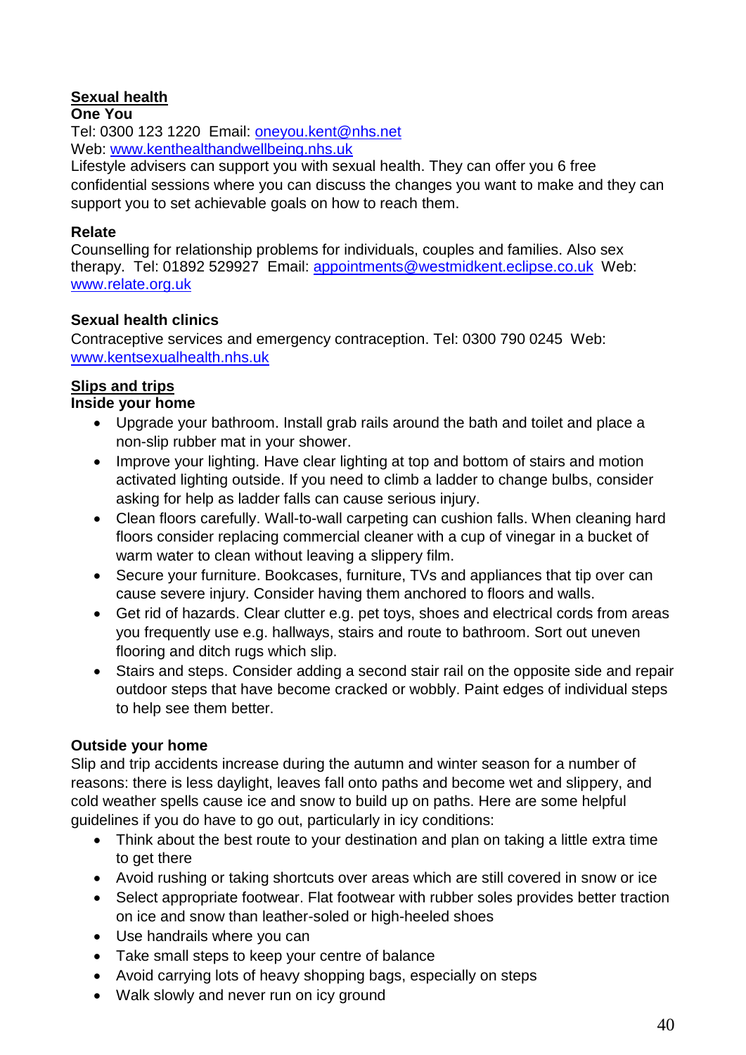## Sexual health

**One You**

Tel: 0300 123 1220 Email: oneyou.kent@nhs.net

Web: www.kenthealthandwellbeing.nhs.uk

Lifestyle advisers can support you with sexual health. They can offer you 6 free confidential sessions where you can discuss the changes you want to make and they can support you to set achievable goals on how to reach them.

**Relate**

Counselling for relationship problems for individuals, couples and families. Also sex therapy. Tel: 01892 529927 Email: appointments@westmidkent.eclipse.co.uk Web: www.relate.org.uk

**Sexual health clinics**

Contraceptive services and emergency contraception. Tel: 0300 790 0245 Web: www.kentsexualhealth.nhs.uk

## Slips and trips

**Inside your home**

- Upgrade your bathroom. Install grab rails around the bath and toilet and place a non-slip rubber mat in your shower.
- Improve your lighting. Have clear lighting at top and bottom of stairs and motion activated lighting outside. If you need to climb a ladder to change bulbs, consider asking for help as ladder falls can cause serious injury.
- Clean floors carefully. Wall-to-wall carpeting can cushion falls. When cleaning hard floors consider replacing commercial cleaner with a cup of vinegar in a bucket of warm water to clean without leaving a slippery film.
- Secure your furniture. Bookcases, furniture, TVs and appliances that tip over can cause severe injury. Consider having them anchored to floors and walls.
- Get rid of hazards. Clear clutter e.g. pet toys, shoes and electrical cords from areas you frequently use e.g. hallways, stairs and route to bathroom. Sort out uneven flooring and ditch rugs which slip.
- Stairs and steps. Consider adding a second stair rail on the opposite side and repair outdoor steps that have become cracked or wobbly. Paint edges of individual steps to help see them better.

**Outside your home**

Slip and trip accidents increase during the autumn and winter season for a number of reasons: there is less daylight, leaves fall onto paths and become wet and slippery, and cold weather spells cause ice and snow to build up on paths. Here are some helpful guidelines if you do have to go out, particularly in icy conditions:

- Think about the best route to your destination and plan on taking a little extra time to get there
- Avoid rushing or taking shortcuts over areas which are still covered in snow or ice
- Select appropriate footwear. Flat footwear with rubber soles provides better traction on ice and snow than leather-soled or high-heeled shoes
- Use handrails where you can
- Take small steps to keep your centre of balance
- Avoid carrying lots of heavy shopping bags, especially on steps
- Walk slowly and never run on icy ground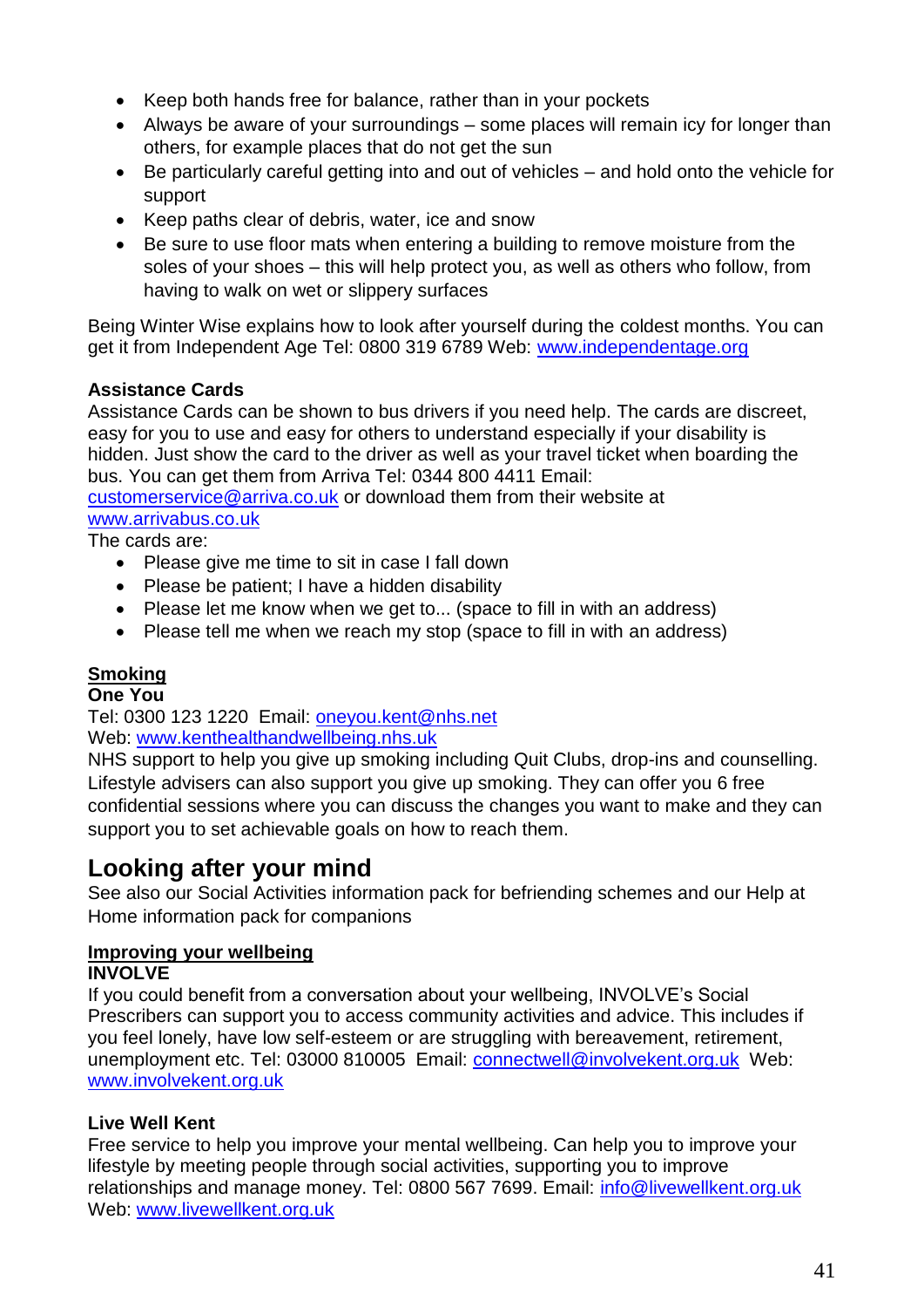- Keep both hands free for balance, rather than in your pockets
- Always be aware of your surroundings – some places will remain icy for longer than others, for example places that do not get the sun
- Be particularly careful getting into and out of vehicles – and hold onto the vehicle for support
- Keep paths clear of debris, water, ice and snow
- Be sure to use floor mats when entering a building to remove moisture from the soles of your shoes – this will help protect you, as well as others who follow, from having to walk on wet or slippery surfaces

Being Winter Wise explains how to look after yourself during the coldest months. You can get it from Independent Age Tel: 0800 319 6789 Web: www.independentage.org

**Assistance Cards**
Assistance Cards can be shown to bus drivers if you need help. The cards are discreet, easy for you to use and easy for others to understand especially if your disability is hidden. Just show the card to the driver as well as your travel ticket when boarding the bus. You can get them from Arriva Tel: 0344 800 4411 Email: customerservice@arriva.co.uk or download them from their website at www.arrivabus.co.uk
The cards are:

- Please give me time to sit in case I fall down
- Please be patient; I have a hidden disability
- Please let me know when we get to... (space to fill in with an address)
- Please tell me when we reach my stop (space to fill in with an address)

### Smoking

**One You**
Tel: 0300 123 1220 Email: oneyou.kent@nhs.net
Web: www.kenthealthandwellbeing.nhs.uk
NHS support to help you give up smoking including Quit Clubs, drop-ins and counselling. Lifestyle advisers can also support you give up smoking. They can offer you 6 free confidential sessions where you can discuss the changes you want to make and they can support you to set achievable goals on how to reach them.

## Looking after your mind

See also our Social Activities information pack for befriending schemes and our Help at Home information pack for companions

### Improving your wellbeing

**INVOLVE**
If you could benefit from a conversation about your wellbeing, INVOLVE's Social Prescribers can support you to access community activities and advice. This includes if you feel lonely, have low self-esteem or are struggling with bereavement, retirement, unemployment etc. Tel: 03000 810005 Email: connectwell@involvekent.org.uk Web: www.involvekent.org.uk

**Live Well Kent**
Free service to help you improve your mental wellbeing. Can help you to improve your lifestyle by meeting people through social activities, supporting you to improve relationships and manage money. Tel: 0800 567 7699. Email: info@livewellkent.org.uk
Web: www.livewellkent.org.uk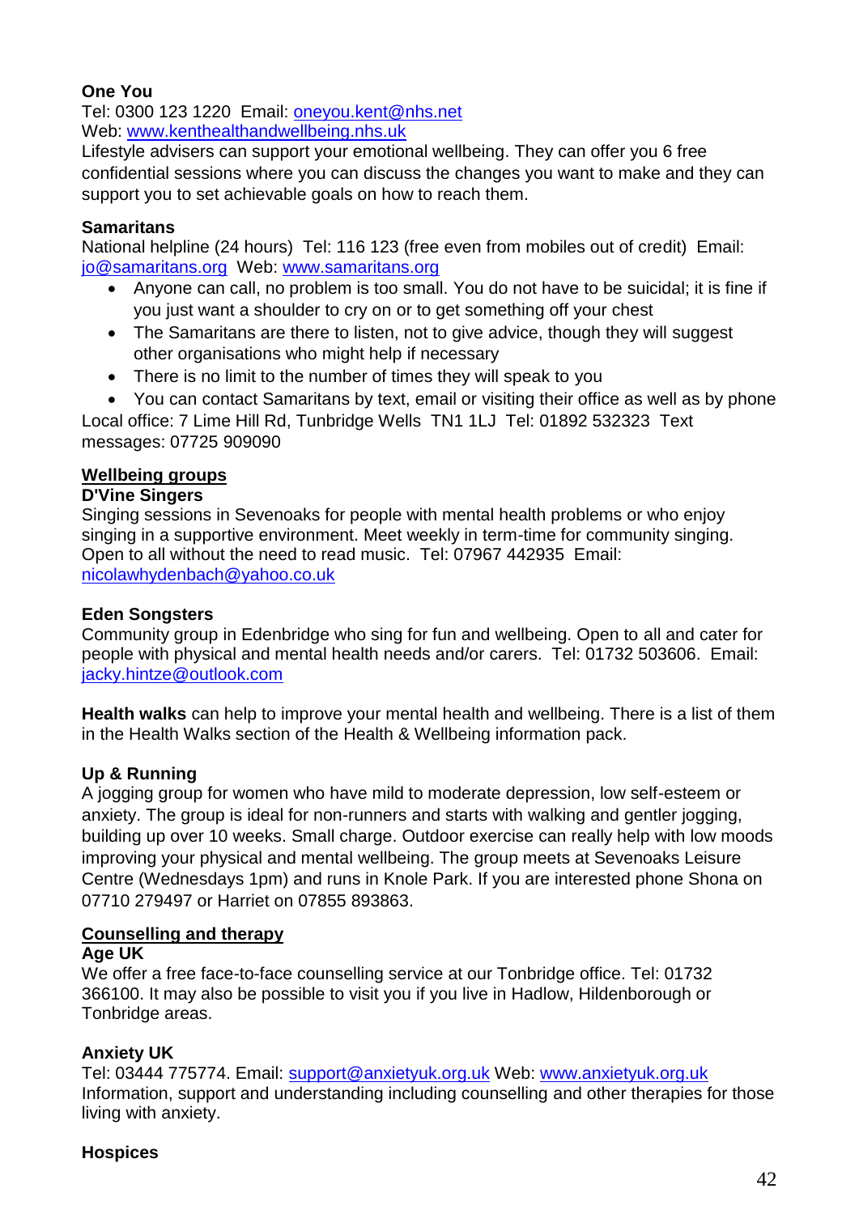**One You**

Tel: 0300 123 1220 Email: oneyou.kent@nhs.net
Web: www.kenthealthandwellbeing.nhs.uk
Lifestyle advisers can support your emotional wellbeing. They can offer you 6 free confidential sessions where you can discuss the changes you want to make and they can support you to set achievable goals on how to reach them.

**Samaritans**

National helpline (24 hours) Tel: 116 123 (free even from mobiles out of credit) Email: jo@samaritans.org Web: www.samaritans.org

- Anyone can call, no problem is too small. You do not have to be suicidal; it is fine if you just want a shoulder to cry on or to get something off your chest
- The Samaritans are there to listen, not to give advice, though they will suggest other organisations who might help if necessary
- There is no limit to the number of times they will speak to you
- You can contact Samaritans by text, email or visiting their office as well as by phone

Local office: 7 Lime Hill Rd, Tunbridge Wells TN1 1LJ Tel: 01892 532323 Text messages: 07725 909090

## Wellbeing groups

**D'Vine Singers**

Singing sessions in Sevenoaks for people with mental health problems or who enjoy singing in a supportive environment. Meet weekly in term-time for community singing. Open to all without the need to read music. Tel: 07967 442935 Email: nicolawhydenbach@yahoo.co.uk

**Eden Songsters**

Community group in Edenbridge who sing for fun and wellbeing. Open to all and cater for people with physical and mental health needs and/or carers. Tel: 01732 503606. Email: jacky.hintze@outlook.com

**Health walks** can help to improve your mental health and wellbeing. There is a list of them in the Health Walks section of the Health & Wellbeing information pack.

**Up & Running**

A jogging group for women who have mild to moderate depression, low self-esteem or anxiety. The group is ideal for non-runners and starts with walking and gentler jogging, building up over 10 weeks. Small charge. Outdoor exercise can really help with low moods improving your physical and mental wellbeing. The group meets at Sevenoaks Leisure Centre (Wednesdays 1pm) and runs in Knole Park. If you are interested phone Shona on 07710 279497 or Harriet on 07855 893863.

## Counselling and therapy

**Age UK**

We offer a free face-to-face counselling service at our Tonbridge office. Tel: 01732 366100. It may also be possible to visit you if you live in Hadlow, Hildenborough or Tonbridge areas.

**Anxiety UK**

Tel: 03444 775774. Email: support@anxietyuk.org.uk Web: www.anxietyuk.org.uk
Information, support and understanding including counselling and other therapies for those living with anxiety.

**Hospices**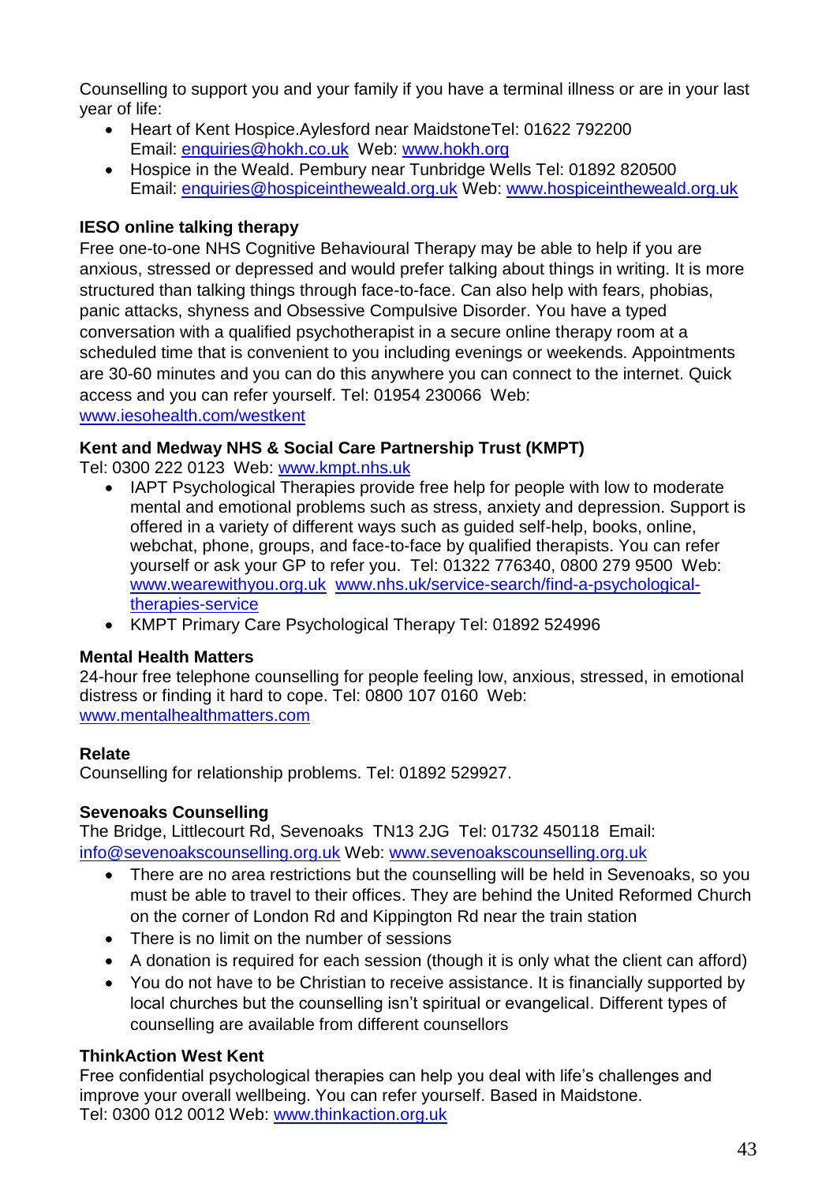Counselling to support you and your family if you have a terminal illness or are in your last year of life:

- Heart of Kent Hospice.Aylesford near MaidstoneTel: 01622 792200  
  Email: enquiries@hokh.co.uk  Web: www.hokh.org
- Hospice in the Weald. Pembury near Tunbridge Wells Tel: 01892 820500  
  Email: enquiries@hospiceintheweald.org.uk Web: www.hospiceintheweald.org.uk

**IESO online talking therapy**

Free one-to-one NHS Cognitive Behavioural Therapy may be able to help if you are anxious, stressed or depressed and would prefer talking about things in writing. It is more structured than talking things through face-to-face. Can also help with fears, phobias, panic attacks, shyness and Obsessive Compulsive Disorder. You have a typed conversation with a qualified psychotherapist in a secure online therapy room at a scheduled time that is convenient to you including evenings or weekends. Appointments are 30-60 minutes and you can do this anywhere you can connect to the internet. Quick access and you can refer yourself. Tel: 01954 230066  Web: www.iesohealth.com/westkent

**Kent and Medway NHS & Social Care Partnership Trust (KMPT)**

Tel: 0300 222 0123  Web: www.kmpt.nhs.uk

- IAPT Psychological Therapies provide free help for people with low to moderate mental and emotional problems such as stress, anxiety and depression. Support is offered in a variety of different ways such as guided self-help, books, online, webchat, phone, groups, and face-to-face by qualified therapists. You can refer yourself or ask your GP to refer you.  Tel: 01322 776340, 0800 279 9500  Web: www.wearewithyou.org.uk  www.nhs.uk/service-search/find-a-psychological-therapies-service
- KMPT Primary Care Psychological Therapy Tel: 01892 524996

**Mental Health Matters**

24-hour free telephone counselling for people feeling low, anxious, stressed, in emotional distress or finding it hard to cope. Tel: 0800 107 0160  Web: www.mentalhealthmatters.com

**Relate**

Counselling for relationship problems. Tel: 01892 529927.

**Sevenoaks Counselling**

The Bridge, Littlecourt Rd, Sevenoaks  TN13 2JG  Tel: 01732 450118  Email: info@sevenoakscounselling.org.uk Web: www.sevenoakscounselling.org.uk

- There are no area restrictions but the counselling will be held in Sevenoaks, so you must be able to travel to their offices. They are behind the United Reformed Church on the corner of London Rd and Kippington Rd near the train station
- There is no limit on the number of sessions
- A donation is required for each session (though it is only what the client can afford)
- You do not have to be Christian to receive assistance. It is financially supported by local churches but the counselling isn't spiritual or evangelical. Different types of counselling are available from different counsellors

**ThinkAction West Kent**

Free confidential psychological therapies can help you deal with life's challenges and improve your overall wellbeing. You can refer yourself. Based in Maidstone.  
Tel: 0300 012 0012 Web: www.thinkaction.org.uk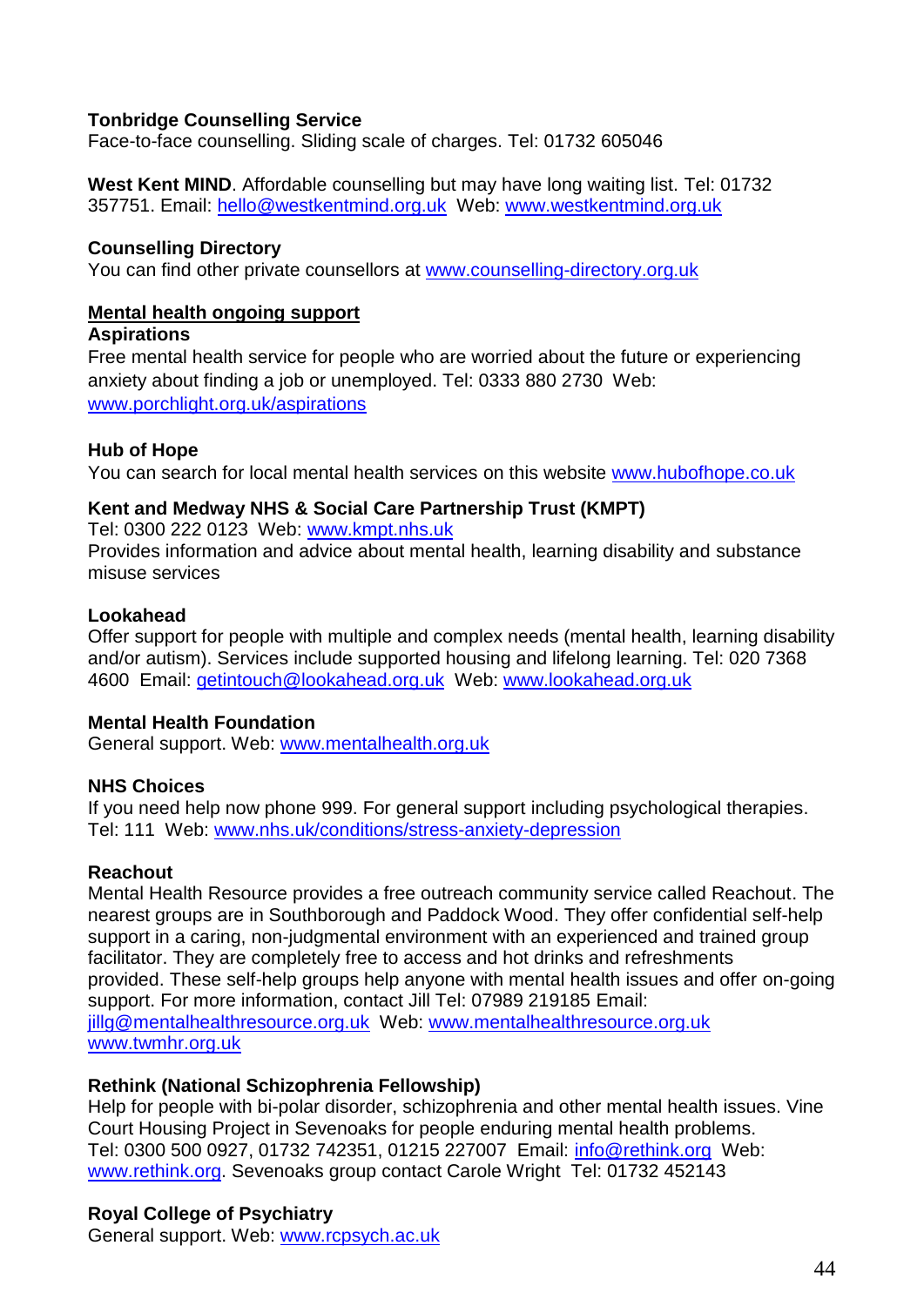**Tonbridge Counselling Service**
Face-to-face counselling. Sliding scale of charges. Tel: 01732 605046

**West Kent MIND**. Affordable counselling but may have long waiting list. Tel: 01732 357751. Email: hello@westkentmind.org.uk Web: www.westkentmind.org.uk

**Counselling Directory**
You can find other private counsellors at www.counselling-directory.org.uk

## Mental health ongoing support

**Aspirations**
Free mental health service for people who are worried about the future or experiencing anxiety about finding a job or unemployed. Tel: 0333 880 2730 Web: www.porchlight.org.uk/aspirations

**Hub of Hope**
You can search for local mental health services on this website www.hubofhope.co.uk

**Kent and Medway NHS & Social Care Partnership Trust (KMPT)**
Tel: 0300 222 0123 Web: www.kmpt.nhs.uk
Provides information and advice about mental health, learning disability and substance misuse services

**Lookahead**
Offer support for people with multiple and complex needs (mental health, learning disability and/or autism). Services include supported housing and lifelong learning. Tel: 020 7368 4600 Email: getintouch@lookahead.org.uk Web: www.lookahead.org.uk

**Mental Health Foundation**
General support. Web: www.mentalhealth.org.uk

**NHS Choices**
If you need help now phone 999. For general support including psychological therapies. Tel: 111 Web: www.nhs.uk/conditions/stress-anxiety-depression

**Reachout**
Mental Health Resource provides a free outreach community service called Reachout. The nearest groups are in Southborough and Paddock Wood. They offer confidential self-help support in a caring, non-judgmental environment with an experienced and trained group facilitator. They are completely free to access and hot drinks and refreshments provided. These self-help groups help anyone with mental health issues and offer on-going support. For more information, contact Jill Tel: 07989 219185 Email: jillg@mentalhealthresource.org.uk Web: www.mentalhealthresource.org.uk www.twmhr.org.uk

**Rethink (National Schizophrenia Fellowship)**
Help for people with bi-polar disorder, schizophrenia and other mental health issues. Vine Court Housing Project in Sevenoaks for people enduring mental health problems. Tel: 0300 500 0927, 01732 742351, 01215 227007 Email: info@rethink.org Web: www.rethink.org. Sevenoaks group contact Carole Wright Tel: 01732 452143

**Royal College of Psychiatry**
General support. Web: www.rcpsych.ac.uk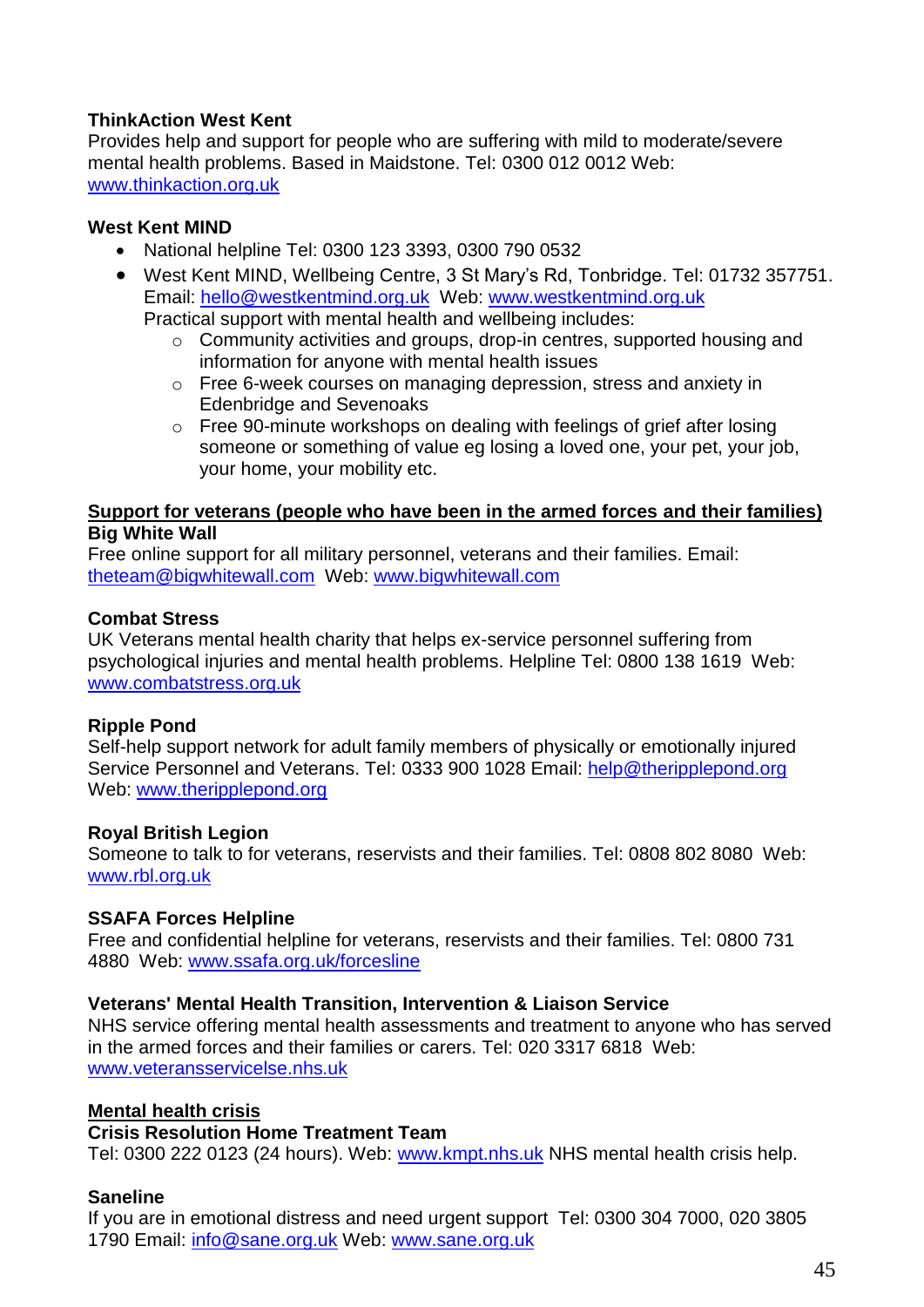**ThinkAction West Kent**
Provides help and support for people who are suffering with mild to moderate/severe mental health problems. Based in Maidstone. Tel: 0300 012 0012 Web: www.thinkaction.org.uk

**West Kent MIND**

- National helpline Tel: 0300 123 3393, 0300 790 0532
- West Kent MIND, Wellbeing Centre, 3 St Mary's Rd, Tonbridge. Tel: 01732 357751. Email: hello@westkentmind.org.uk Web: www.westkentmind.org.uk
  Practical support with mental health and wellbeing includes:
  - Community activities and groups, drop-in centres, supported housing and information for anyone with mental health issues
  - Free 6-week courses on managing depression, stress and anxiety in Edenbridge and Sevenoaks
  - Free 90-minute workshops on dealing with feelings of grief after losing someone or something of value eg losing a loved one, your pet, your job, your home, your mobility etc.

## Support for veterans (people who have been in the armed forces and their families)

**Big White Wall**
Free online support for all military personnel, veterans and their families. Email: theteam@bigwhitewall.com Web: www.bigwhitewall.com

**Combat Stress**
UK Veterans mental health charity that helps ex-service personnel suffering from psychological injuries and mental health problems. Helpline Tel: 0800 138 1619 Web: www.combatstress.org.uk

**Ripple Pond**
Self-help support network for adult family members of physically or emotionally injured Service Personnel and Veterans. Tel: 0333 900 1028 Email: help@theripplepond.org Web: www.theripplepond.org

**Royal British Legion**
Someone to talk to for veterans, reservists and their families. Tel: 0808 802 8080 Web: www.rbl.org.uk

**SSAFA Forces Helpline**
Free and confidential helpline for veterans, reservists and their families. Tel: 0800 731 4880 Web: www.ssafa.org.uk/forcesline

**Veterans' Mental Health Transition, Intervention & Liaison Service**
NHS service offering mental health assessments and treatment to anyone who has served in the armed forces and their families or carers. Tel: 020 3317 6818 Web: www.veteransservicelse.nhs.uk

## Mental health crisis

**Crisis Resolution Home Treatment Team**
Tel: 0300 222 0123 (24 hours). Web: www.kmpt.nhs.uk NHS mental health crisis help.

**Saneline**
If you are in emotional distress and need urgent support Tel: 0300 304 7000, 020 3805 1790 Email: info@sane.org.uk Web: www.sane.org.uk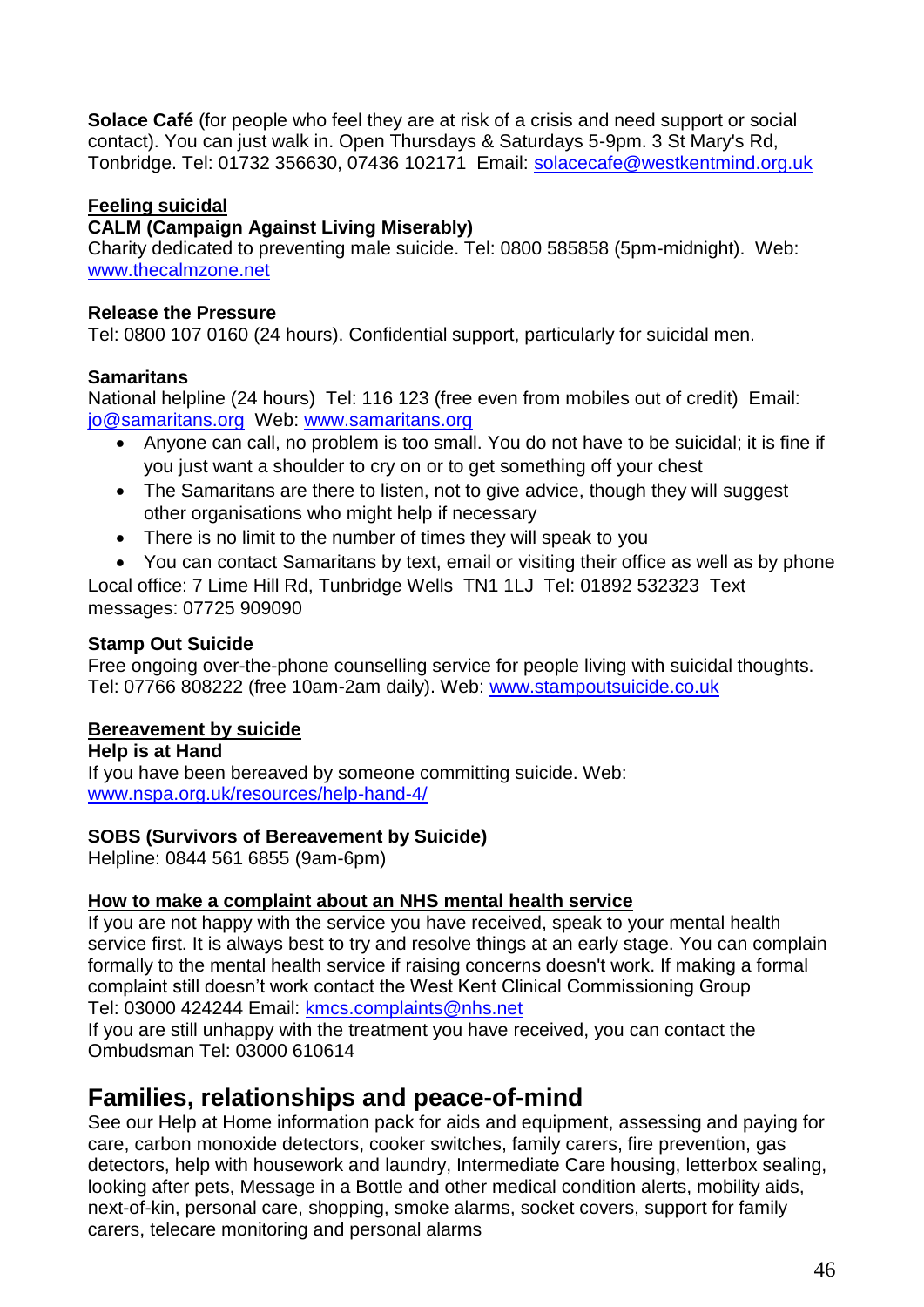**Solace Café** (for people who feel they are at risk of a crisis and need support or social contact). You can just walk in. Open Thursdays & Saturdays 5-9pm. 3 St Mary's Rd, Tonbridge. Tel: 01732 356630, 07436 102171 Email: solacecafe@westkentmind.org.uk

**Feeling suicidal**

**CALM (Campaign Against Living Miserably)**
Charity dedicated to preventing male suicide. Tel: 0800 585858 (5pm-midnight). Web: www.thecalmzone.net

**Release the Pressure**
Tel: 0800 107 0160 (24 hours). Confidential support, particularly for suicidal men.

**Samaritans**
National helpline (24 hours) Tel: 116 123 (free even from mobiles out of credit) Email: jo@samaritans.org Web: www.samaritans.org

- Anyone can call, no problem is too small. You do not have to be suicidal; it is fine if you just want a shoulder to cry on or to get something off your chest
- The Samaritans are there to listen, not to give advice, though they will suggest other organisations who might help if necessary
- There is no limit to the number of times they will speak to you
- You can contact Samaritans by text, email or visiting their office as well as by phone

Local office: 7 Lime Hill Rd, Tunbridge Wells TN1 1LJ Tel: 01892 532323 Text messages: 07725 909090

**Stamp Out Suicide**
Free ongoing over-the-phone counselling service for people living with suicidal thoughts. Tel: 07766 808222 (free 10am-2am daily). Web: www.stampoutsuicide.co.uk

**Bereavement by suicide**

**Help is at Hand**
If you have been bereaved by someone committing suicide. Web: www.nspa.org.uk/resources/help-hand-4/

**SOBS (Survivors of Bereavement by Suicide)**
Helpline: 0844 561 6855 (9am-6pm)

**How to make a complaint about an NHS mental health service**

If you are not happy with the service you have received, speak to your mental health service first. It is always best to try and resolve things at an early stage. You can complain formally to the mental health service if raising concerns doesn't work. If making a formal complaint still doesn't work contact the West Kent Clinical Commissioning Group Tel: 03000 424244 Email: kmcs.complaints@nhs.net

If you are still unhappy with the treatment you have received, you can contact the Ombudsman Tel: 03000 610614

## Families, relationships and peace-of-mind

See our Help at Home information pack for aids and equipment, assessing and paying for care, carbon monoxide detectors, cooker switches, family carers, fire prevention, gas detectors, help with housework and laundry, Intermediate Care housing, letterbox sealing, looking after pets, Message in a Bottle and other medical condition alerts, mobility aids, next-of-kin, personal care, shopping, smoke alarms, socket covers, support for family carers, telecare monitoring and personal alarms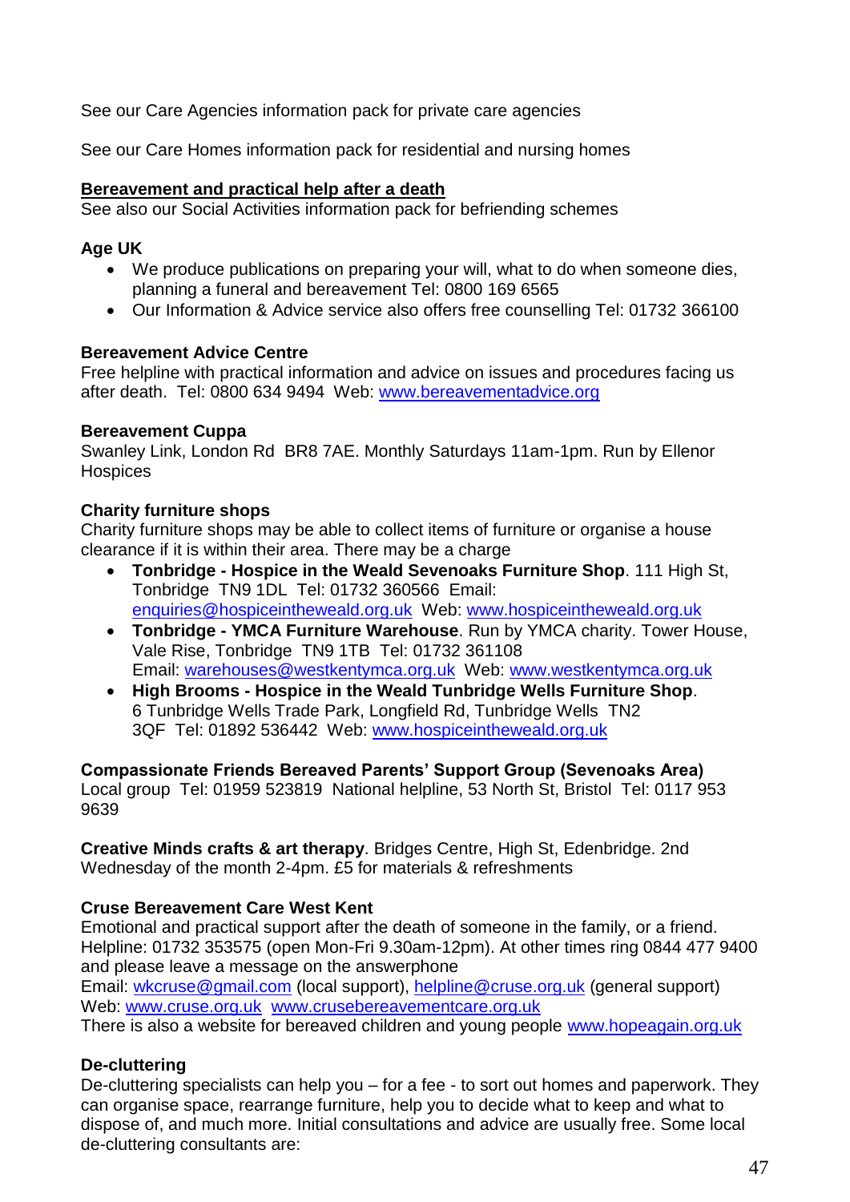See our Care Agencies information pack for private care agencies

See our Care Homes information pack for residential and nursing homes

## Bereavement and practical help after a death

See also our Social Activities information pack for befriending schemes

**Age UK**

- We produce publications on preparing your will, what to do when someone dies, planning a funeral and bereavement Tel: 0800 169 6565
- Our Information & Advice service also offers free counselling Tel: 01732 366100

**Bereavement Advice Centre**

Free helpline with practical information and advice on issues and procedures facing us after death. Tel: 0800 634 9494 Web: www.bereavementadvice.org

**Bereavement Cuppa**

Swanley Link, London Rd BR8 7AE. Monthly Saturdays 11am-1pm. Run by Ellenor Hospices

**Charity furniture shops**

Charity furniture shops may be able to collect items of furniture or organise a house clearance if it is within their area. There may be a charge

- **Tonbridge - Hospice in the Weald Sevenoaks Furniture Shop**. 111 High St, Tonbridge TN9 1DL Tel: 01732 360566 Email: enquiries@hospiceintheweald.org.uk Web: www.hospiceintheweald.org.uk
- **Tonbridge - YMCA Furniture Warehouse**. Run by YMCA charity. Tower House, Vale Rise, Tonbridge TN9 1TB Tel: 01732 361108 Email: warehouses@westkentymca.org.uk Web: www.westkentymca.org.uk
- **High Brooms - Hospice in the Weald Tunbridge Wells Furniture Shop**. 6 Tunbridge Wells Trade Park, Longfield Rd, Tunbridge Wells TN2 3QF Tel: 01892 536442 Web: www.hospiceintheweald.org.uk

**Compassionate Friends Bereaved Parents' Support Group (Sevenoaks Area)**

Local group Tel: 01959 523819 National helpline, 53 North St, Bristol Tel: 0117 953 9639

**Creative Minds crafts & art therapy**. Bridges Centre, High St, Edenbridge. 2nd Wednesday of the month 2-4pm. £5 for materials & refreshments

**Cruse Bereavement Care West Kent**

Emotional and practical support after the death of someone in the family, or a friend. Helpline: 01732 353575 (open Mon-Fri 9.30am-12pm). At other times ring 0844 477 9400 and please leave a message on the answerphone
Email: wkcruse@gmail.com (local support), helpline@cruse.org.uk (general support)
Web: www.cruse.org.uk www.crusebereavementcare.org.uk
There is also a website for bereaved children and young people www.hopeagain.org.uk

**De-cluttering**

De-cluttering specialists can help you – for a fee - to sort out homes and paperwork. They can organise space, rearrange furniture, help you to decide what to keep and what to dispose of, and much more. Initial consultations and advice are usually free. Some local de-cluttering consultants are: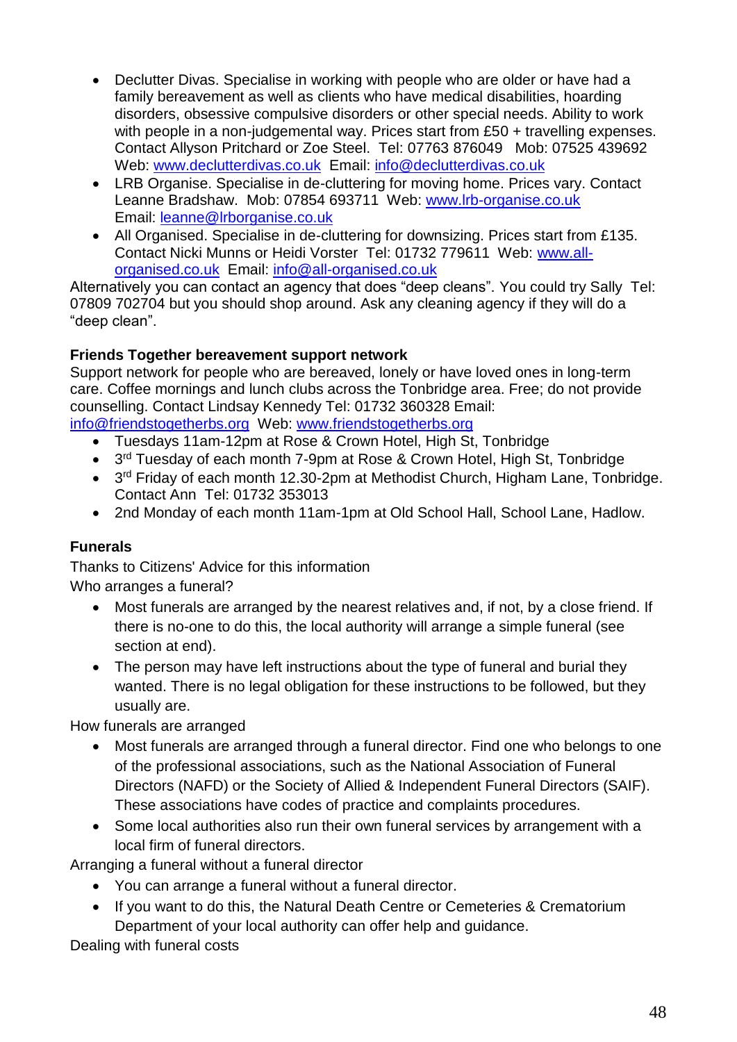- Declutter Divas. Specialise in working with people who are older or have had a family bereavement as well as clients who have medical disabilities, hoarding disorders, obsessive compulsive disorders or other special needs. Ability to work with people in a non-judgemental way. Prices start from £50 + travelling expenses. Contact Allyson Pritchard or Zoe Steel. Tel: 07763 876049 Mob: 07525 439692 Web: www.declutterdivas.co.uk Email: info@declutterdivas.co.uk
- LRB Organise. Specialise in de-cluttering for moving home. Prices vary. Contact Leanne Bradshaw. Mob: 07854 693711 Web: www.lrb-organise.co.uk Email: leanne@lrborganise.co.uk
- All Organised. Specialise in de-cluttering for downsizing. Prices start from £135. Contact Nicki Munns or Heidi Vorster Tel: 01732 779611 Web: www.all-organised.co.uk Email: info@all-organised.co.uk

Alternatively you can contact an agency that does "deep cleans". You could try Sally Tel: 07809 702704 but you should shop around. Ask any cleaning agency if they will do a "deep clean".

**Friends Together bereavement support network**

Support network for people who are bereaved, lonely or have loved ones in long-term care. Coffee mornings and lunch clubs across the Tonbridge area. Free; do not provide counselling. Contact Lindsay Kennedy Tel: 01732 360328 Email: info@friendstogetherbs.org Web: www.friendstogetherbs.org

- Tuesdays 11am-12pm at Rose & Crown Hotel, High St, Tonbridge
- 3rd Tuesday of each month 7-9pm at Rose & Crown Hotel, High St, Tonbridge
- 3rd Friday of each month 12.30-2pm at Methodist Church, Higham Lane, Tonbridge. Contact Ann Tel: 01732 353013
- 2nd Monday of each month 11am-1pm at Old School Hall, School Lane, Hadlow.

**Funerals**

Thanks to Citizens' Advice for this information

Who arranges a funeral?

- Most funerals are arranged by the nearest relatives and, if not, by a close friend. If there is no-one to do this, the local authority will arrange a simple funeral (see section at end).
- The person may have left instructions about the type of funeral and burial they wanted. There is no legal obligation for these instructions to be followed, but they usually are.

How funerals are arranged

- Most funerals are arranged through a funeral director. Find one who belongs to one of the professional associations, such as the National Association of Funeral Directors (NAFD) or the Society of Allied & Independent Funeral Directors (SAIF). These associations have codes of practice and complaints procedures.
- Some local authorities also run their own funeral services by arrangement with a local firm of funeral directors.

Arranging a funeral without a funeral director

- You can arrange a funeral without a funeral director.
- If you want to do this, the Natural Death Centre or Cemeteries & Crematorium Department of your local authority can offer help and guidance.

Dealing with funeral costs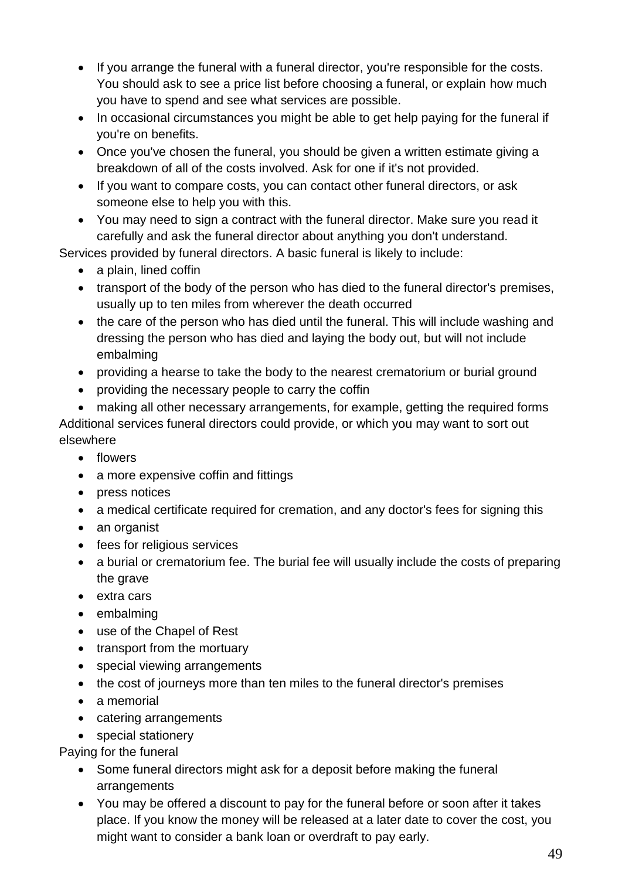- If you arrange the funeral with a funeral director, you're responsible for the costs. You should ask to see a price list before choosing a funeral, or explain how much you have to spend and see what services are possible.
- In occasional circumstances you might be able to get help paying for the funeral if you're on benefits.
- Once you've chosen the funeral, you should be given a written estimate giving a breakdown of all of the costs involved. Ask for one if it's not provided.
- If you want to compare costs, you can contact other funeral directors, or ask someone else to help you with this.
- You may need to sign a contract with the funeral director. Make sure you read it carefully and ask the funeral director about anything you don't understand.

Services provided by funeral directors. A basic funeral is likely to include:

- a plain, lined coffin
- transport of the body of the person who has died to the funeral director's premises, usually up to ten miles from wherever the death occurred
- the care of the person who has died until the funeral. This will include washing and dressing the person who has died and laying the body out, but will not include embalming
- providing a hearse to take the body to the nearest crematorium or burial ground
- providing the necessary people to carry the coffin
- making all other necessary arrangements, for example, getting the required forms

Additional services funeral directors could provide, or which you may want to sort out elsewhere

- flowers
- a more expensive coffin and fittings
- press notices
- a medical certificate required for cremation, and any doctor's fees for signing this
- an organist
- fees for religious services
- a burial or crematorium fee. The burial fee will usually include the costs of preparing the grave
- extra cars
- embalming
- use of the Chapel of Rest
- transport from the mortuary
- special viewing arrangements
- the cost of journeys more than ten miles to the funeral director's premises
- a memorial
- catering arrangements
- special stationery

Paying for the funeral

- Some funeral directors might ask for a deposit before making the funeral arrangements
- You may be offered a discount to pay for the funeral before or soon after it takes place. If you know the money will be released at a later date to cover the cost, you might want to consider a bank loan or overdraft to pay early.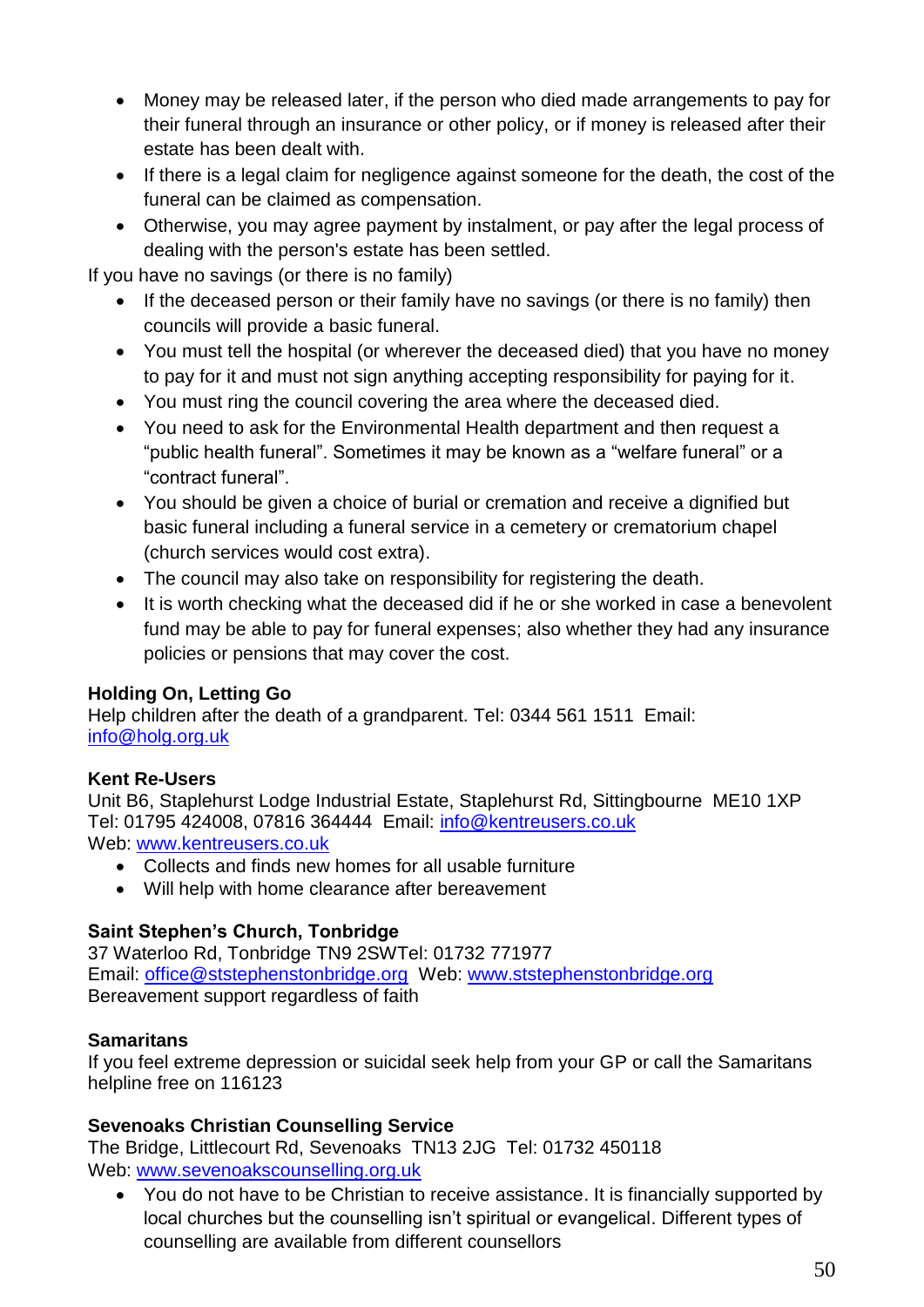- Money may be released later, if the person who died made arrangements to pay for their funeral through an insurance or other policy, or if money is released after their estate has been dealt with.
- If there is a legal claim for negligence against someone for the death, the cost of the funeral can be claimed as compensation.
- Otherwise, you may agree payment by instalment, or pay after the legal process of dealing with the person's estate has been settled.

If you have no savings (or there is no family)

- If the deceased person or their family have no savings (or there is no family) then councils will provide a basic funeral.
- You must tell the hospital (or wherever the deceased died) that you have no money to pay for it and must not sign anything accepting responsibility for paying for it.
- You must ring the council covering the area where the deceased died.
- You need to ask for the Environmental Health department and then request a "public health funeral". Sometimes it may be known as a "welfare funeral" or a "contract funeral".
- You should be given a choice of burial or cremation and receive a dignified but basic funeral including a funeral service in a cemetery or crematorium chapel (church services would cost extra).
- The council may also take on responsibility for registering the death.
- It is worth checking what the deceased did if he or she worked in case a benevolent fund may be able to pay for funeral expenses; also whether they had any insurance policies or pensions that may cover the cost.

**Holding On, Letting Go**
Help children after the death of a grandparent. Tel: 0344 561 1511 Email: info@holg.org.uk

**Kent Re-Users**
Unit B6, Staplehurst Lodge Industrial Estate, Staplehurst Rd, Sittingbourne ME10 1XP
Tel: 01795 424008, 07816 364444 Email: info@kentreusers.co.uk
Web: www.kentreusers.co.uk

- Collects and finds new homes for all usable furniture
- Will help with home clearance after bereavement

**Saint Stephen's Church, Tonbridge**
37 Waterloo Rd, Tonbridge TN9 2SWTel: 01732 771977
Email: office@ststephenstonbridge.org Web: www.ststephenstonbridge.org
Bereavement support regardless of faith

**Samaritans**
If you feel extreme depression or suicidal seek help from your GP or call the Samaritans helpline free on 116123

**Sevenoaks Christian Counselling Service**
The Bridge, Littlecourt Rd, Sevenoaks TN13 2JG Tel: 01732 450118
Web: www.sevenoakscounselling.org.uk

- You do not have to be Christian to receive assistance. It is financially supported by local churches but the counselling isn't spiritual or evangelical. Different types of counselling are available from different counsellors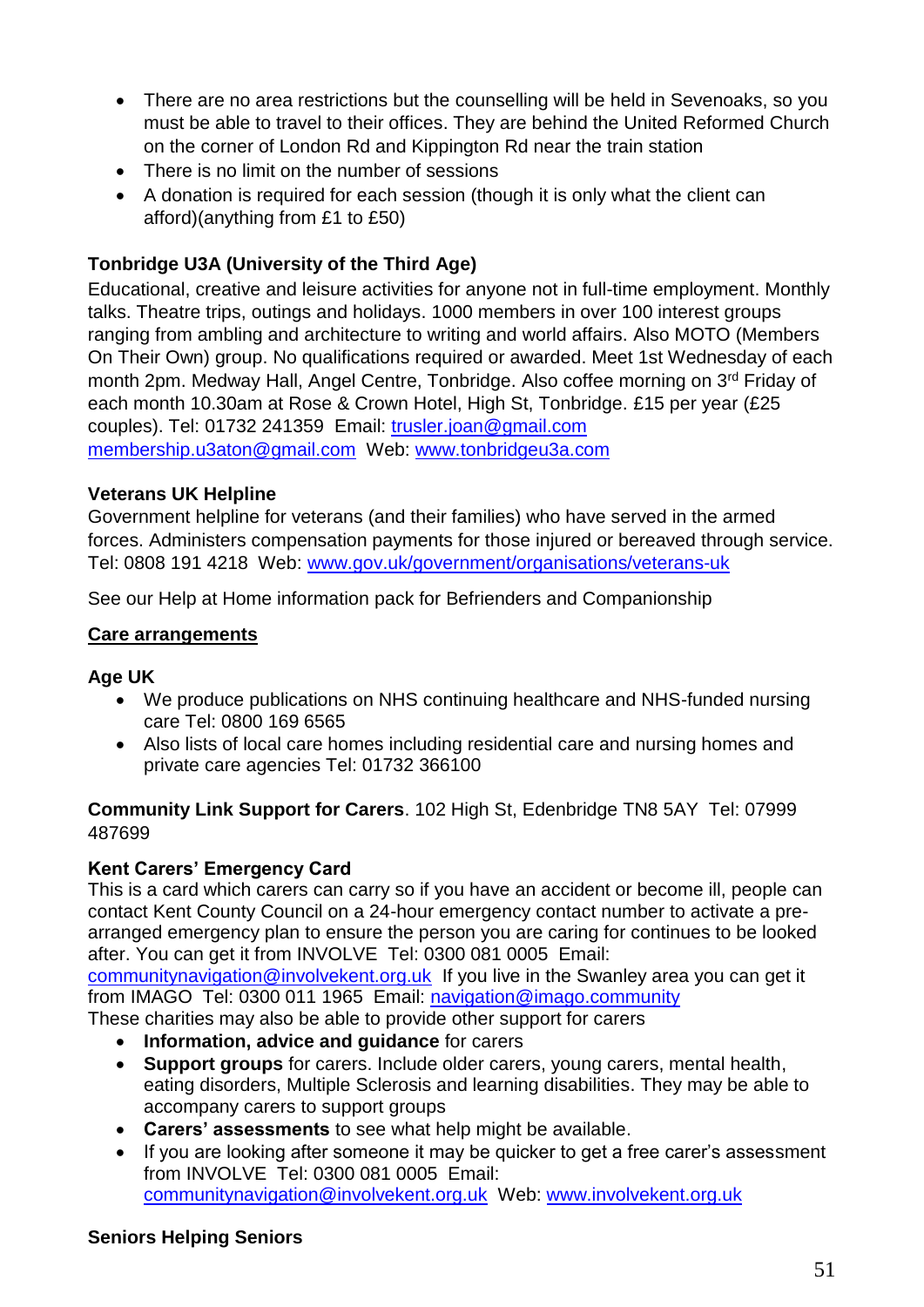- There are no area restrictions but the counselling will be held in Sevenoaks, so you must be able to travel to their offices. They are behind the United Reformed Church on the corner of London Rd and Kippington Rd near the train station
- There is no limit on the number of sessions
- A donation is required for each session (though it is only what the client can afford)(anything from £1 to £50)

**Tonbridge U3A (University of the Third Age)**
Educational, creative and leisure activities for anyone not in full-time employment. Monthly talks. Theatre trips, outings and holidays. 1000 members in over 100 interest groups ranging from ambling and architecture to writing and world affairs. Also MOTO (Members On Their Own) group. No qualifications required or awarded. Meet 1st Wednesday of each month 2pm. Medway Hall, Angel Centre, Tonbridge. Also coffee morning on 3rd Friday of each month 10.30am at Rose & Crown Hotel, High St, Tonbridge. £15 per year (£25 couples). Tel: 01732 241359 Email: trusler.joan@gmail.com membership.u3aton@gmail.com Web: www.tonbridgeu3a.com

**Veterans UK Helpline**
Government helpline for veterans (and their families) who have served in the armed forces. Administers compensation payments for those injured or bereaved through service. Tel: 0808 191 4218 Web: www.gov.uk/government/organisations/veterans-uk

See our Help at Home information pack for Befrienders and Companionship

## Care arrangements

**Age UK**
- We produce publications on NHS continuing healthcare and NHS-funded nursing care Tel: 0800 169 6565
- Also lists of local care homes including residential care and nursing homes and private care agencies Tel: 01732 366100

**Community Link Support for Carers**. 102 High St, Edenbridge TN8 5AY Tel: 07999 487699

**Kent Carers' Emergency Card**
This is a card which carers can carry so if you have an accident or become ill, people can contact Kent County Council on a 24-hour emergency contact number to activate a pre-arranged emergency plan to ensure the person you are caring for continues to be looked after. You can get it from INVOLVE Tel: 0300 081 0005 Email: communitynavigation@involvekent.org.uk If you live in the Swanley area you can get it from IMAGO Tel: 0300 011 1965 Email: navigation@imago.community
These charities may also be able to provide other support for carers
- **Information, advice and guidance** for carers
- **Support groups** for carers. Include older carers, young carers, mental health, eating disorders, Multiple Sclerosis and learning disabilities. They may be able to accompany carers to support groups
- **Carers' assessments** to see what help might be available.
- If you are looking after someone it may be quicker to get a free carer's assessment from INVOLVE Tel: 0300 081 0005 Email: communitynavigation@involvekent.org.uk Web: www.involvekent.org.uk

**Seniors Helping Seniors**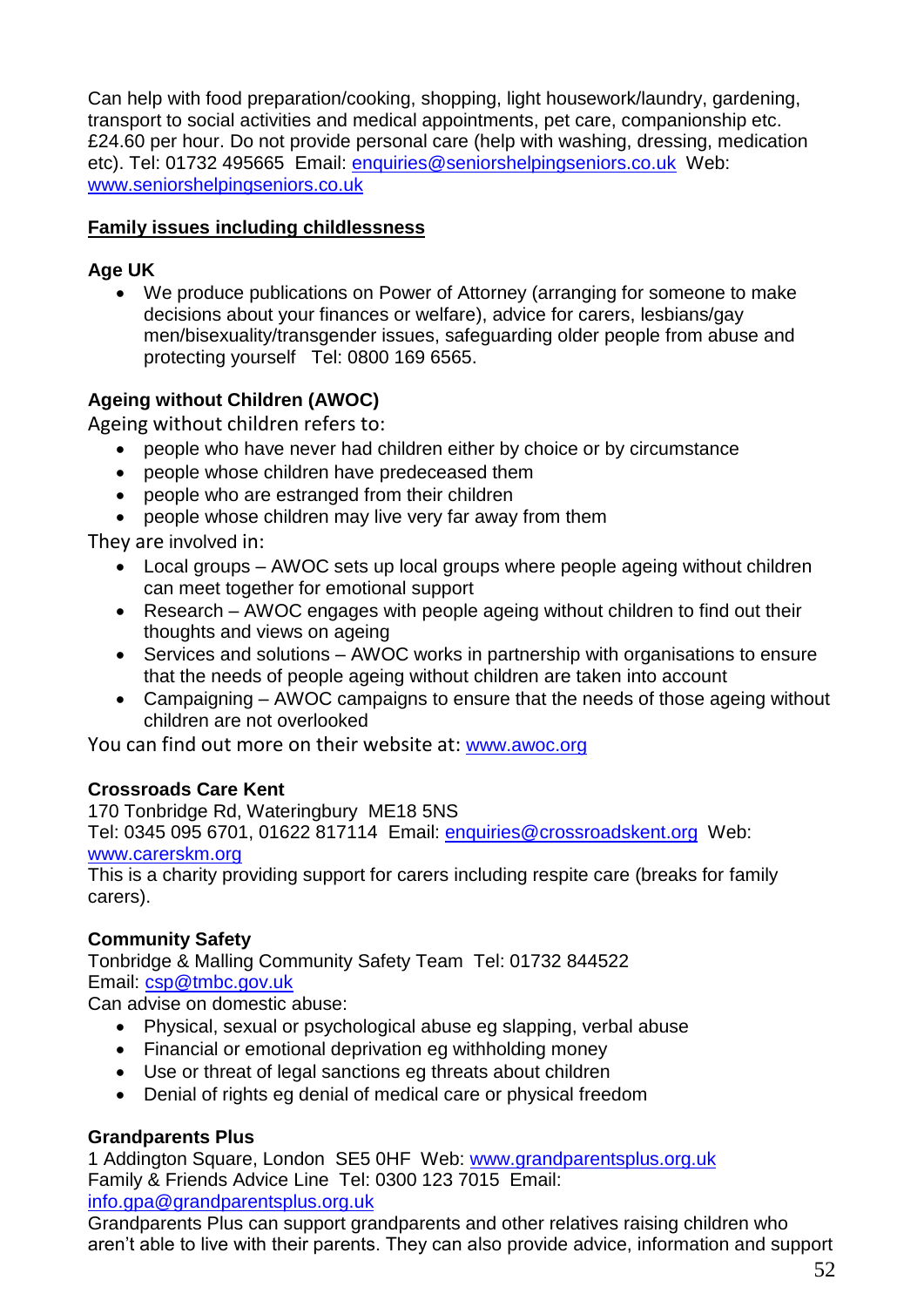Can help with food preparation/cooking, shopping, light housework/laundry, gardening, transport to social activities and medical appointments, pet care, companionship etc. £24.60 per hour. Do not provide personal care (help with washing, dressing, medication etc). Tel: 01732 495665 Email: enquiries@seniorshelpingseniors.co.uk Web: www.seniorshelpingseniors.co.uk

## Family issues including childlessness

**Age UK**

- We produce publications on Power of Attorney (arranging for someone to make decisions about your finances or welfare), advice for carers, lesbians/gay men/bisexuality/transgender issues, safeguarding older people from abuse and protecting yourself Tel: 0800 169 6565.

**Ageing without Children (AWOC)**

Ageing without children refers to:

- people who have never had children either by choice or by circumstance
- people whose children have predeceased them
- people who are estranged from their children
- people whose children may live very far away from them

They are involved in:

- Local groups – AWOC sets up local groups where people ageing without children can meet together for emotional support
- Research – AWOC engages with people ageing without children to find out their thoughts and views on ageing
- Services and solutions – AWOC works in partnership with organisations to ensure that the needs of people ageing without children are taken into account
- Campaigning – AWOC campaigns to ensure that the needs of those ageing without children are not overlooked

You can find out more on their website at: www.awoc.org

**Crossroads Care Kent**

170 Tonbridge Rd, Wateringbury ME18 5NS
Tel: 0345 095 6701, 01622 817114 Email: enquiries@crossroadskent.org Web: www.carerskm.org
This is a charity providing support for carers including respite care (breaks for family carers).

**Community Safety**

Tonbridge & Malling Community Safety Team Tel: 01732 844522
Email: csp@tmbc.gov.uk
Can advise on domestic abuse:

- Physical, sexual or psychological abuse eg slapping, verbal abuse
- Financial or emotional deprivation eg withholding money
- Use or threat of legal sanctions eg threats about children
- Denial of rights eg denial of medical care or physical freedom

**Grandparents Plus**

1 Addington Square, London SE5 0HF Web: www.grandparentsplus.org.uk
Family & Friends Advice Line Tel: 0300 123 7015 Email: info.gpa@grandparentsplus.org.uk
Grandparents Plus can support grandparents and other relatives raising children who aren't able to live with their parents. They can also provide advice, information and support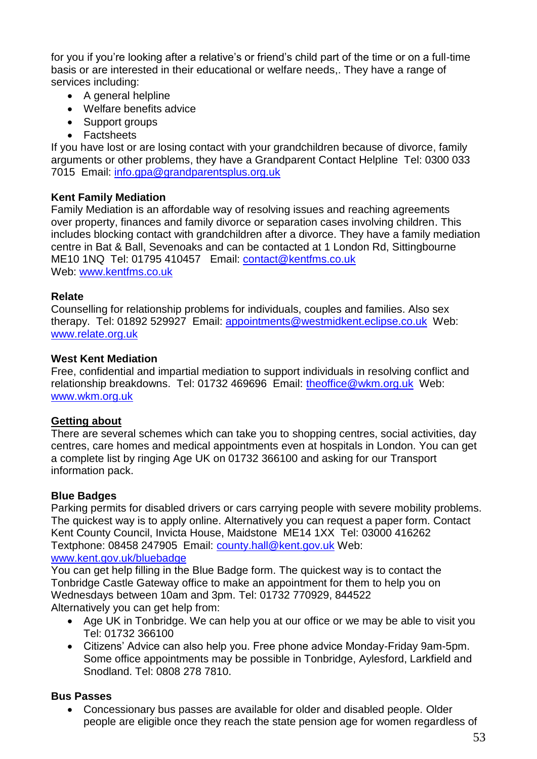for you if you're looking after a relative's or friend's child part of the time or on a full-time basis or are interested in their educational or welfare needs,. They have a range of services including:

- A general helpline
- Welfare benefits advice
- Support groups
- Factsheets

If you have lost or are losing contact with your grandchildren because of divorce, family arguments or other problems, they have a Grandparent Contact Helpline Tel: 0300 033 7015 Email: [info.gpa@grandparentsplus.org.uk](mailto:info.gpa@grandparentsplus.org.uk)

**Kent Family Mediation**
Family Mediation is an affordable way of resolving issues and reaching agreements over property, finances and family divorce or separation cases involving children. This includes blocking contact with grandchildren after a divorce. They have a family mediation centre in Bat & Ball, Sevenoaks and can be contacted at 1 London Rd, Sittingbourne ME10 1NQ Tel: 01795 410457 Email: [contact@kentfms.co.uk](mailto:contact@kentfms.co.uk)
Web: [www.kentfms.co.uk](http://www.kentfms.co.uk)

**Relate**
Counselling for relationship problems for individuals, couples and families. Also sex therapy. Tel: 01892 529927 Email: [appointments@westmidkent.eclipse.co.uk](mailto:appointments@westmidkent.eclipse.co.uk) Web: [www.relate.org.uk](http://www.relate.org.uk)

**West Kent Mediation**
Free, confidential and impartial mediation to support individuals in resolving conflict and relationship breakdowns. Tel: 01732 469696 Email: [theoffice@wkm.org.uk](mailto:theoffice@wkm.org.uk) Web: [www.wkm.org.uk](http://www.wkm.org.uk)

## Getting about

There are several schemes which can take you to shopping centres, social activities, day centres, care homes and medical appointments even at hospitals in London. You can get a complete list by ringing Age UK on 01732 366100 and asking for our Transport information pack.

**Blue Badges**
Parking permits for disabled drivers or cars carrying people with severe mobility problems. The quickest way is to apply online. Alternatively you can request a paper form. Contact Kent County Council, Invicta House, Maidstone ME14 1XX Tel: 03000 416262 Textphone: 08458 247905 Email: [county.hall@kent.gov.uk](mailto:county.hall@kent.gov.uk) Web: [www.kent.gov.uk/bluebadge](http://www.kent.gov.uk/bluebadge)
You can get help filling in the Blue Badge form. The quickest way is to contact the Tonbridge Castle Gateway office to make an appointment for them to help you on Wednesdays between 10am and 3pm. Tel: 01732 770929, 844522
Alternatively you can get help from:

- Age UK in Tonbridge. We can help you at our office or we may be able to visit you Tel: 01732 366100
- Citizens' Advice can also help you. Free phone advice Monday-Friday 9am-5pm. Some office appointments may be possible in Tonbridge, Aylesford, Larkfield and Snodland. Tel: 0808 278 7810.

**Bus Passes**

- Concessionary bus passes are available for older and disabled people. Older people are eligible once they reach the state pension age for women regardless of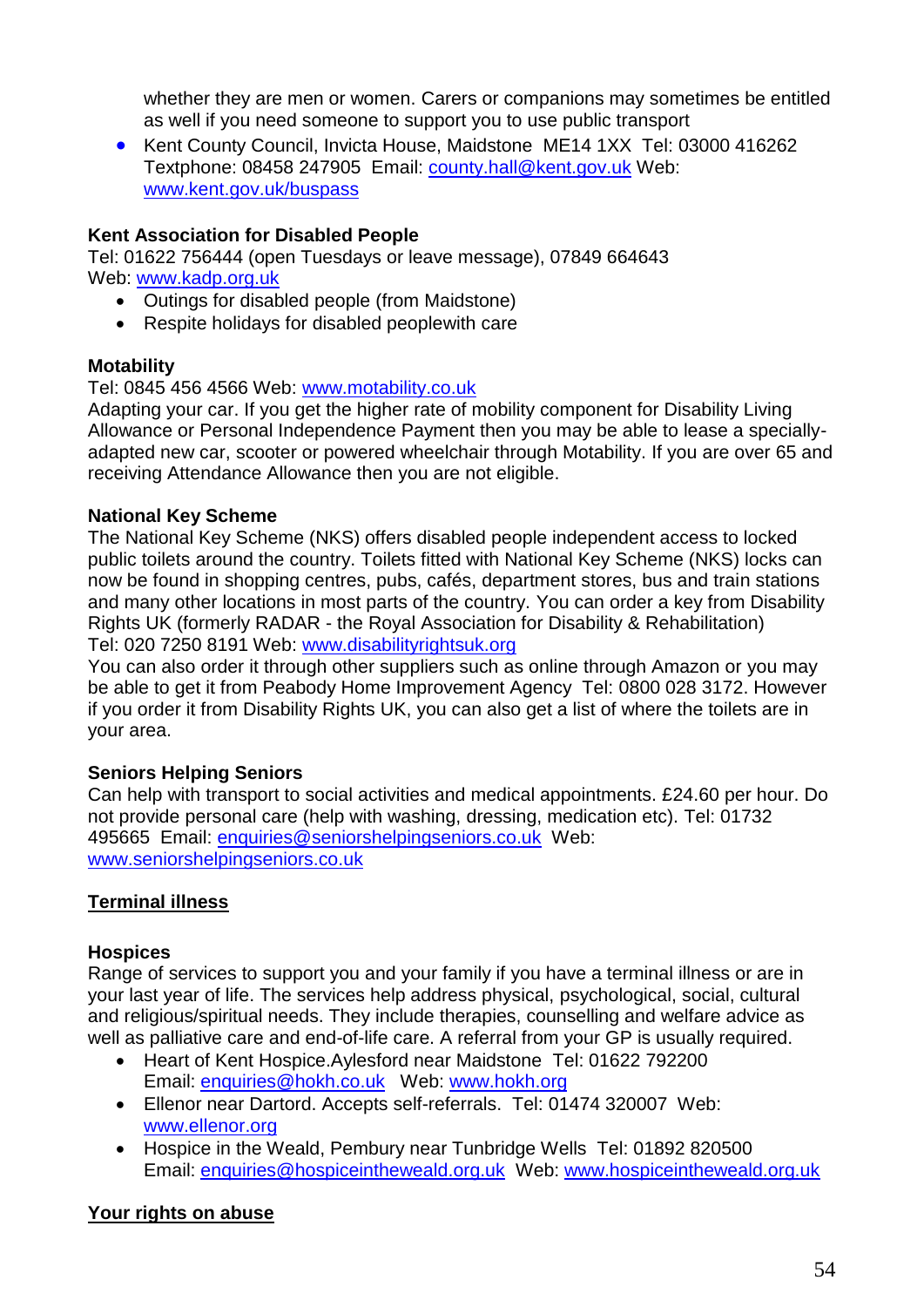whether they are men or women. Carers or companions may sometimes be entitled as well if you need someone to support you to use public transport

- Kent County Council, Invicta House, Maidstone ME14 1XX Tel: 03000 416262 Textphone: 08458 247905 Email: county.hall@kent.gov.uk Web: www.kent.gov.uk/buspass

**Kent Association for Disabled People**
Tel: 01622 756444 (open Tuesdays or leave message), 07849 664643
Web: www.kadp.org.uk

- Outings for disabled people (from Maidstone)
- Respite holidays for disabled peoplewith care

**Motability**
Tel: 0845 456 4566 Web: www.motability.co.uk
Adapting your car. If you get the higher rate of mobility component for Disability Living Allowance or Personal Independence Payment then you may be able to lease a specially-adapted new car, scooter or powered wheelchair through Motability. If you are over 65 and receiving Attendance Allowance then you are not eligible.

**National Key Scheme**
The National Key Scheme (NKS) offers disabled people independent access to locked public toilets around the country. Toilets fitted with National Key Scheme (NKS) locks can now be found in shopping centres, pubs, cafés, department stores, bus and train stations and many other locations in most parts of the country. You can order a key from Disability Rights UK (formerly RADAR - the Royal Association for Disability & Rehabilitation)
Tel: 020 7250 8191 Web: www.disabilityrightsuk.org
You can also order it through other suppliers such as online through Amazon or you may be able to get it from Peabody Home Improvement Agency Tel: 0800 028 3172. However if you order it from Disability Rights UK, you can also get a list of where the toilets are in your area.

**Seniors Helping Seniors**
Can help with transport to social activities and medical appointments. £24.60 per hour. Do not provide personal care (help with washing, dressing, medication etc). Tel: 01732 495665 Email: enquiries@seniorshelpingseniors.co.uk Web: www.seniorshelpingseniors.co.uk

## Terminal illness

**Hospices**
Range of services to support you and your family if you have a terminal illness or are in your last year of life. The services help address physical, psychological, social, cultural and religious/spiritual needs. They include therapies, counselling and welfare advice as well as palliative care and end-of-life care. A referral from your GP is usually required.

- Heart of Kent Hospice.Aylesford near Maidstone Tel: 01622 792200 Email: enquiries@hokh.co.uk Web: www.hokh.org
- Ellenor near Dartord. Accepts self-referrals. Tel: 01474 320007 Web: www.ellenor.org
- Hospice in the Weald, Pembury near Tunbridge Wells Tel: 01892 820500 Email: enquiries@hospiceintheweald.org.uk Web: www.hospiceintheweald.org.uk

## Your rights on abuse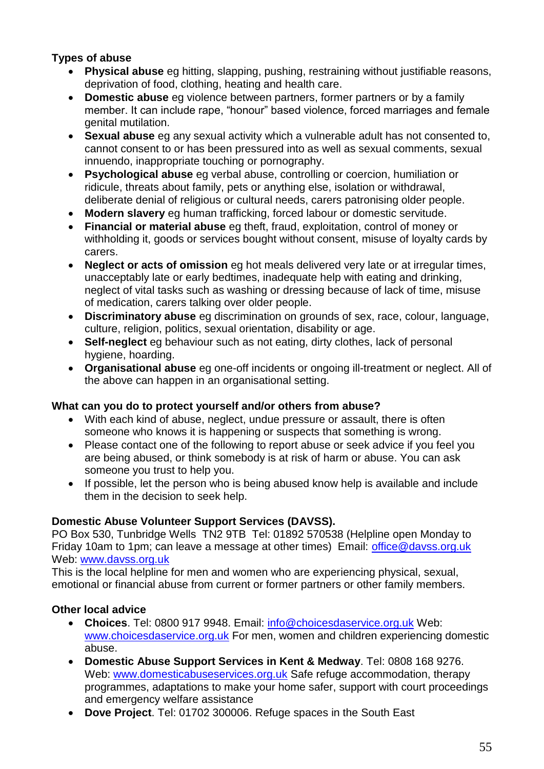**Types of abuse**

- **Physical abuse** eg hitting, slapping, pushing, restraining without justifiable reasons, deprivation of food, clothing, heating and health care.
- **Domestic abuse** eg violence between partners, former partners or by a family member. It can include rape, "honour" based violence, forced marriages and female genital mutilation.
- **Sexual abuse** eg any sexual activity which a vulnerable adult has not consented to, cannot consent to or has been pressured into as well as sexual comments, sexual innuendo, inappropriate touching or pornography.
- **Psychological abuse** eg verbal abuse, controlling or coercion, humiliation or ridicule, threats about family, pets or anything else, isolation or withdrawal, deliberate denial of religious or cultural needs, carers patronising older people.
- **Modern slavery** eg human trafficking, forced labour or domestic servitude.
- **Financial or material abuse** eg theft, fraud, exploitation, control of money or withholding it, goods or services bought without consent, misuse of loyalty cards by carers.
- **Neglect or acts of omission** eg hot meals delivered very late or at irregular times, unacceptably late or early bedtimes, inadequate help with eating and drinking, neglect of vital tasks such as washing or dressing because of lack of time, misuse of medication, carers talking over older people.
- **Discriminatory abuse** eg discrimination on grounds of sex, race, colour, language, culture, religion, politics, sexual orientation, disability or age.
- **Self-neglect** eg behaviour such as not eating, dirty clothes, lack of personal hygiene, hoarding.
- **Organisational abuse** eg one-off incidents or ongoing ill-treatment or neglect. All of the above can happen in an organisational setting.

**What can you do to protect yourself and/or others from abuse?**

- With each kind of abuse, neglect, undue pressure or assault, there is often someone who knows it is happening or suspects that something is wrong.
- Please contact one of the following to report abuse or seek advice if you feel you are being abused, or think somebody is at risk of harm or abuse. You can ask someone you trust to help you.
- If possible, let the person who is being abused know help is available and include them in the decision to seek help.

**Domestic Abuse Volunteer Support Services (DAVSS).**

PO Box 530, Tunbridge Wells TN2 9TB Tel: 01892 570538 (Helpline open Monday to Friday 10am to 1pm; can leave a message at other times) Email: office@davss.org.uk Web: www.davss.org.uk

This is the local helpline for men and women who are experiencing physical, sexual, emotional or financial abuse from current or former partners or other family members.

**Other local advice**

- **Choices**. Tel: 0800 917 9948. Email: info@choicesdaservice.org.uk Web: www.choicesdaservice.org.uk For men, women and children experiencing domestic abuse.
- **Domestic Abuse Support Services in Kent & Medway**. Tel: 0808 168 9276. Web: www.domesticabuseservices.org.uk Safe refuge accommodation, therapy programmes, adaptations to make your home safer, support with court proceedings and emergency welfare assistance
- **Dove Project**. Tel: 01702 300006. Refuge spaces in the South East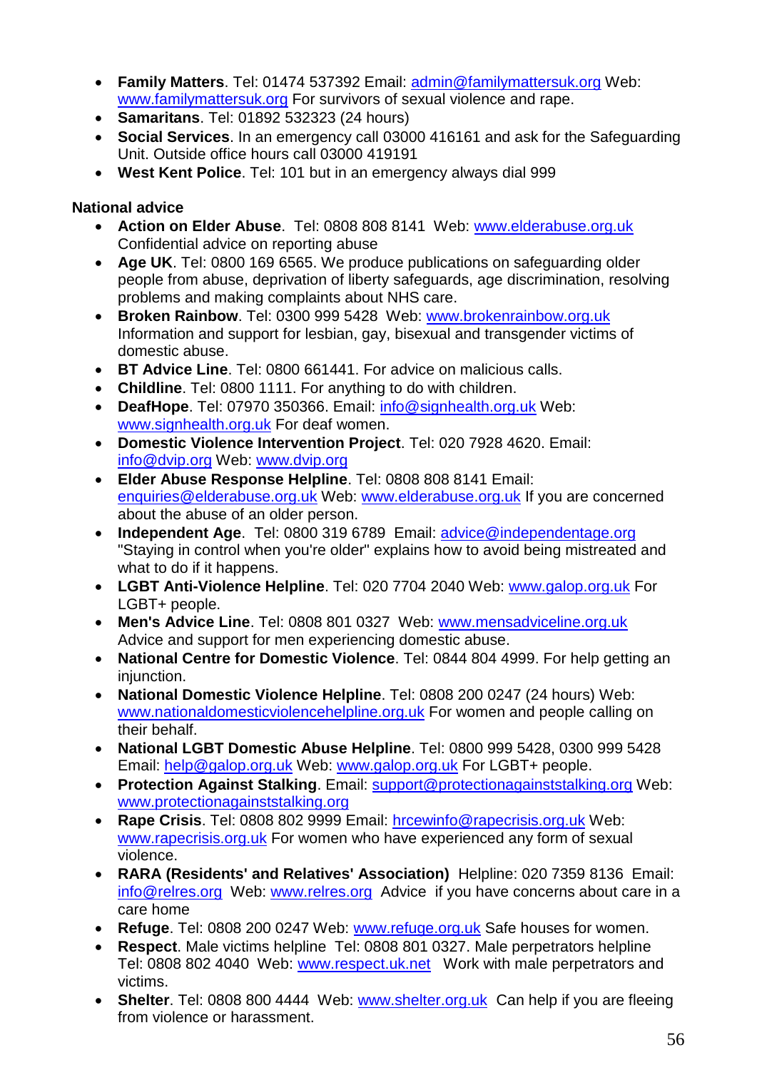- **Family Matters**. Tel: 01474 537392 Email: admin@familymattersuk.org Web: www.familymattersuk.org For survivors of sexual violence and rape.
- **Samaritans**. Tel: 01892 532323 (24 hours)
- **Social Services**. In an emergency call 03000 416161 and ask for the Safeguarding Unit. Outside office hours call 03000 419191
- **West Kent Police**. Tel: 101 but in an emergency always dial 999

**National advice**

- **Action on Elder Abuse**. Tel: 0808 808 8141 Web: www.elderabuse.org.uk Confidential advice on reporting abuse
- **Age UK**. Tel: 0800 169 6565. We produce publications on safeguarding older people from abuse, deprivation of liberty safeguards, age discrimination, resolving problems and making complaints about NHS care.
- **Broken Rainbow**. Tel: 0300 999 5428 Web: www.brokenrainbow.org.uk Information and support for lesbian, gay, bisexual and transgender victims of domestic abuse.
- **BT Advice Line**. Tel: 0800 661441. For advice on malicious calls.
- **Childline**. Tel: 0800 1111. For anything to do with children.
- **DeafHope**. Tel: 07970 350366. Email: info@signhealth.org.uk Web: www.signhealth.org.uk For deaf women.
- **Domestic Violence Intervention Project**. Tel: 020 7928 4620. Email: info@dvip.org Web: www.dvip.org
- **Elder Abuse Response Helpline**. Tel: 0808 808 8141 Email: enquiries@elderabuse.org.uk Web: www.elderabuse.org.uk If you are concerned about the abuse of an older person.
- **Independent Age**. Tel: 0800 319 6789 Email: advice@independentage.org "Staying in control when you're older" explains how to avoid being mistreated and what to do if it happens.
- **LGBT Anti-Violence Helpline**. Tel: 020 7704 2040 Web: www.galop.org.uk For LGBT+ people.
- **Men's Advice Line**. Tel: 0808 801 0327 Web: www.mensadviceline.org.uk Advice and support for men experiencing domestic abuse.
- **National Centre for Domestic Violence**. Tel: 0844 804 4999. For help getting an injunction.
- **National Domestic Violence Helpline**. Tel: 0808 200 0247 (24 hours) Web: www.nationaldomesticviolencehelpline.org.uk For women and people calling on their behalf.
- **National LGBT Domestic Abuse Helpline**. Tel: 0800 999 5428, 0300 999 5428 Email: help@galop.org.uk Web: www.galop.org.uk For LGBT+ people.
- **Protection Against Stalking**. Email: support@protectionagainststalking.org Web: www.protectionagainststalking.org
- **Rape Crisis**. Tel: 0808 802 9999 Email: hrcewinfo@rapecrisis.org.uk Web: www.rapecrisis.org.uk For women who have experienced any form of sexual violence.
- **RARA (Residents' and Relatives' Association)** Helpline: 020 7359 8136 Email: info@relres.org Web: www.relres.org Advice if you have concerns about care in a care home
- **Refuge**. Tel: 0808 200 0247 Web: www.refuge.org.uk Safe houses for women.
- **Respect**. Male victims helpline Tel: 0808 801 0327. Male perpetrators helpline Tel: 0808 802 4040 Web: www.respect.uk.net Work with male perpetrators and victims.
- **Shelter**. Tel: 0808 800 4444 Web: www.shelter.org.uk Can help if you are fleeing from violence or harassment.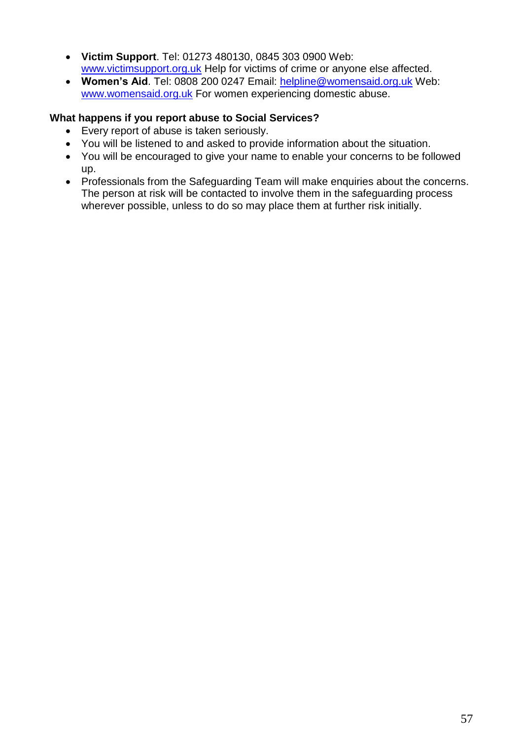- **Victim Support**. Tel: 01273 480130, 0845 303 0900 Web: [www.victimsupport.org.uk](http://www.victimsupport.org.uk) Help for victims of crime or anyone else affected.
- **Women's Aid**. Tel: 0808 200 0247 Email: [helpline@womensaid.org.uk](mailto:helpline@womensaid.org.uk) Web: [www.womensaid.org.uk](http://www.womensaid.org.uk) For women experiencing domestic abuse.

**What happens if you report abuse to Social Services?**

- Every report of abuse is taken seriously.
- You will be listened to and asked to provide information about the situation.
- You will be encouraged to give your name to enable your concerns to be followed up.
- Professionals from the Safeguarding Team will make enquiries about the concerns. The person at risk will be contacted to involve them in the safeguarding process wherever possible, unless to do so may place them at further risk initially.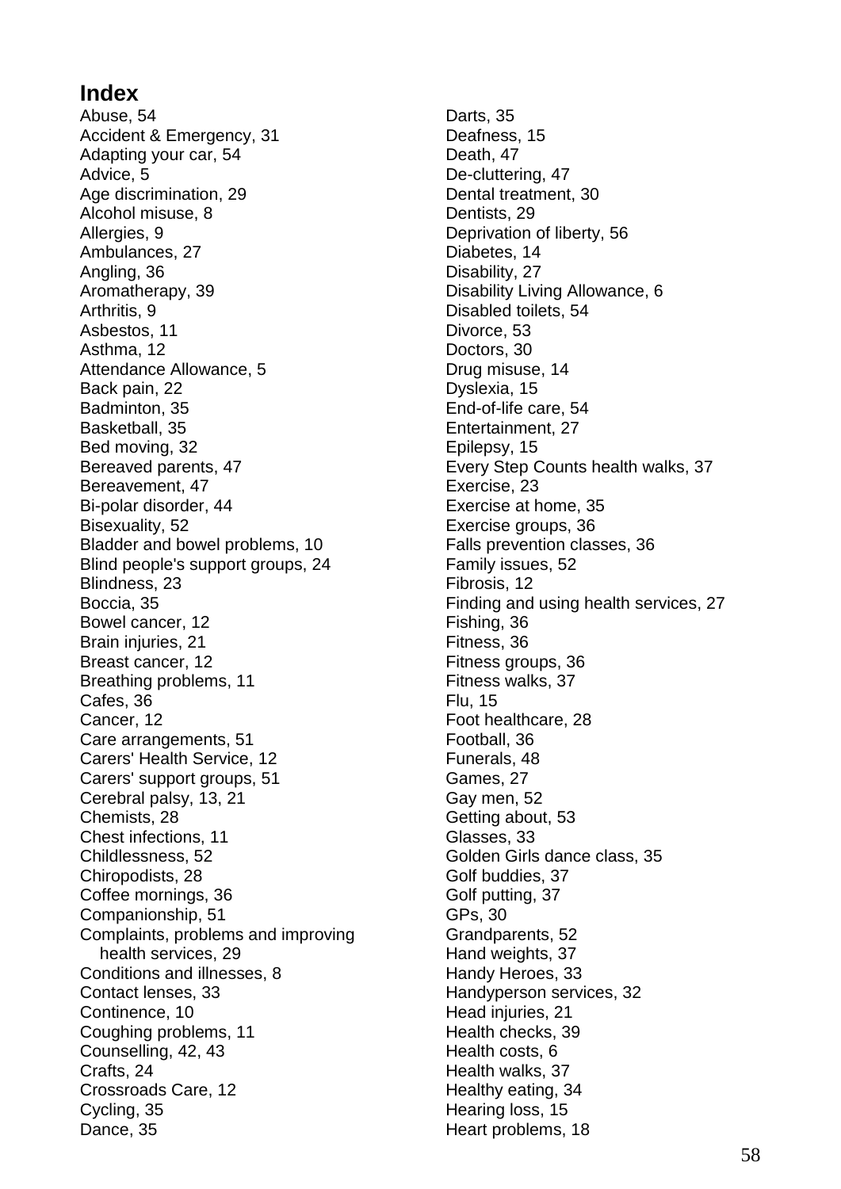## Index

Abuse, 54
Accident & Emergency, 31
Adapting your car, 54
Advice, 5
Age discrimination, 29
Alcohol misuse, 8
Allergies, 9
Ambulances, 27
Angling, 36
Aromatherapy, 39
Arthritis, 9
Asbestos, 11
Asthma, 12
Attendance Allowance, 5
Back pain, 22
Badminton, 35
Basketball, 35
Bed moving, 32
Bereaved parents, 47
Bereavement, 47
Bi-polar disorder, 44
Bisexuality, 52
Bladder and bowel problems, 10
Blind people's support groups, 24
Blindness, 23
Boccia, 35
Bowel cancer, 12
Brain injuries, 21
Breast cancer, 12
Breathing problems, 11
Cafes, 36
Cancer, 12
Care arrangements, 51
Carers' Health Service, 12
Carers' support groups, 51
Cerebral palsy, 13, 21
Chemists, 28
Chest infections, 11
Childlessness, 52
Chiropodists, 28
Coffee mornings, 36
Companionship, 51
Complaints, problems and improving health services, 29
Conditions and illnesses, 8
Contact lenses, 33
Continence, 10
Coughing problems, 11
Counselling, 42, 43
Crafts, 24
Crossroads Care, 12
Cycling, 35
Dance, 35
Darts, 35
Deafness, 15
Death, 47
De-cluttering, 47
Dental treatment, 30
Dentists, 29
Deprivation of liberty, 56
Diabetes, 14
Disability, 27
Disability Living Allowance, 6
Disabled toilets, 54
Divorce, 53
Doctors, 30
Drug misuse, 14
Dyslexia, 15
End-of-life care, 54
Entertainment, 27
Epilepsy, 15
Every Step Counts health walks, 37
Exercise, 23
Exercise at home, 35
Exercise groups, 36
Falls prevention classes, 36
Family issues, 52
Fibrosis, 12
Finding and using health services, 27
Fishing, 36
Fitness, 36
Fitness groups, 36
Fitness walks, 37
Flu, 15
Foot healthcare, 28
Football, 36
Funerals, 48
Games, 27
Gay men, 52
Getting about, 53
Glasses, 33
Golden Girls dance class, 35
Golf buddies, 37
Golf putting, 37
GPs, 30
Grandparents, 52
Hand weights, 37
Handy Heroes, 33
Handyperson services, 32
Head injuries, 21
Health checks, 39
Health costs, 6
Health walks, 37
Healthy eating, 34
Hearing loss, 15
Heart problems, 18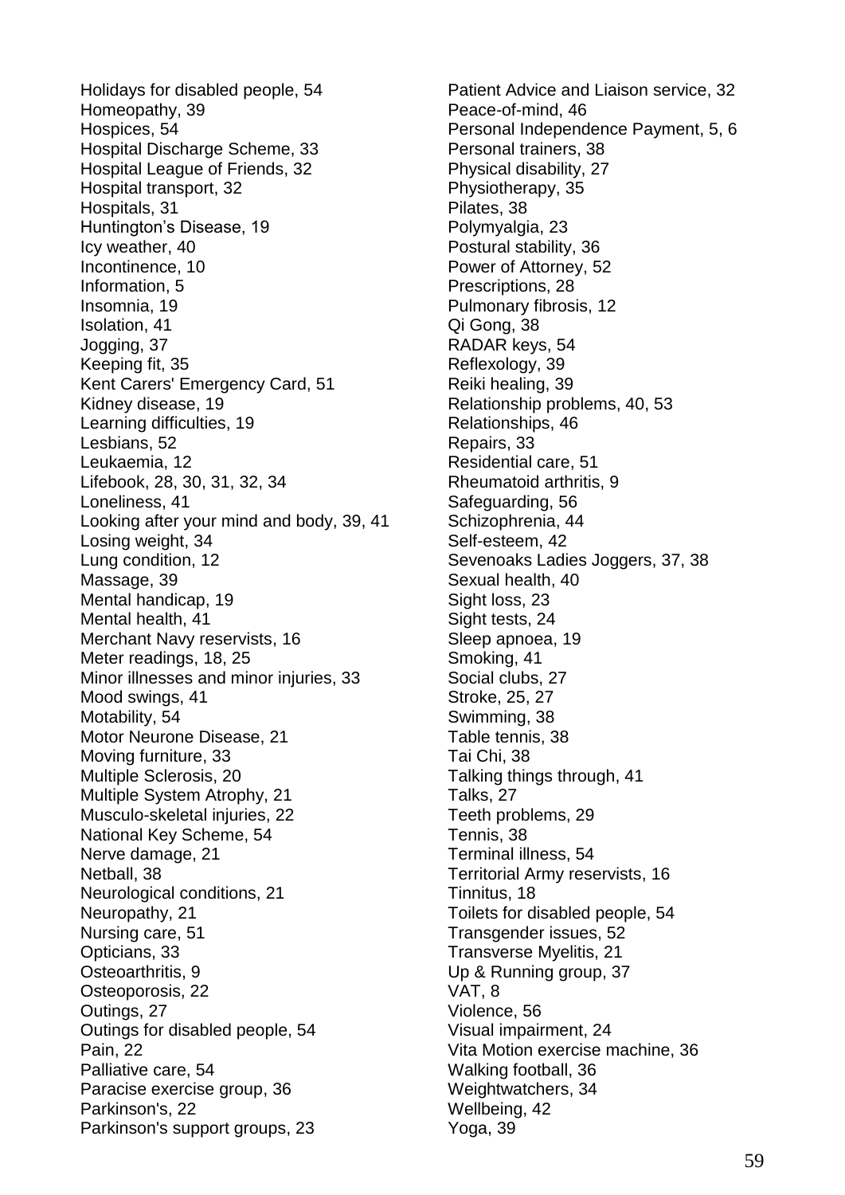Holidays for disabled people, 54
Homeopathy, 39
Hospices, 54
Hospital Discharge Scheme, 33
Hospital League of Friends, 32
Hospital transport, 32
Hospitals, 31
Huntington’s Disease, 19
Icy weather, 40
Incontinence, 10
Information, 5
Insomnia, 19
Isolation, 41
Jogging, 37
Keeping fit, 35
Kent Carers' Emergency Card, 51
Kidney disease, 19
Learning difficulties, 19
Lesbians, 52
Leukaemia, 12
Lifebook, 28, 30, 31, 32, 34
Loneliness, 41
Looking after your mind and body, 39, 41
Losing weight, 34
Lung condition, 12
Massage, 39
Mental handicap, 19
Mental health, 41
Merchant Navy reservists, 16
Meter readings, 18, 25
Minor illnesses and minor injuries, 33
Mood swings, 41
Motability, 54
Motor Neurone Disease, 21
Moving furniture, 33
Multiple Sclerosis, 20
Multiple System Atrophy, 21
Musculo-skeletal injuries, 22
National Key Scheme, 54
Nerve damage, 21
Netball, 38
Neurological conditions, 21
Neuropathy, 21
Nursing care, 51
Opticians, 33
Osteoarthritis, 9
Osteoporosis, 22
Outings, 27
Outings for disabled people, 54
Pain, 22
Palliative care, 54
Paracise exercise group, 36
Parkinson's, 22
Parkinson's support groups, 23
Patient Advice and Liaison service, 32
Peace-of-mind, 46
Personal Independence Payment, 5, 6
Personal trainers, 38
Physical disability, 27
Physiotherapy, 35
Pilates, 38
Polymyalgia, 23
Postural stability, 36
Power of Attorney, 52
Prescriptions, 28
Pulmonary fibrosis, 12
Qi Gong, 38
RADAR keys, 54
Reflexology, 39
Reiki healing, 39
Relationship problems, 40, 53
Relationships, 46
Repairs, 33
Residential care, 51
Rheumatoid arthritis, 9
Safeguarding, 56
Schizophreenia, 44
Self-esteem, 42
Sevenoaks Ladies Joggers, 37, 38
Sexual health, 40
Sight loss, 23
Sight tests, 24
Sleep apnoea, 19
Smoking, 41
Social clubs, 27
Stroke, 25, 27
Swimming, 38
Table tennis, 38
Tai Chi, 38
Talking things through, 41
Talks, 27
Teeth problems, 29
Tennis, 38
Terminal illness, 54
Territorial Army reservists, 16
Tinnitus, 18
Toilets for disabled people, 54
Transgender issues, 52
Transverse Myelitis, 21
Up & Running group, 37
VAT, 8
Violence, 56
Visual impairment, 24
Vita Motion exercise machine, 36
Walking football, 36
Weightwatchers, 34
Wellbeing, 42
Yoga, 39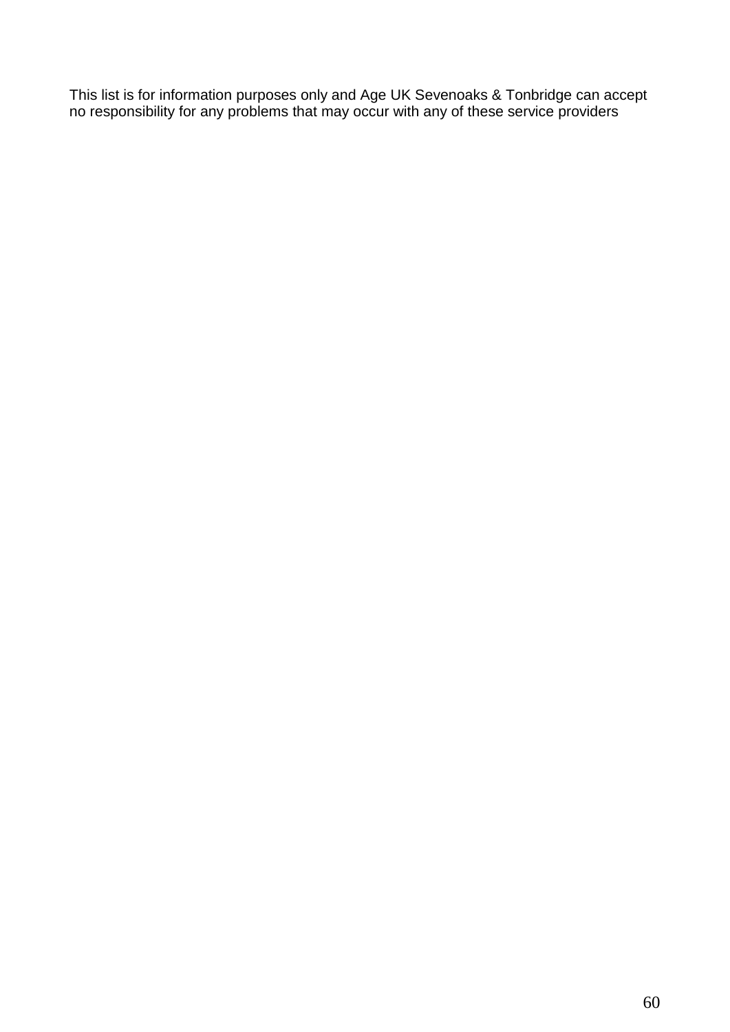This list is for information purposes only and Age UK Sevenoaks & Tonbridge can accept no responsibility for any problems that may occur with any of these service providers